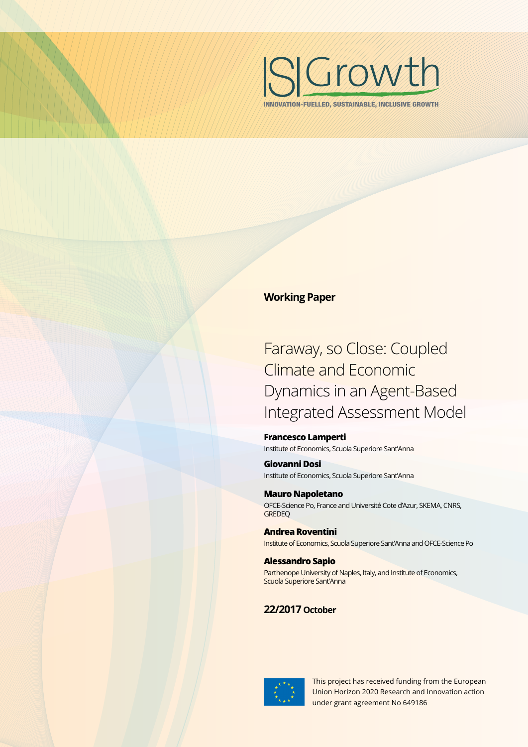ISIGrowth

INNOVATION-FUELLED, SUSTAINABLE, INCLUSIVE GROWTH

**Working Paper**

# Faraway, so Close: Coupled Climate and Economic Dynamics in an Agent-Based Integrated Assessment Model

**Francesco Lamperti**
Institute of Economics, Scuola Superiore Sant'Anna

**Giovanni Dosi**
Institute of Economics, Scuola Superiore Sant'Anna

**Mauro Napoletano**
OFCE-Science Po, France and Université Cote d'Azur, SKEMA, CNRS, GREDEQ

**Andrea Roventini**
Institute of Economics, Scuola Superiore Sant'Anna and OFCE-Science Po

**Alessandro Sapio**
Parthenope University of Naples, Italy, and Institute of Economics, Scuola Superiore Sant'Anna

**22/2017 October**

This project has received funding from the European Union Horizon 2020 Research and Innovation action under grant agreement No 649186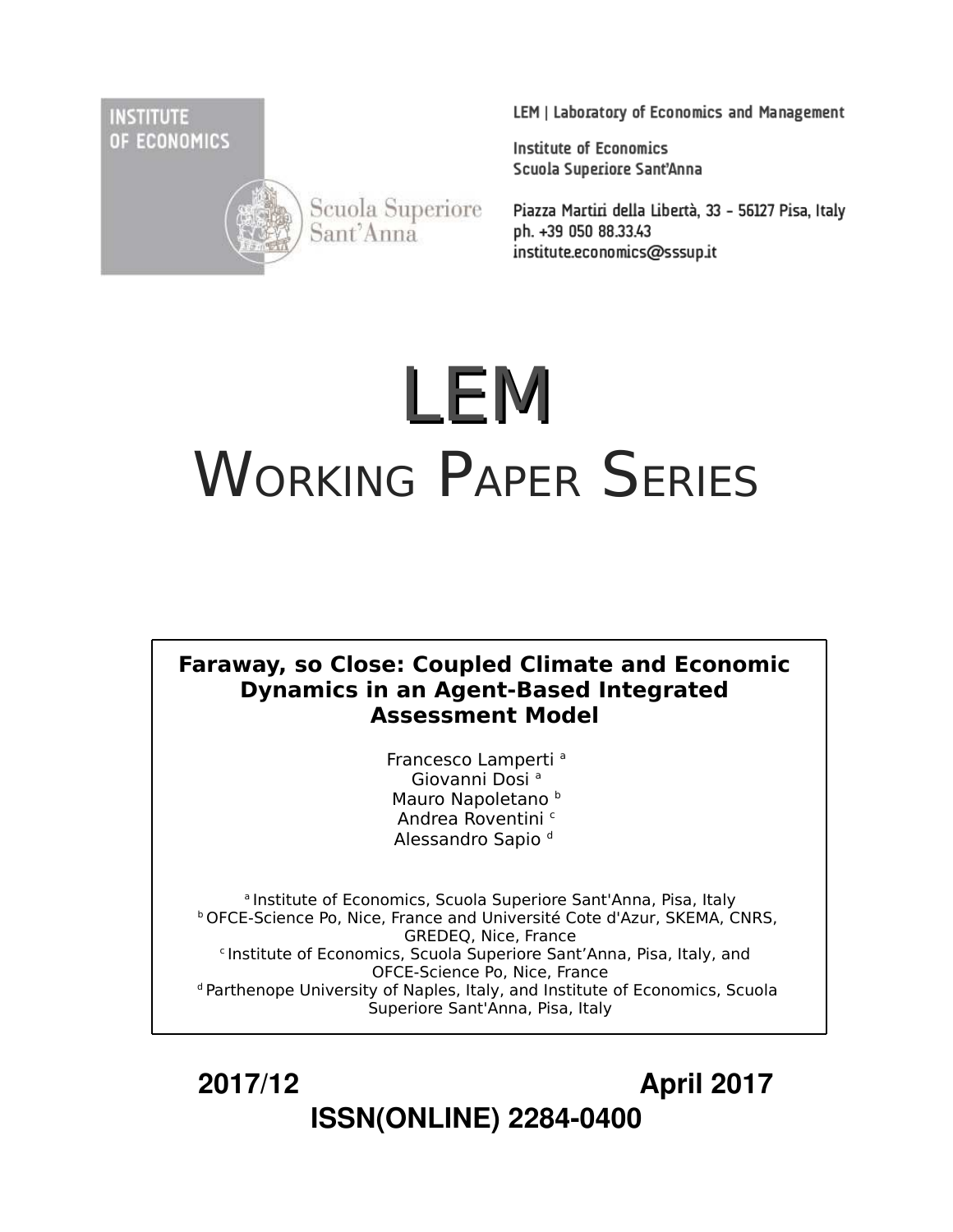INSTITUTE OF ECONOMICS

Scuola Superiore Sant'Anna

LEM | Laboratory of Economics and Management

Institute of Economics
Scuola Superiore Sant'Anna

Piazza Martiri della Libertà, 33 - 56127 Pisa, Italy
ph. +39 050 88.33.43
institute.economics@sssup.it

# LEM

# WORKING PAPER SERIES

**Faraway, so Close: Coupled Climate and Economic Dynamics in an Agent-Based Integrated Assessment Model**

Francesco Lamperti [a]
Giovanni Dosi [a]
Mauro Napoletano [b]
Andrea Roventini [c]
Alessandro Sapio [d]

[a] Institute of Economics, Scuola Superiore Sant'Anna, Pisa, Italy
[b] OFCE-Science Po, Nice, France and Université Cote d'Azur, SKEMA, CNRS, GREDEQ, Nice, France
[c] Institute of Economics, Scuola Superiore Sant'Anna, Pisa, Italy, and OFCE-Science Po, Nice, France
[d] Parthenope University of Naples, Italy, and Institute of Economics, Scuola Superiore Sant'Anna, Pisa, Italy

**2017/12** **April 2017**

**ISSN(ONLINE) 2284-0400**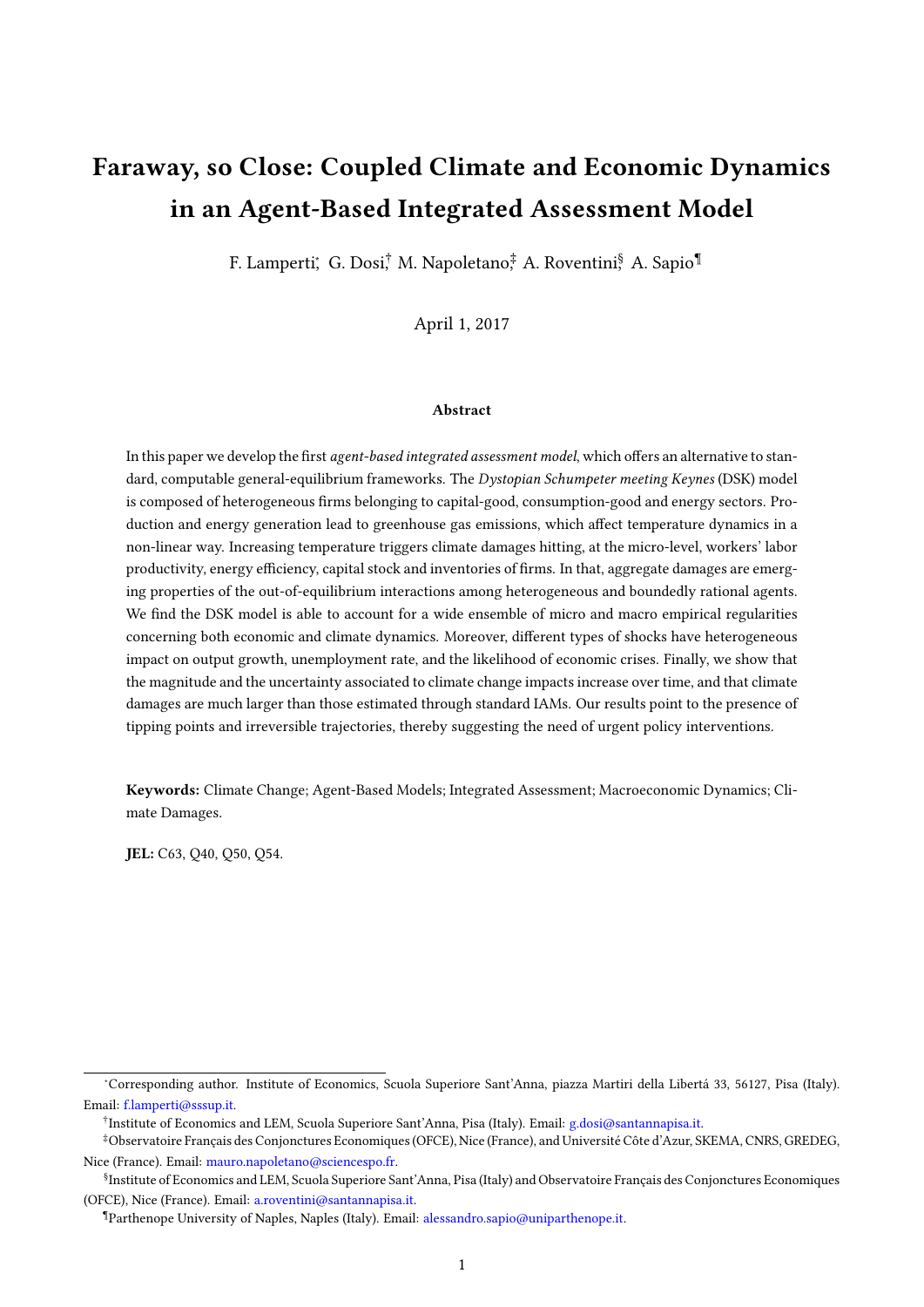# Faraway, so Close: Coupled Climate and Economic Dynamics in an Agent-Based Integrated Assessment Model

F. Lamperti[*], G. Dosi[†], M. Napoletano[‡], A. Roventini[§], A. Sapio[¶]

April 1, 2017

#### Abstract

In this paper we develop the first *agent-based integrated assessment model*, which offers an alternative to standard, computable general-equilibrium frameworks. The *Dystopian Schumpeter meeting Keynes* (DSK) model is composed of heterogeneous firms belonging to capital-good, consumption-good and energy sectors. Production and energy generation lead to greenhouse gas emissions, which affect temperature dynamics in a non-linear way. Increasing temperature triggers climate damages hitting, at the micro-level, workers' labor productivity, energy efficiency, capital stock and inventories of firms. In that, aggregate damages are emerging properties of the out-of-equilibrium interactions among heterogeneous and boundedly rational agents. We find the DSK model is able to account for a wide ensemble of micro and macro empirical regularities concerning both economic and climate dynamics. Moreover, different types of shocks have heterogeneous impact on output growth, unemployment rate, and the likelihood of economic crises. Finally, we show that the magnitude and the uncertainty associated to climate change impacts increase over time, and that climate damages are much larger than those estimated through standard IAMs. Our results point to the presence of tipping points and irreversible trajectories, thereby suggesting the need of urgent policy interventions.

**Keywords:** Climate Change; Agent-Based Models; Integrated Assessment; Macroeconomic Dynamics; Climate Damages.

**JEL:** C63, Q40, Q50, Q54.

---

[*] Corresponding author. Institute of Economics, Scuola Superiore Sant'Anna, piazza Martiri della Libertá 33, 56127, Pisa (Italy). Email: f.lamperti@sssup.it.

[†] Institute of Economics and LEM, Scuola Superiore Sant'Anna, Pisa (Italy). Email: g.dosi@santannapisa.it.

[‡] Observatoire Français des Conjonctures Economiques (OFCE), Nice (France), and Université Côte d'Azur, SKEMA, CNRS, GREDEG, Nice (France). Email: mauro.napoletano@sciencespo.fr.

[§] Institute of Economics and LEM, Scuola Superiore Sant'Anna, Pisa (Italy) and Observatoire Français des Conjonctures Economiques (OFCE), Nice (France). Email: a.roventini@santannapisa.it.

[¶] Parthenope University of Naples, Naples (Italy). Email: alessandro.sapio@uniparthenope.it.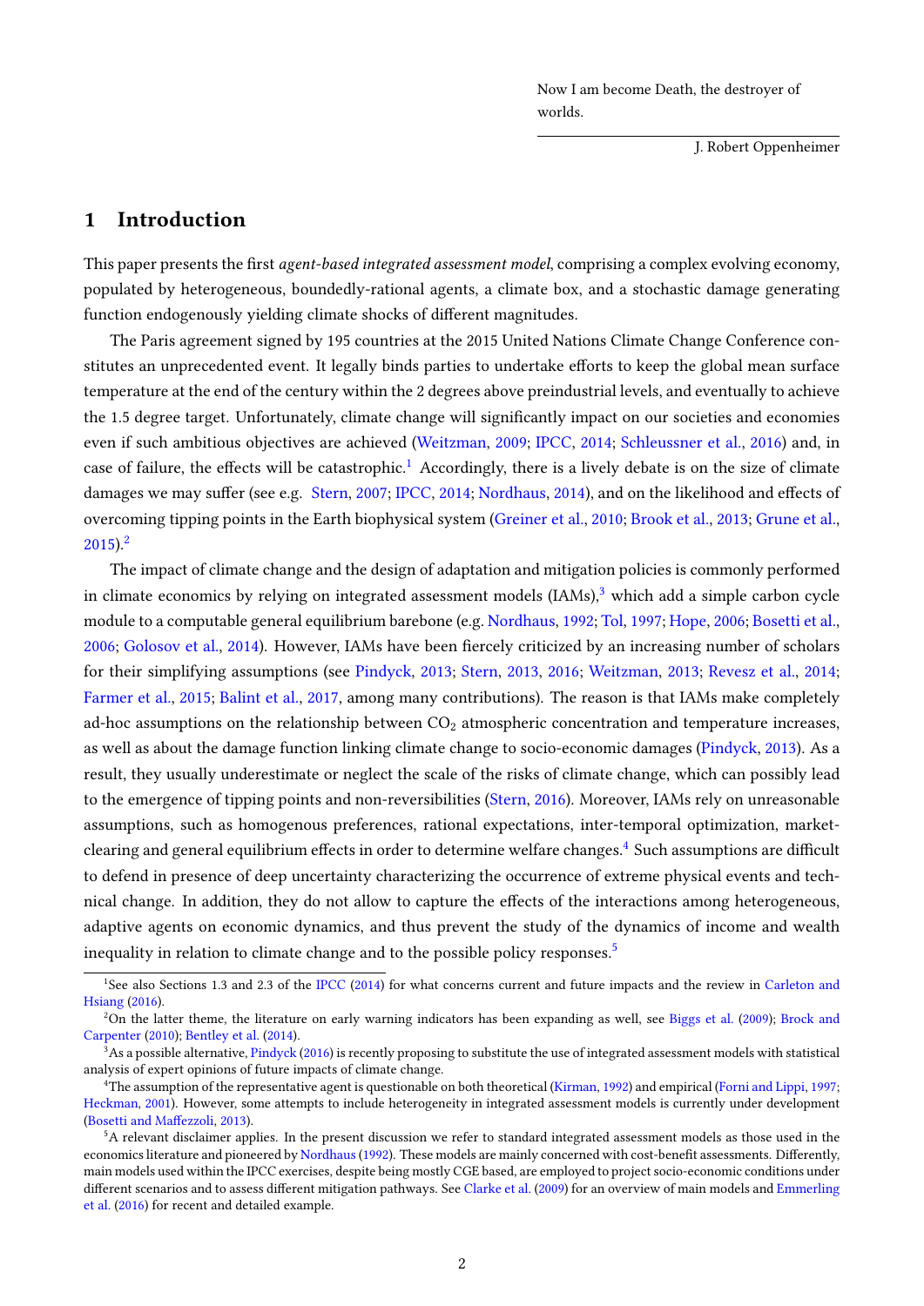Now I am become Death, the destroyer of worlds.

J. Robert Oppenheimer

## 1 Introduction

This paper presents the first *agent-based integrated assessment model*, comprising a complex evolving economy, populated by heterogeneous, boundedly-rational agents, a climate box, and a stochastic damage generating function endogenously yielding climate shocks of different magnitudes.

The Paris agreement signed by 195 countries at the 2015 United Nations Climate Change Conference constitutes an unprecedented event. It legally binds parties to undertake efforts to keep the global mean surface temperature at the end of the century within the 2 degrees above preindustrial levels, and eventually to achieve the 1.5 degree target. Unfortunately, climate change will significantly impact on our societies and economies even if such ambitious objectives are achieved (Weitzman, 2009; IPCC, 2014; Schleussner et al., 2016) and, in case of failure, the effects will be catastrophic.[1] Accordingly, there is a lively debate is on the size of climate damages we may suffer (see e.g. Stern, 2007; IPCC, 2014; Nordhaus, 2014), and on the likelihood and effects of overcoming tipping points in the Earth biophysical system (Greiner et al., 2010; Brook et al., 2013; Grune et al., 2015).[2]

The impact of climate change and the design of adaptation and mitigation policies is commonly performed in climate economics by relying on integrated assessment models (IAMs),[3] which add a simple carbon cycle module to a computable general equilibrium barebone (e.g. Nordhaus, 1992; Tol, 1997; Hope, 2006; Bosetti et al., 2006; Golosov et al., 2014). However, IAMs have been fiercely criticized by an increasing number of scholars for their simplifying assumptions (see Pindyck, 2013; Stern, 2013, 2016; Weitzman, 2013; Revesz et al., 2014; Farmer et al., 2015; Balint et al., 2017, among many contributions). The reason is that IAMs make completely ad-hoc assumptions on the relationship between $CO_2$ atmospheric concentration and temperature increases, as well as about the damage function linking climate change to socio-economic damages (Pindyck, 2013). As a result, they usually underestimate or neglect the scale of the risks of climate change, which can possibly lead to the emergence of tipping points and non-reversibilities (Stern, 2016). Moreover, IAMs rely on unreasonable assumptions, such as homogenous preferences, rational expectations, inter-temporal optimization, market-clearing and general equilibrium effects in order to determine welfare changes.[4] Such assumptions are difficult to defend in presence of deep uncertainty characterizing the occurrence of extreme physical events and technical change. In addition, they do not allow to capture the effects of the interactions among heterogeneous, adaptive agents on economic dynamics, and thus prevent the study of the dynamics of income and wealth inequality in relation to climate change and to the possible policy responses.[5]

---

[1] See also Sections 1.3 and 2.3 of the IPCC (2014) for what concerns current and future impacts and the review in Carleton and Hsiang (2016).

[2] On the latter theme, the literature on early warning indicators has been expanding as well, see Biggs et al. (2009); Brock and Carpenter (2010); Bentley et al. (2014).

[3] As a possible alternative, Pindyck (2016) is recently proposing to substitute the use of integrated assessment models with statistical analysis of expert opinions of future impacts of climate change.

[4] The assumption of the representative agent is questionable on both theoretical (Kirman, 1992) and empirical (Forni and Lippi, 1997; Heckman, 2001). However, some attempts to include heterogeneity in integrated assessment models is currently under development (Bosetti and Maffezzoli, 2013).

[5] A relevant disclaimer applies. In the present discussion we refer to standard integrated assessment models as those used in the economics literature and pioneered by Nordhaus (1992). These models are mainly concerned with cost-benefit assessments. Differently, main models used within the IPCC exercises, despite being mostly CGE based, are employed to project socio-economic conditions under different scenarios and to assess different mitigation pathways. See Clarke et al. (2009) for an overview of main models and Emmerling et al. (2016) for recent and detailed example.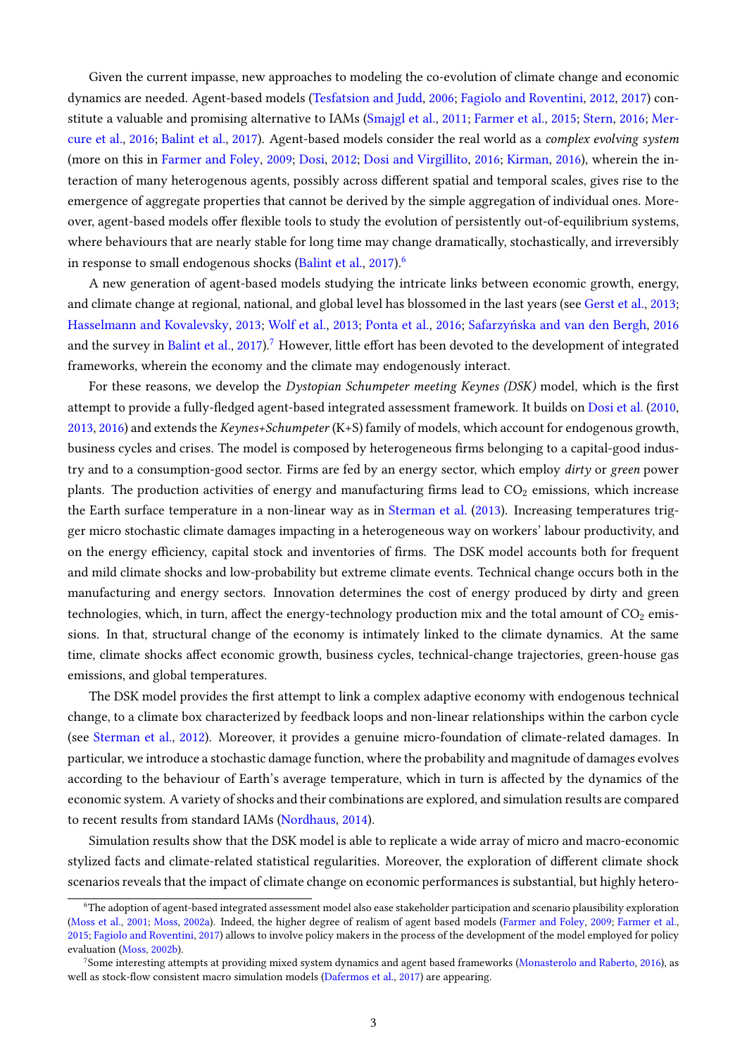Given the current impasse, new approaches to modeling the co-evolution of climate change and economic dynamics are needed. Agent-based models (Tesfatsion and Judd, 2006; Fagiolo and Roventini, 2012, 2017) constitute a valuable and promising alternative to IAMs (Smajgl et al., 2011; Farmer et al., 2015; Stern, 2016; Mercure et al., 2016; Balint et al., 2017). Agent-based models consider the real world as a *complex evolving system* (more on this in Farmer and Foley, 2009; Dosi, 2012; Dosi and Virgillito, 2016; Kirman, 2016), wherein the interaction of many heterogenous agents, possibly across different spatial and temporal scales, gives rise to the emergence of aggregate properties that cannot be derived by the simple aggregation of individual ones. Moreover, agent-based models offer flexible tools to study the evolution of persistently out-of-equilibrium systems, where behaviours that are nearly stable for long time may change dramatically, stochastically, and irreversibly in response to small endogenous shocks (Balint et al., 2017).[6]

A new generation of agent-based models studying the intricate links between economic growth, energy, and climate change at regional, national, and global level has blossomed in the last years (see Gerst et al., 2013; Hasselmann and Kovalevsky, 2013; Wolf et al., 2013; Ponta et al., 2016; Safarzyńska and van den Bergh, 2016 and the survey in Balint et al., 2017).[7] However, little effort has been devoted to the development of integrated frameworks, wherein the economy and the climate may endogenously interact.

For these reasons, we develop the *Dystopian Schumpeter meeting Keynes (DSK)* model, which is the first attempt to provide a fully-fledged agent-based integrated assessment framework. It builds on Dosi et al. (2010, 2013, 2016) and extends the *Keynes+Schumpeter* (K+S) family of models, which account for endogenous growth, business cycles and crises. The model is composed by heterogeneous firms belonging to a capital-good industry and to a consumption-good sector. Firms are fed by an energy sector, which employ *dirty* or *green* power plants. The production activities of energy and manufacturing firms lead to $CO_2$ emissions, which increase the Earth surface temperature in a non-linear way as in Sterman et al. (2013). Increasing temperatures trigger micro stochastic climate damages impacting in a heterogeneous way on workers' labour productivity, and on the energy efficiency, capital stock and inventories of firms. The DSK model accounts both for frequent and mild climate shocks and low-probability but extreme climate events. Technical change occurs both in the manufacturing and energy sectors. Innovation determines the cost of energy produced by dirty and green technologies, which, in turn, affect the energy-technology production mix and the total amount of $CO_2$ emissions. In that, structural change of the economy is intimately linked to the climate dynamics. At the same time, climate shocks affect economic growth, business cycles, technical-change trajectories, green-house gas emissions, and global temperatures.

The DSK model provides the first attempt to link a complex adaptive economy with endogenous technical change, to a climate box characterized by feedback loops and non-linear relationships within the carbon cycle (see Sterman et al., 2012). Moreover, it provides a genuine micro-foundation of climate-related damages. In particular, we introduce a stochastic damage function, where the probability and magnitude of damages evolves according to the behaviour of Earth's average temperature, which in turn is affected by the dynamics of the economic system. A variety of shocks and their combinations are explored, and simulation results are compared to recent results from standard IAMs (Nordhaus, 2014).

Simulation results show that the DSK model is able to replicate a wide array of micro and macro-economic stylized facts and climate-related statistical regularities. Moreover, the exploration of different climate shock scenarios reveals that the impact of climate change on economic performances is substantial, but highly hetero-

[6] The adoption of agent-based integrated assessment model also ease stakeholder participation and scenario plausibility exploration (Moss et al., 2001; Moss, 2002a). Indeed, the higher degree of realism of agent based models (Farmer and Foley, 2009; Farmer et al., 2015; Fagiolo and Roventini, 2017) allows to involve policy makers in the process of the development of the model employed for policy evaluation (Moss, 2002b).

[7] Some interesting attempts at providing mixed system dynamics and agent based frameworks (Monasterolo and Raberto, 2016), as well as stock-flow consistent macro simulation models (Dafermos et al., 2017) are appearing.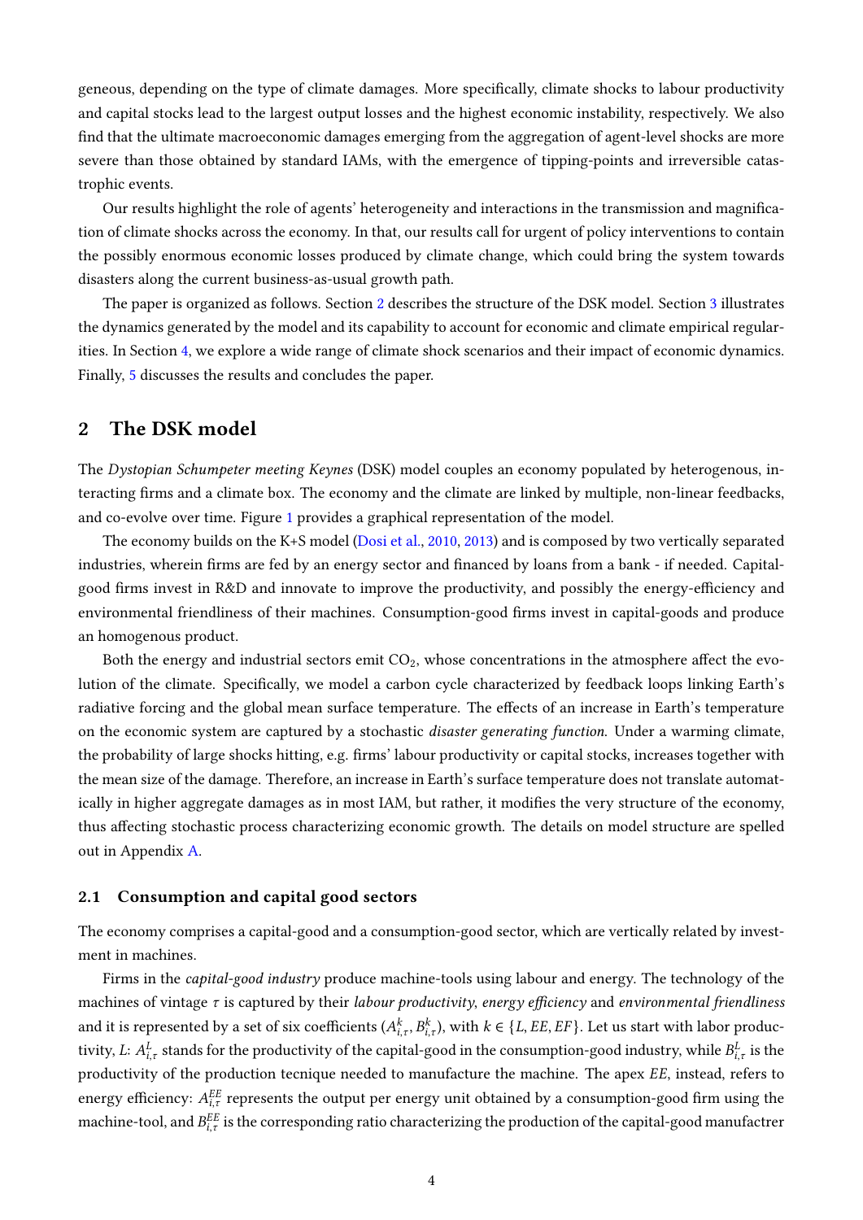geneous, depending on the type of climate damages. More specifically, climate shocks to labour productivity and capital stocks lead to the largest output losses and the highest economic instability, respectively. We also find that the ultimate macroeconomic damages emerging from the aggregation of agent-level shocks are more severe than those obtained by standard IAMs, with the emergence of tipping-points and irreversible catastrophic events.

Our results highlight the role of agents' heterogeneity and interactions in the transmission and magnification of climate shocks across the economy. In that, our results call for urgent of policy interventions to contain the possibly enormous economic losses produced by climate change, which could bring the system towards disasters along the current business-as-usual growth path.

The paper is organized as follows. Section 2 describes the structure of the DSK model. Section 3 illustrates the dynamics generated by the model and its capability to account for economic and climate empirical regularities. In Section 4, we explore a wide range of climate shock scenarios and their impact of economic dynamics. Finally, 5 discusses the results and concludes the paper.

## 2 The DSK model

The *Dystopian Schumpeter meeting Keynes* (DSK) model couples an economy populated by heterogenous, interacting firms and a climate box. The economy and the climate are linked by multiple, non-linear feedbacks, and co-evolve over time. Figure 1 provides a graphical representation of the model.

The economy builds on the K+S model (Dosi et al., 2010, 2013) and is composed by two vertically separated industries, wherein firms are fed by an energy sector and financed by loans from a bank - if needed. Capital-good firms invest in R&D and innovate to improve the productivity, and possibly the energy-efficiency and environmental friendliness of their machines. Consumption-good firms invest in capital-goods and produce an homogenous product.

Both the energy and industrial sectors emit $CO_2$, whose concentrations in the atmosphere affect the evolution of the climate. Specifically, we model a carbon cycle characterized by feedback loops linking Earth's radiative forcing and the global mean surface temperature. The effects of an increase in Earth's temperature on the economic system are captured by a stochastic *disaster generating function*. Under a warming climate, the probability of large shocks hitting, e.g. firms' labour productivity or capital stocks, increases together with the mean size of the damage. Therefore, an increase in Earth's surface temperature does not translate automatically in higher aggregate damages as in most IAM, but rather, it modifies the very structure of the economy, thus affecting stochastic process characterizing economic growth. The details on model structure are spelled out in Appendix A.

### 2.1 Consumption and capital good sectors

The economy comprises a capital-good and a consumption-good sector, which are vertically related by investment in machines.

Firms in the *capital-good industry* produce machine-tools using labour and energy. The technology of the machines of vintage $\tau$ is captured by their *labour productivity*, *energy efficiency* and *environmental friendliness* and it is represented by a set of six coefficients $(A^k_{i,\tau}, B^k_{i,\tau})$, with $k \in \{L, EE, EF\}$. Let us start with labor productivity, $L$: $A^L_{i,\tau}$ stands for the productivity of the capital-good in the consumption-good industry, while $B^L_{i,\tau}$ is the productivity of the production tecnique needed to manufacture the machine. The apex $EE$, instead, refers to energy efficiency: $A^{EE}_{i,\tau}$ represents the output per energy unit obtained by a consumption-good firm using the machine-tool, and $B^{EE}_{i,\tau}$ is the corresponding ratio characterizing the production of the capital-good manufactrer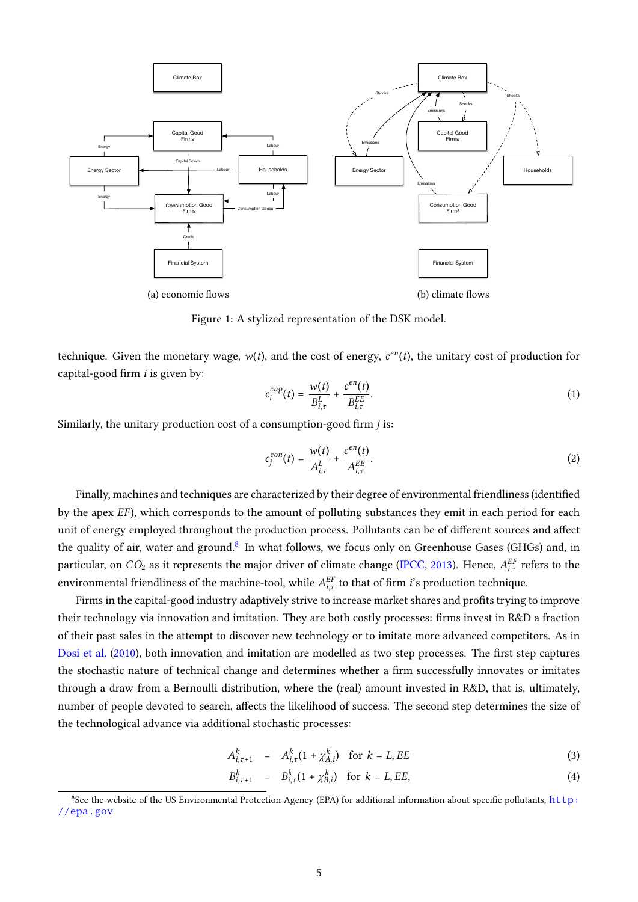(a) economic flows

(b) climate flows

Figure 1: A stylized representation of the DSK model.

technique. Given the monetary wage, $w(t)$, and the cost of energy, $c^{en}(t)$, the unitary cost of production for capital-good firm $i$ is given by:

$$c_i^{cap}(t) = \frac{w(t)}{B_{i,\tau}^L} + \frac{c^{en}(t)}{B_{i,\tau}^{EE}}. \tag{1}$$

Similarly, the unitary production cost of a consumption-good firm $j$ is:

$$c_j^{con}(t) = \frac{w(t)}{A_{i,\tau}^L} + \frac{c^{en}(t)}{A_{i,\tau}^{EE}}. \tag{2}$$

Finally, machines and techniques are characterized by their degree of environmental friendliness (identified by the apex $EF$), which corresponds to the amount of polluting substances they emit in each period for each unit of energy employed throughout the production process. Pollutants can be of different sources and affect the quality of air, water and ground.[8] In what follows, we focus only on Greenhouse Gases (GHGs) and, in particular, on $CO_2$ as it represents the major driver of climate change (IPCC, 2013). Hence, $A_{i,\tau}^{EF}$ refers to the environmental friendliness of the machine-tool, while $A_{i,\tau}^{EF}$ to that of firm $i$'s production technique.

Firms in the capital-good industry adaptively strive to increase market shares and profits trying to improve their technology via innovation and imitation. They are both costly processes: firms invest in R&D a fraction of their past sales in the attempt to discover new technology or to imitate more advanced competitors. As in Dosi et al. (2010), both innovation and imitation are modelled as two step processes. The first step captures the stochastic nature of technical change and determines whether a firm successfully innovates or imitates through a draw from a Bernoulli distribution, where the (real) amount invested in R&D, that is, ultimately, number of people devoted to search, affects the likelihood of success. The second step determines the size of the technological advance via additional stochastic processes:

$$A_{i,\tau+1}^k = A_{i,\tau}^k(1 + \chi_{A,i}^k) \quad \text{for } k = L, EE \tag{3}$$

$$B_{i,\tau+1}^k = B_{i,\tau}^k(1 + \chi_{B,i}^k) \quad \text{for } k = L, EE, \tag{4}$$

[8] See the website of the US Environmental Protection Agency (EPA) for additional information about specific pollutants, http://epa.gov.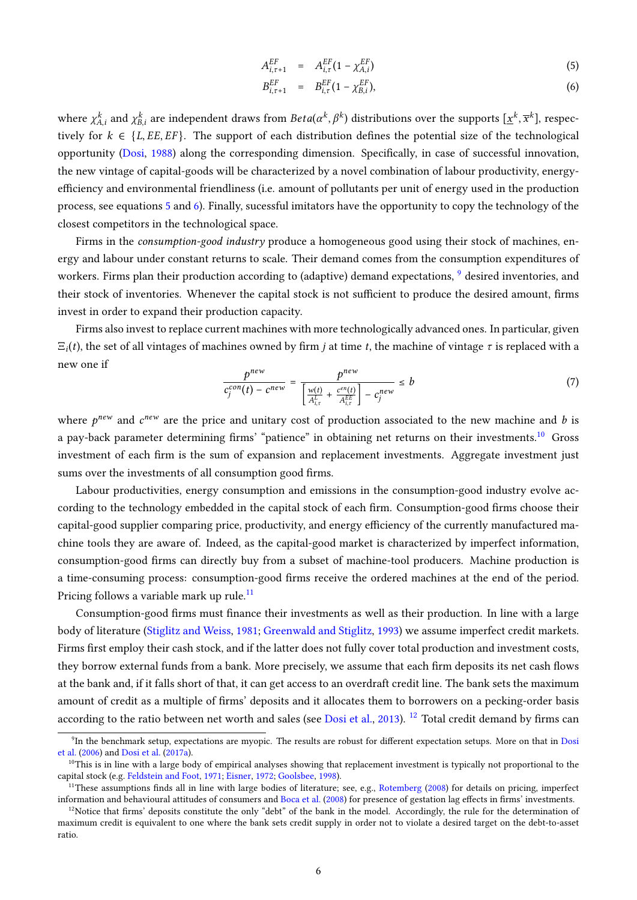$$A^{EF}_{i,\tau+1} = A^{EF}_{i,\tau}(1 - \chi^{EF}_{A,i}) \tag{5}$$

$$B^{EF}_{i,\tau+1} = B^{EF}_{i,\tau}(1 - \chi^{EF}_{B,i}), \tag{6}$$

where $\chi^k_{A,i}$ and $\chi^k_{B,i}$ are independent draws from $Beta(\alpha^k, \beta^k)$ distributions over the supports $[\underline{x}^k, \overline{x}^k]$, respectively for $k \in \{L, EE, EF\}$. The support of each distribution defines the potential size of the technological opportunity (Dosi, 1988) along the corresponding dimension. Specifically, in case of successful innovation, the new vintage of capital-goods will be characterized by a novel combination of labour productivity, energy-efficiency and environmental friendliness (i.e. amount of pollutants per unit of energy used in the production process, see equations 5 and 6). Finally, sucessful imitators have the opportunity to copy the technology of the closest competitors in the technological space.

Firms in the *consumption-good industry* produce a homogeneous good using their stock of machines, energy and labour under constant returns to scale. Their demand comes from the consumption expenditures of workers. Firms plan their production according to (adaptive) demand expectations, [9] desired inventories, and their stock of inventories. Whenever the capital stock is not sufficient to produce the desired amount, firms invest in order to expand their production capacity.

Firms also invest to replace current machines with more technologically advanced ones. In particular, given $\Xi_i(t)$, the set of all vintages of machines owned by firm $j$ at time $t$, the machine of vintage $\tau$ is replaced with a new one if

$$\frac{p^{new}}{c^{con}_j(t) - c^{new}} = \frac{p^{new}}{\left[\frac{w(t)}{A^L_{i,\tau}} + \frac{c^{en}(t)}{A^{EE}_{i,\tau}}\right] - c^{new}_j} \leq b \tag{7}$$

where $p^{new}$ and $c^{new}$ are the price and unitary cost of production associated to the new machine and $b$ is a pay-back parameter determining firms' "patience" in obtaining net returns on their investments.[10] Gross investment of each firm is the sum of expansion and replacement investments. Aggregate investment just sums over the investments of all consumption good firms.

Labour productivities, energy consumption and emissions in the consumption-good industry evolve according to the technology embedded in the capital stock of each firm. Consumption-good firms choose their capital-good supplier comparing price, productivity, and energy efficiency of the currently manufactured machine tools they are aware of. Indeed, as the capital-good market is characterized by imperfect information, consumption-good firms can directly buy from a subset of machine-tool producers. Machine production is a time-consuming process: consumption-good firms receive the ordered machines at the end of the period. Pricing follows a variable mark up rule.[11]

Consumption-good firms must finance their investments as well as their production. In line with a large body of literature (Stiglitz and Weiss, 1981; Greenwald and Stiglitz, 1993) we assume imperfect credit markets. Firms first employ their cash stock, and if the latter does not fully cover total production and investment costs, they borrow external funds from a bank. More precisely, we assume that each firm deposits its net cash flows at the bank and, if it falls short of that, it can get access to an overdraft credit line. The bank sets the maximum amount of credit as a multiple of firms' deposits and it allocates them to borrowers on a pecking-order basis according to the ratio between net worth and sales (see Dosi et al., 2013). [12] Total credit demand by firms can

[9] In the benchmark setup, expectations are myopic. The results are robust for different expectation setups. More on that in Dosi et al. (2006) and Dosi et al. (2017a).

[10] This is in line with a large body of empirical analyses showing that replacement investment is typically not proportional to the capital stock (e.g. Feldstein and Foot, 1971; Eisner, 1972; Goolsbee, 1998).

[11] These assumptions finds all in line with large bodies of literature; see, e.g., Rotemberg (2008) for details on pricing, imperfect information and behavioural attitudes of consumers and Boca et al. (2008) for presence of gestation lag effects in firms' investments.

[12] Notice that firms' deposits constitute the only "debt" of the bank in the model. Accordingly, the rule for the determination of maximum credit is equivalent to one where the bank sets credit supply in order not to violate a desired target on the debt-to-asset ratio.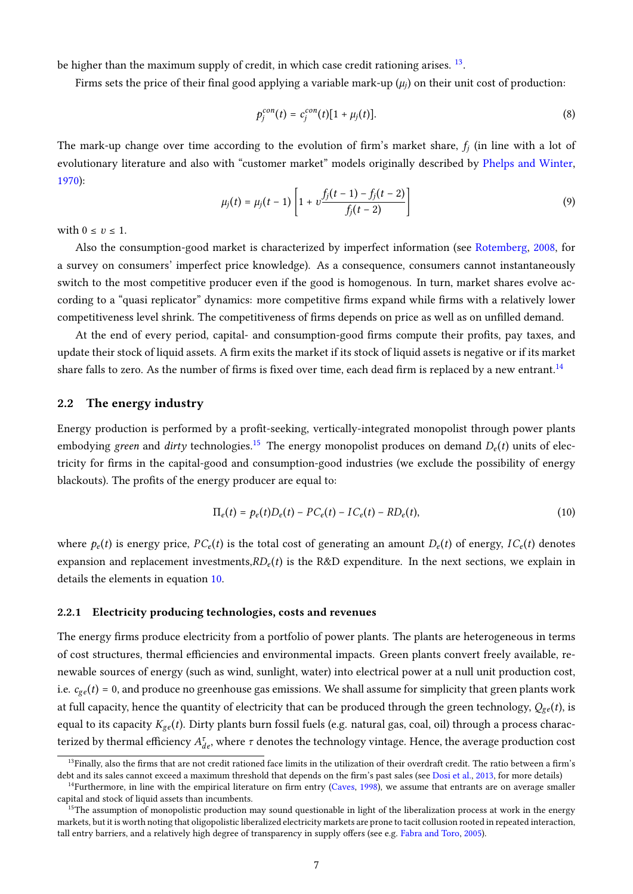be higher than the maximum supply of credit, in which case credit rationing arises. [13].

Firms sets the price of their final good applying a variable mark-up ($\mu_j$) on their unit cost of production:

$$p_j^{con}(t) = c_j^{con}(t)[1 + \mu_j(t)]. \tag{8}$$

The mark-up change over time according to the evolution of firm's market share, $f_j$ (in line with a lot of evolutionary literature and also with "customer market" models originally described by Phelps and Winter, 1970):

$$\mu_j(t) = \mu_j(t-1)\left[1 + \upsilon \frac{f_j(t-1) - f_j(t-2)}{f_j(t-2)}\right] \tag{9}$$

with $0 \leq \upsilon \leq 1$.

Also the consumption-good market is characterized by imperfect information (see Rotemberg, 2008, for a survey on consumers' imperfect price knowledge). As a consequence, consumers cannot instantaneously switch to the most competitive producer even if the good is homogenous. In turn, market shares evolve according to a "quasi replicator" dynamics: more competitive firms expand while firms with a relatively lower competitiveness level shrink. The competitiveness of firms depends on price as well as on unfilled demand.

At the end of every period, capital- and consumption-good firms compute their profits, pay taxes, and update their stock of liquid assets. A firm exits the market if its stock of liquid assets is negative or if its market share falls to zero. As the number of firms is fixed over time, each dead firm is replaced by a new entrant.[14]

## 2.2 The energy industry

Energy production is performed by a profit-seeking, vertically-integrated monopolist through power plants embodying *green* and *dirty* technologies.[15] The energy monopolist produces on demand $D_e(t)$ units of electricity for firms in the capital-good and consumption-good industries (we exclude the possibility of energy blackouts). The profits of the energy producer are equal to:

$$\Pi_e(t) = p_e(t)D_e(t) - PC_e(t) - IC_e(t) - RD_e(t), \tag{10}$$

where $p_e(t)$ is energy price, $PC_e(t)$ is the total cost of generating an amount $D_e(t)$ of energy, $IC_e(t)$ denotes expansion and replacement investments,$RD_e(t)$ is the R&D expenditure. In the next sections, we explain in details the elements in equation 10.

### 2.2.1 Electricity producing technologies, costs and revenues

The energy firms produce electricity from a portfolio of power plants. The plants are heterogeneous in terms of cost structures, thermal efficiencies and environmental impacts. Green plants convert freely available, renewable sources of energy (such as wind, sunlight, water) into electrical power at a null unit production cost, i.e. $c_{ge}(t) = 0$, and produce no greenhouse gas emissions. We shall assume for simplicity that green plants work at full capacity, hence the quantity of electricity that can be produced through the green technology, $Q_{ge}(t)$, is equal to its capacity $K_{ge}(t)$. Dirty plants burn fossil fuels (e.g. natural gas, coal, oil) through a process characterized by thermal efficiency $A_{de}^{\tau}$, where $\tau$ denotes the technology vintage. Hence, the average production cost

---

[13] Finally, also the firms that are not credit rationed face limits in the utilization of their overdraft credit. The ratio between a firm's debt and its sales cannot exceed a maximum threshold that depends on the firm's past sales (see Dosi et al., 2013, for more details)

[14] Furthermore, in line with the empirical literature on firm entry (Caves, 1998), we assume that entrants are on average smaller capital and stock of liquid assets than incumbents.

[15] The assumption of monopolistic production may sound questionable in light of the liberalization process at work in the energy markets, but it is worth noting that oligopolistic liberalized electricity markets are prone to tacit collusion rooted in repeated interaction, tall entry barriers, and a relatively high degree of transparency in supply offers (see e.g. Fabra and Toro, 2005).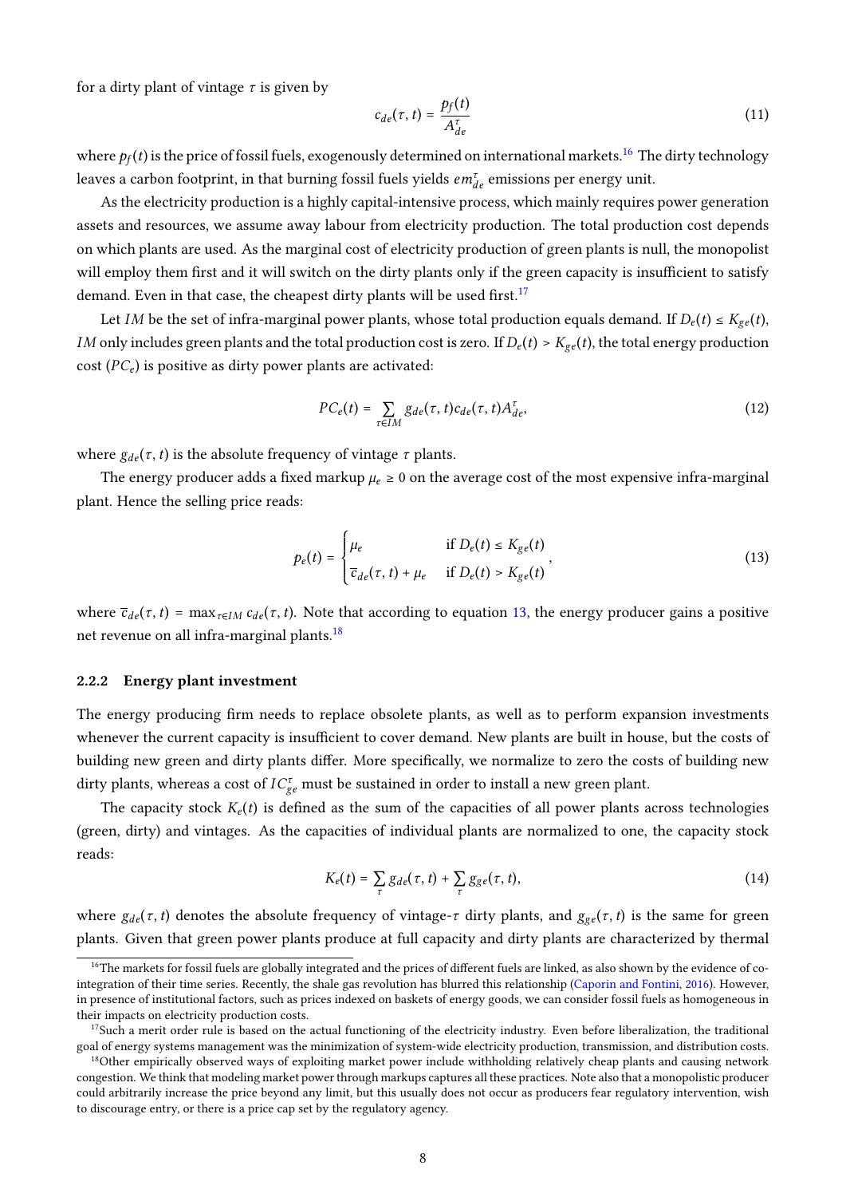for a dirty plant of vintage $\tau$ is given by

$$c_{de}(\tau, t) = \frac{p_f(t)}{A^{\tau}_{de}} \tag{11}$$

where $p_f(t)$ is the price of fossil fuels, exogenously determined on international markets.[16] The dirty technology leaves a carbon footprint, in that burning fossil fuels yields $em^{\tau}_{de}$ emissions per energy unit.

As the electricity production is a highly capital-intensive process, which mainly requires power generation assets and resources, we assume away labour from electricity production. The total production cost depends on which plants are used. As the marginal cost of electricity production of green plants is null, the monopolist will employ them first and it will switch on the dirty plants only if the green capacity is insufficient to satisfy demand. Even in that case, the cheapest dirty plants will be used first.[17]

Let $IM$ be the set of infra-marginal power plants, whose total production equals demand. If $D_e(t) \leq K_{ge}(t)$, $IM$ only includes green plants and the total production cost is zero. If $D_e(t) > K_{ge}(t)$, the total energy production cost ($PC_e$) is positive as dirty power plants are activated:

$$PC_e(t) = \sum_{\tau \in IM} g_{de}(\tau, t) c_{de}(\tau, t) A^{\tau}_{de}, \tag{12}$$

where $g_{de}(\tau, t)$ is the absolute frequency of vintage $\tau$ plants.

The energy producer adds a fixed markup $\mu_e \geq 0$ on the average cost of the most expensive infra-marginal plant. Hence the selling price reads:

$$p_e(t) = \begin{cases} \mu_e & \text{if } D_e(t) \leq K_{ge}(t) \\ \overline{c}_{de}(\tau, t) + \mu_e & \text{if } D_e(t) > K_{ge}(t) \end{cases}, \tag{13}$$

where $\overline{c}_{de}(\tau, t) = \max_{\tau \in IM} c_{de}(\tau, t)$. Note that according to equation 13, the energy producer gains a positive net revenue on all infra-marginal plants.[18]

### 2.2.2 Energy plant investment

The energy producing firm needs to replace obsolete plants, as well as to perform expansion investments whenever the current capacity is insufficient to cover demand. New plants are built in house, but the costs of building new green and dirty plants differ. More specifically, we normalize to zero the costs of building new dirty plants, whereas a cost of $IC^{\tau}_{ge}$ must be sustained in order to install a new green plant.

The capacity stock $K_e(t)$ is defined as the sum of the capacities of all power plants across technologies (green, dirty) and vintages. As the capacities of individual plants are normalized to one, the capacity stock reads:

$$K_e(t) = \sum_{\tau} g_{de}(\tau, t) + \sum_{\tau} g_{ge}(\tau, t), \tag{14}$$

where $g_{de}(\tau, t)$ denotes the absolute frequency of vintage-$\tau$ dirty plants, and $g_{ge}(\tau, t)$ is the same for green plants. Given that green power plants produce at full capacity and dirty plants are characterized by thermal

---

[16] The markets for fossil fuels are globally integrated and the prices of different fuels are linked, as also shown by the evidence of co-integration of their time series. Recently, the shale gas revolution has blurred this relationship (Caporin and Fontini, 2016). However, in presence of institutional factors, such as prices indexed on baskets of energy goods, we can consider fossil fuels as homogeneous in their impacts on electricity production costs.

[17] Such a merit order rule is based on the actual functioning of the electricity industry. Even before liberalization, the traditional goal of energy systems management was the minimization of system-wide electricity production, transmission, and distribution costs.

[18] Other empirically observed ways of exploiting market power include withholding relatively cheap plants and causing network congestion. We think that modeling market power through markups captures all these practices. Note also that a monopolistic producer could arbitrarily increase the price beyond any limit, but this usually does not occur as producers fear regulatory intervention, wish to discourage entry, or there is a price cap set by the regulatory agency.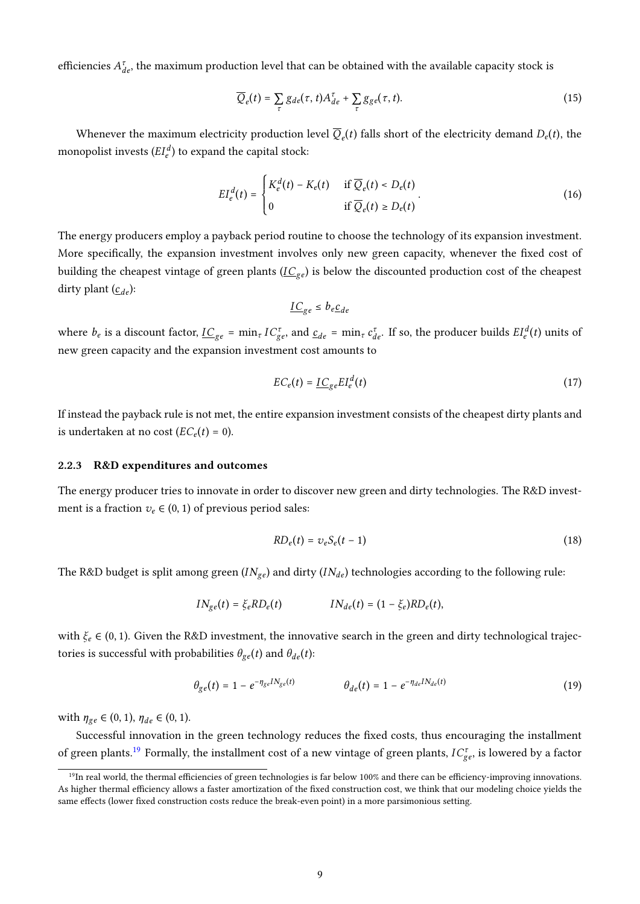efficiencies $A^{\tau}_{de}$, the maximum production level that can be obtained with the available capacity stock is

$$\overline{Q}_e(t) = \sum_{\tau} g_{de}(\tau, t) A^{\tau}_{de} + \sum_{\tau} g_{ge}(\tau, t). \tag{15}$$

Whenever the maximum electricity production level $\overline{Q}_e(t)$ falls short of the electricity demand $D_e(t)$, the monopolist invests ($EI^d_e$) to expand the capital stock:

$$EI^d_e(t) = \begin{cases} K^d_e(t) - K_e(t) & \text{if } \overline{Q}_e(t) < D_e(t) \\ 0 & \text{if } \overline{Q}_e(t) \geq D_e(t) \end{cases}. \tag{16}$$

The energy producers employ a payback period routine to choose the technology of its expansion investment. More specifically, the expansion investment involves only new green capacity, whenever the fixed cost of building the cheapest vintage of green plants ($\underline{IC}_{ge}$) is below the discounted production cost of the cheapest dirty plant ($\underline{c}_{de}$):

$$\underline{IC}_{ge} \leq b_e \underline{c}_{de}$$

where $b_e$ is a discount factor, $\underline{IC}_{ge} = \min_{\tau} IC^{\tau}_{ge}$, and $\underline{c}_{de} = \min_{\tau} c^{\tau}_{de}$. If so, the producer builds $EI^d_e(t)$ units of new green capacity and the expansion investment cost amounts to

$$EC_e(t) = \underline{IC}_{ge} EI^d_e(t) \tag{17}$$

If instead the payback rule is not met, the entire expansion investment consists of the cheapest dirty plants and is undertaken at no cost ($EC_e(t) = 0$).

### 2.2.3 R&D expenditures and outcomes

The energy producer tries to innovate in order to discover new green and dirty technologies. The R&D investment is a fraction $v_e \in (0, 1)$ of previous period sales:

$$RD_e(t) = v_e S_e(t-1) \tag{18}$$

The R&D budget is split among green ($IN_{ge}$) and dirty ($IN_{de}$) technologies according to the following rule:

$$IN_{ge}(t) = \xi_e RD_e(t) \qquad\qquad IN_{de}(t) = (1 - \xi_e) RD_e(t),$$

with $\xi_e \in (0, 1)$. Given the R&D investment, the innovative search in the green and dirty technological trajectories is successful with probabilities $\theta_{ge}(t)$ and $\theta_{de}(t)$:

$$\theta_{ge}(t) = 1 - e^{-\eta_{ge} IN_{ge}(t)} \qquad\qquad \theta_{de}(t) = 1 - e^{-\eta_{de} IN_{de}(t)} \tag{19}$$

with $\eta_{ge} \in (0, 1)$, $\eta_{de} \in (0, 1)$.

Successful innovation in the green technology reduces the fixed costs, thus encouraging the installment of green plants.[19] Formally, the installment cost of a new vintage of green plants, $IC^{\tau}_{ge}$, is lowered by a factor

[19] In real world, the thermal efficiencies of green technologies is far below 100% and there can be efficiency-improving innovations. As higher thermal efficiency allows a faster amortization of the fixed construction cost, we think that our modeling choice yields the same effects (lower fixed construction costs reduce the break-even point) in a more parsimonious setting.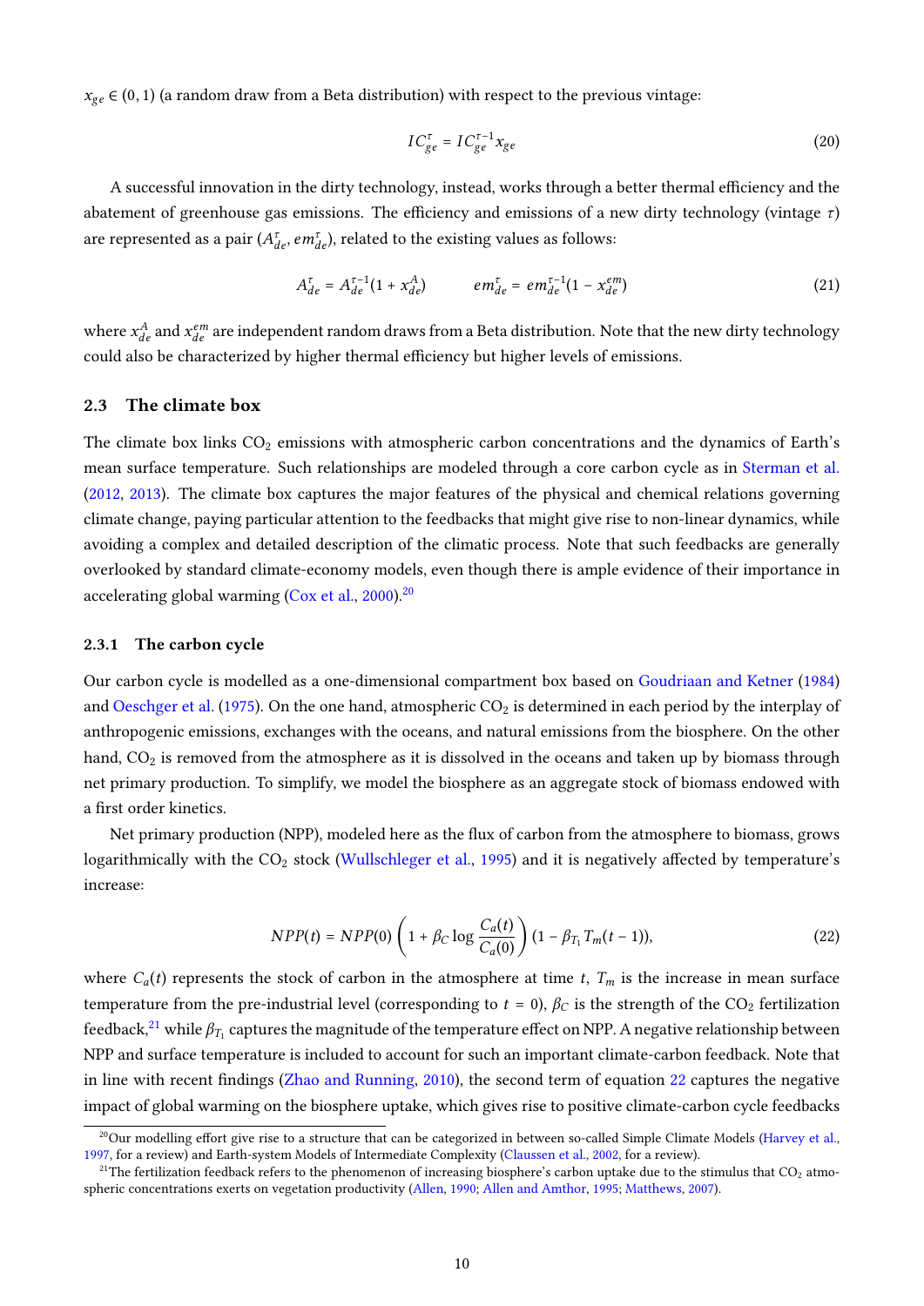$x_{ge} \in (0, 1)$ (a random draw from a Beta distribution) with respect to the previous vintage:

$$IC_{ge}^{\tau} = IC_{ge}^{\tau-1} x_{ge} \tag{20}$$

A successful innovation in the dirty technology, instead, works through a better thermal efficiency and the abatement of greenhouse gas emissions. The efficiency and emissions of a new dirty technology (vintage $\tau$) are represented as a pair $(A_{de}^{\tau}, em_{de}^{\tau})$, related to the existing values as follows:

$$A_{de}^{\tau} = A_{de}^{\tau-1}(1 + x_{de}^{A}) \qquad em_{de}^{\tau} = em_{de}^{\tau-1}(1 - x_{de}^{em}) \tag{21}$$

where $x_{de}^{A}$ and $x_{de}^{em}$ are independent random draws from a Beta distribution. Note that the new dirty technology could also be characterized by higher thermal efficiency but higher levels of emissions.

### 2.3 The climate box

The climate box links $CO_2$ emissions with atmospheric carbon concentrations and the dynamics of Earth's mean surface temperature. Such relationships are modeled through a core carbon cycle as in Sterman et al. (2012, 2013). The climate box captures the major features of the physical and chemical relations governing climate change, paying particular attention to the feedbacks that might give rise to non-linear dynamics, while avoiding a complex and detailed description of the climatic process. Note that such feedbacks are generally overlooked by standard climate-economy models, even though there is ample evidence of their importance in accelerating global warming (Cox et al., 2000).[20]

#### 2.3.1 The carbon cycle

Our carbon cycle is modelled as a one-dimensional compartment box based on Goudriaan and Ketner (1984) and Oeschger et al. (1975). On the one hand, atmospheric $CO_2$ is determined in each period by the interplay of anthropogenic emissions, exchanges with the oceans, and natural emissions from the biosphere. On the other hand, $CO_2$ is removed from the atmosphere as it is dissolved in the oceans and taken up by biomass through net primary production. To simplify, we model the biosphere as an aggregate stock of biomass endowed with a first order kinetics.

Net primary production (NPP), modeled here as the flux of carbon from the atmosphere to biomass, grows logarithmically with the $CO_2$ stock (Wullschleger et al., 1995) and it is negatively affected by temperature's increase:

$$NPP(t) = NPP(0)\left(1 + \beta_C \log\frac{C_a(t)}{C_a(0)}\right)(1 - \beta_{T_1} T_m(t-1)), \tag{22}$$

where $C_a(t)$ represents the stock of carbon in the atmosphere at time $t$, $T_m$ is the increase in mean surface temperature from the pre-industrial level (corresponding to $t = 0$), $\beta_C$ is the strength of the $CO_2$ fertilization feedback,[21] while $\beta_{T_1}$ captures the magnitude of the temperature effect on NPP. A negative relationship between NPP and surface temperature is included to account for such an important climate-carbon feedback. Note that in line with recent findings (Zhao and Running, 2010), the second term of equation 22 captures the negative impact of global warming on the biosphere uptake, which gives rise to positive climate-carbon cycle feedbacks

[20] Our modelling effort give rise to a structure that can be categorized in between so-called Simple Climate Models (Harvey et al., 1997, for a review) and Earth-system Models of Intermediate Complexity (Claussen et al., 2002, for a review).

[21] The fertilization feedback refers to the phenomenon of increasing biosphere's carbon uptake due to the stimulus that $CO_2$ atmospheric concentrations exerts on vegetation productivity (Allen, 1990; Allen and Amthor, 1995; Matthews, 2007).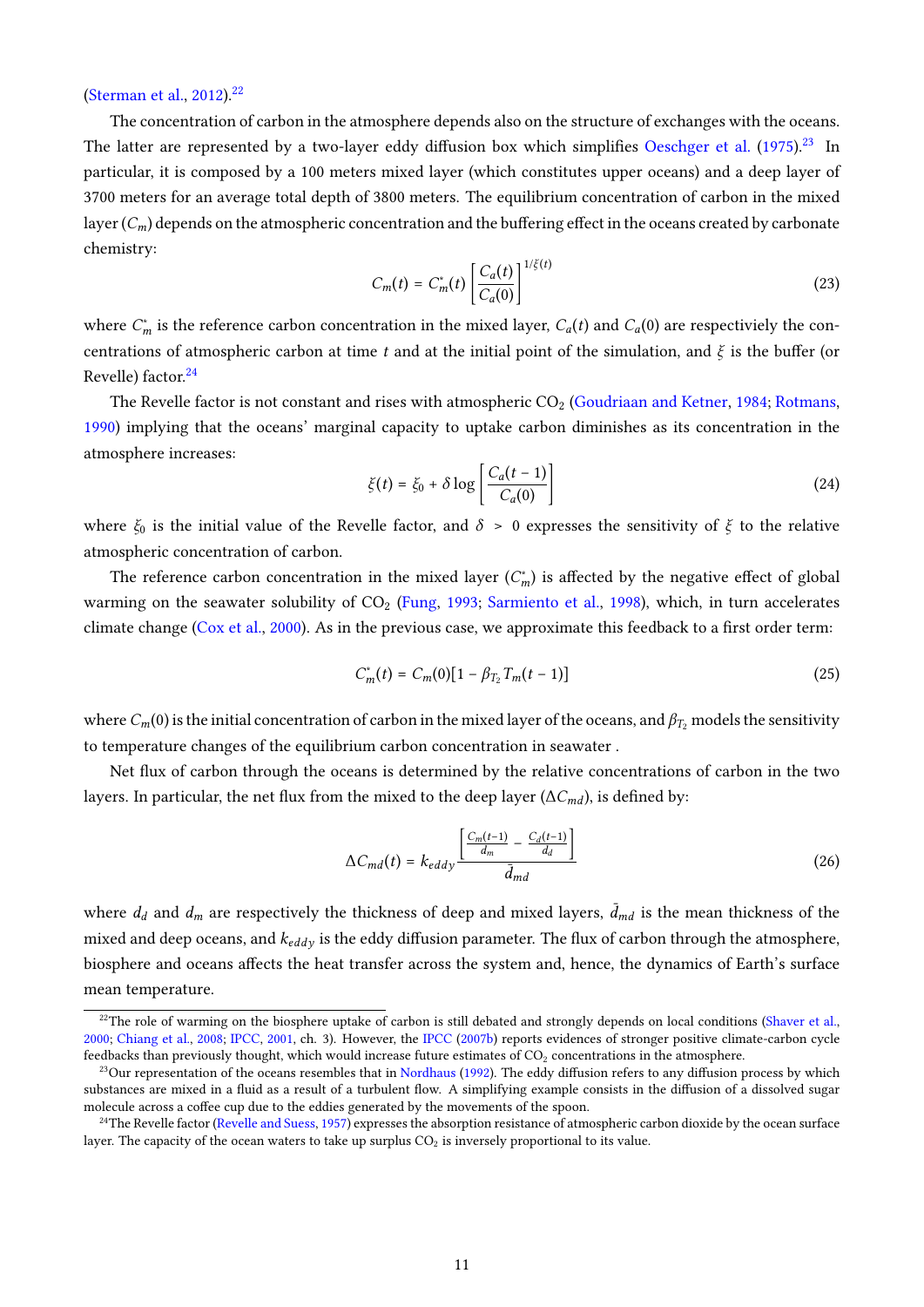(Sterman et al., 2012).[22]

The concentration of carbon in the atmosphere depends also on the structure of exchanges with the oceans. The latter are represented by a two-layer eddy diffusion box which simplifies Oeschger et al. (1975).[23] In particular, it is composed by a 100 meters mixed layer (which constitutes upper oceans) and a deep layer of 3700 meters for an average total depth of 3800 meters. The equilibrium concentration of carbon in the mixed layer ($C_m$) depends on the atmospheric concentration and the buffering effect in the oceans created by carbonate chemistry:

$$C_m(t) = C_m^*(t) \left[ \frac{C_a(t)}{C_a(0)} \right]^{1/\xi(t)} \tag{23}$$

where $C_m^*$ is the reference carbon concentration in the mixed layer, $C_a(t)$ and $C_a(0)$ are respectiviely the concentrations of atmospheric carbon at time $t$ and at the initial point of the simulation, and $\xi$ is the buffer (or Revelle) factor.[24]

The Revelle factor is not constant and rises with atmospheric $CO_2$ (Goudriaan and Ketner, 1984; Rotmans, 1990) implying that the oceans' marginal capacity to uptake carbon diminishes as its concentration in the atmosphere increases:

$$\xi(t) = \xi_0 + \delta \log \left[ \frac{C_a(t-1)}{C_a(0)} \right] \tag{24}$$

where $\xi_0$ is the initial value of the Revelle factor, and $\delta > 0$ expresses the sensitivity of $\xi$ to the relative atmospheric concentration of carbon.

The reference carbon concentration in the mixed layer ($C_m^*$) is affected by the negative effect of global warming on the seawater solubility of $CO_2$ (Fung, 1993; Sarmiento et al., 1998), which, in turn accelerates climate change (Cox et al., 2000). As in the previous case, we approximate this feedback to a first order term:

$$C_m^*(t) = C_m(0)[1 - \beta_{T_2} T_m(t-1)] \tag{25}$$

where $C_m(0)$ is the initial concentration of carbon in the mixed layer of the oceans, and $\beta_{T_2}$ models the sensitivity to temperature changes of the equilibrium carbon concentration in seawater .

Net flux of carbon through the oceans is determined by the relative concentrations of carbon in the two layers. In particular, the net flux from the mixed to the deep layer ($\Delta C_{md}$), is defined by:

$$\Delta C_{md}(t) = k_{eddy} \frac{\left[ \frac{C_m(t-1)}{d_m} - \frac{C_d(t-1)}{d_d} \right]}{\bar{d}_{md}} \tag{26}$$

where $d_d$ and $d_m$ are respectively the thickness of deep and mixed layers, $\bar{d}_{md}$ is the mean thickness of the mixed and deep oceans, and $k_{eddy}$ is the eddy diffusion parameter. The flux of carbon through the atmosphere, biosphere and oceans affects the heat transfer across the system and, hence, the dynamics of Earth's surface mean temperature.

[22] The role of warming on the biosphere uptake of carbon is still debated and strongly depends on local conditions (Shaver et al., 2000; Chiang et al., 2008; IPCC, 2001, ch. 3). However, the IPCC (2007b) reports evidences of stronger positive climate-carbon cycle feedbacks than previously thought, which would increase future estimates of $CO_2$ concentrations in the atmosphere.

[23] Our representation of the oceans resembles that in Nordhaus (1992). The eddy diffusion refers to any diffusion process by which substances are mixed in a fluid as a result of a turbulent flow. A simplifying example consists in the diffusion of a dissolved sugar molecule across a coffee cup due to the eddies generated by the movements of the spoon.

[24] The Revelle factor (Revelle and Suess, 1957) expresses the absorption resistance of atmospheric carbon dioxide by the ocean surface layer. The capacity of the ocean waters to take up surplus $CO_2$ is inversely proportional to its value.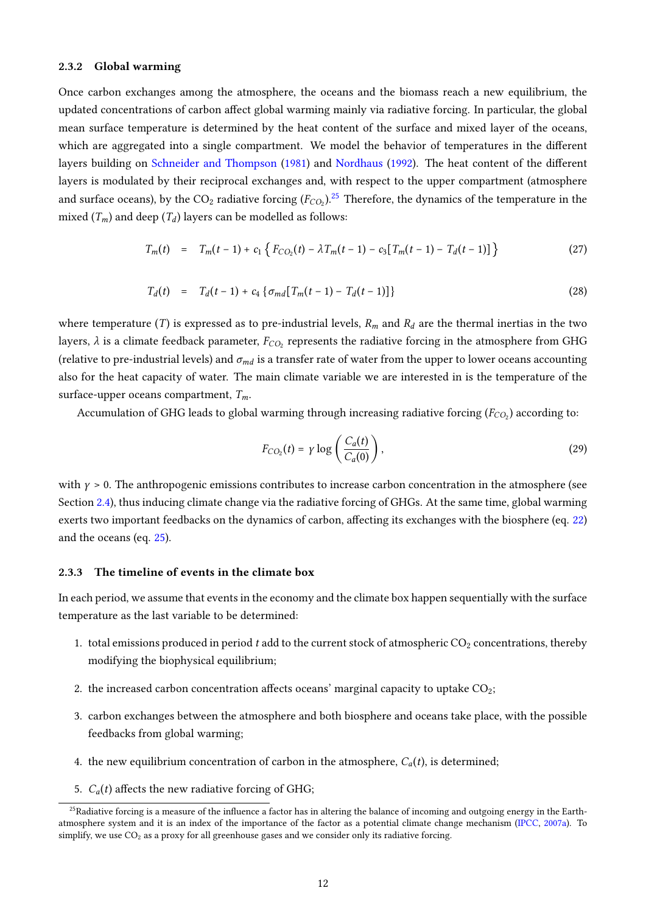### 2.3.2 Global warming

Once carbon exchanges among the atmosphere, the oceans and the biomass reach a new equilibrium, the updated concentrations of carbon affect global warming mainly via radiative forcing. In particular, the global mean surface temperature is determined by the heat content of the surface and mixed layer of the oceans, which are aggregated into a single compartment. We model the behavior of temperatures in the different layers building on Schneider and Thompson (1981) and Nordhaus (1992). The heat content of the different layers is modulated by their reciprocal exchanges and, with respect to the upper compartment (atmosphere and surface oceans), by the $CO_2$ radiative forcing ($F_{CO_2}$).[25] Therefore, the dynamics of the temperature in the mixed ($T_m$) and deep ($T_d$) layers can be modelled as follows:

$$T_m(t) \quad = \quad T_m(t-1) + c_1 \left\{ F_{CO_2}(t) - \lambda T_m(t-1) - c_3[T_m(t-1) - T_d(t-1)] \right\} \tag{27}$$

$$T_d(t) \quad = \quad T_d(t-1) + c_4 \left\{ \sigma_{md}[T_m(t-1) - T_d(t-1)] \right\} \tag{28}$$

where temperature ($T$) is expressed as to pre-industrial levels, $R_m$ and $R_d$ are the thermal inertias in the two layers, $\lambda$ is a climate feedback parameter, $F_{CO_2}$ represents the radiative forcing in the atmosphere from GHG (relative to pre-industrial levels) and $\sigma_{md}$ is a transfer rate of water from the upper to lower oceans accounting also for the heat capacity of water. The main climate variable we are interested in is the temperature of the surface-upper oceans compartment, $T_m$.

Accumulation of GHG leads to global warming through increasing radiative forcing ($F_{CO_2}$) according to:

$$F_{CO_2}(t) = \gamma \log \left( \frac{C_a(t)}{C_a(0)} \right), \tag{29}$$

with $\gamma > 0$. The anthropogenic emissions contributes to increase carbon concentration in the atmosphere (see Section 2.4), thus inducing climate change via the radiative forcing of GHGs. At the same time, global warming exerts two important feedbacks on the dynamics of carbon, affecting its exchanges with the biosphere (eq. 22) and the oceans (eq. 25).

### 2.3.3 The timeline of events in the climate box

In each period, we assume that events in the economy and the climate box happen sequentially with the surface temperature as the last variable to be determined:

1. total emissions produced in period $t$ add to the current stock of atmospheric $CO_2$ concentrations, thereby modifying the biophysical equilibrium;
2. the increased carbon concentration affects oceans' marginal capacity to uptake $CO_2$;
3. carbon exchanges between the atmosphere and both biosphere and oceans take place, with the possible feedbacks from global warming;
4. the new equilibrium concentration of carbon in the atmosphere, $C_a(t)$, is determined;
5. $C_a(t)$ affects the new radiative forcing of GHG;

[25] Radiative forcing is a measure of the influence a factor has in altering the balance of incoming and outgoing energy in the Earth-atmosphere system and it is an index of the importance of the factor as a potential climate change mechanism (IPCC, 2007a). To simplify, we use $CO_2$ as a proxy for all greenhouse gases and we consider only its radiative forcing.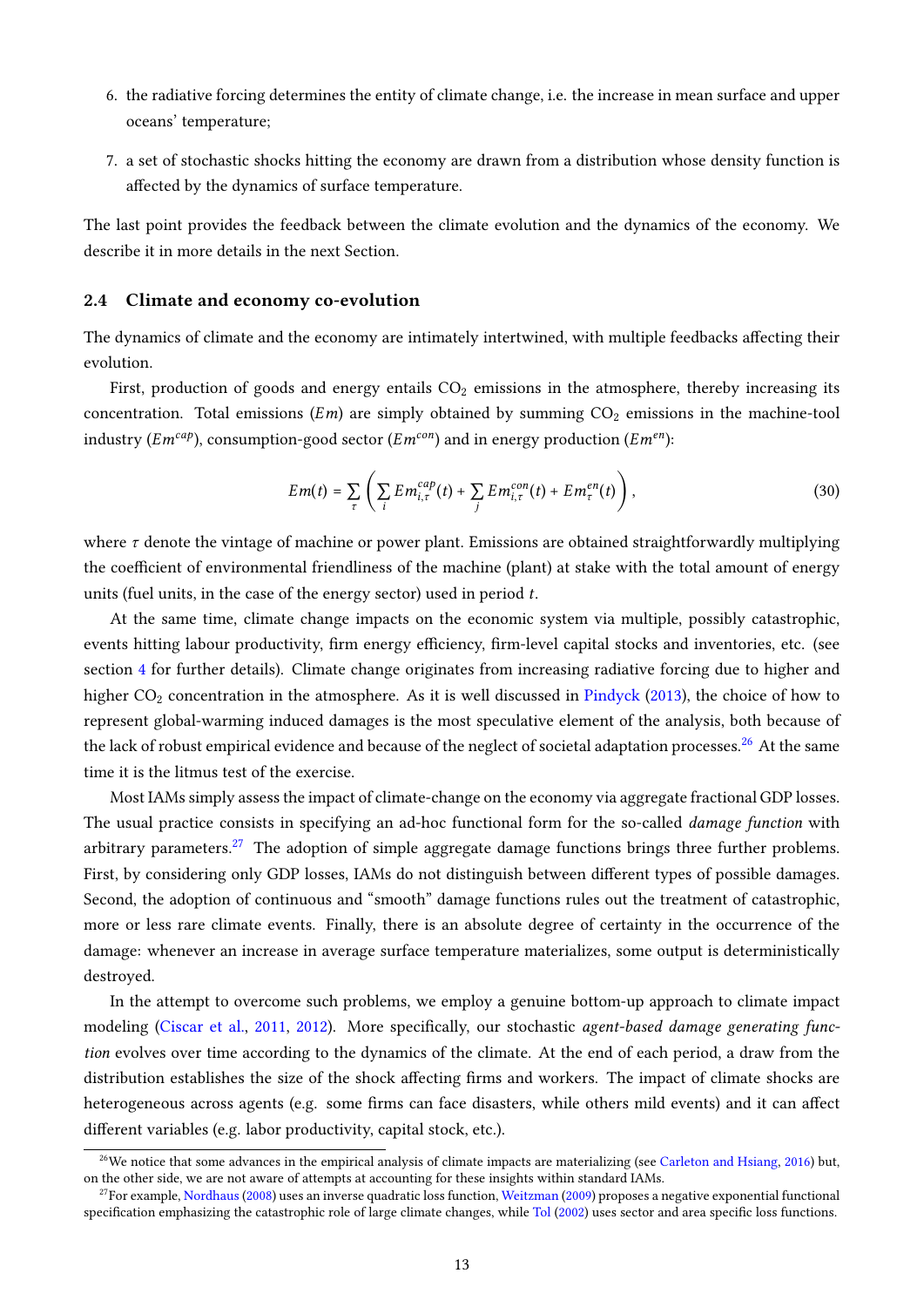6. the radiative forcing determines the entity of climate change, i.e. the increase in mean surface and upper oceans' temperature;
7. a set of stochastic shocks hitting the economy are drawn from a distribution whose density function is affected by the dynamics of surface temperature.

The last point provides the feedback between the climate evolution and the dynamics of the economy. We describe it in more details in the next Section.

### 2.4 Climate and economy co-evolution

The dynamics of climate and the economy are intimately intertwined, with multiple feedbacks affecting their evolution.

First, production of goods and energy entails $CO_2$ emissions in the atmosphere, thereby increasing its concentration. Total emissions ($Em$) are simply obtained by summing $CO_2$ emissions in the machine-tool industry ($Em^{cap}$), consumption-good sector ($Em^{con}$) and in energy production ($Em^{en}$):

$$Em(t) = \sum_{\tau} \left( \sum_{i} Em_{i,\tau}^{cap}(t) + \sum_{j} Em_{i,\tau}^{con}(t) + Em_{\tau}^{en}(t) \right), \tag{30}$$

where $\tau$ denote the vintage of machine or power plant. Emissions are obtained straightforwardly multiplying the coefficient of environmental friendliness of the machine (plant) at stake with the total amount of energy units (fuel units, in the case of the energy sector) used in period $t$.

At the same time, climate change impacts on the economic system via multiple, possibly catastrophic, events hitting labour productivity, firm energy efficiency, firm-level capital stocks and inventories, etc. (see section 4 for further details). Climate change originates from increasing radiative forcing due to higher and higher $CO_2$ concentration in the atmosphere. As it is well discussed in Pindyck (2013), the choice of how to represent global-warming induced damages is the most speculative element of the analysis, both because of the lack of robust empirical evidence and because of the neglect of societal adaptation processes.[26] At the same time it is the litmus test of the exercise.

Most IAMs simply assess the impact of climate-change on the economy via aggregate fractional GDP losses. The usual practice consists in specifying an ad-hoc functional form for the so-called *damage function* with arbitrary parameters.[27] The adoption of simple aggregate damage functions brings three further problems. First, by considering only GDP losses, IAMs do not distinguish between different types of possible damages. Second, the adoption of continuous and "smooth" damage functions rules out the treatment of catastrophic, more or less rare climate events. Finally, there is an absolute degree of certainty in the occurrence of the damage: whenever an increase in average surface temperature materializes, some output is deterministically destroyed.

In the attempt to overcome such problems, we employ a genuine bottom-up approach to climate impact modeling (Ciscar et al., 2011, 2012). More specifically, our stochastic *agent-based damage generating function* evolves over time according to the dynamics of the climate. At the end of each period, a draw from the distribution establishes the size of the shock affecting firms and workers. The impact of climate shocks are heterogeneous across agents (e.g. some firms can face disasters, while others mild events) and it can affect different variables (e.g. labor productivity, capital stock, etc.).

---

[26] We notice that some advances in the empirical analysis of climate impacts are materializing (see Carleton and Hsiang, 2016) but, on the other side, we are not aware of attempts at accounting for these insights within standard IAMs.

[27] For example, Nordhaus (2008) uses an inverse quadratic loss function, Weitzman (2009) proposes a negative exponential functional specification emphasizing the catastrophic role of large climate changes, while Tol (2002) uses sector and area specific loss functions.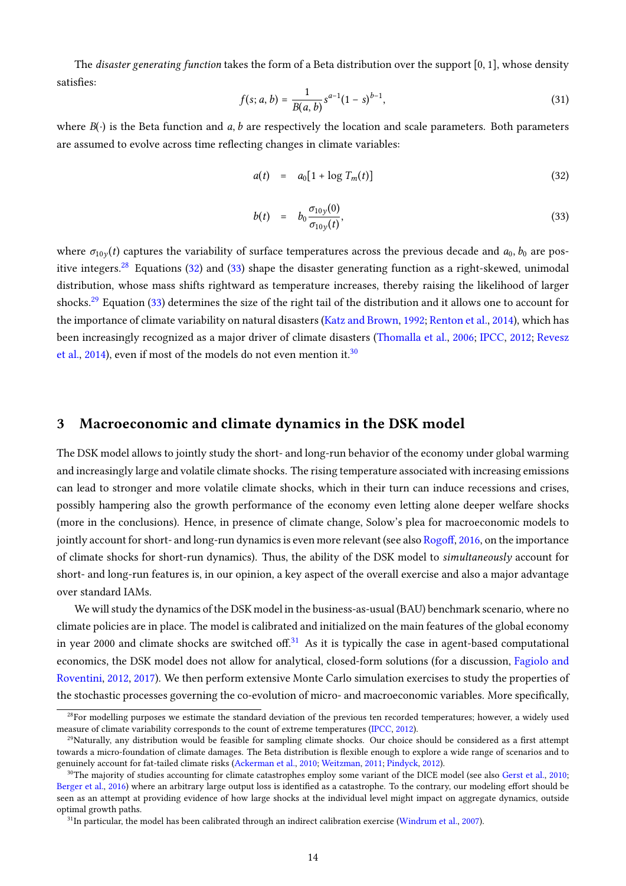The *disaster generating function* takes the form of a Beta distribution over the support [0, 1], whose density satisfies:

$$f(s; a, b) = \frac{1}{B(a, b)} s^{a-1}(1 - s)^{b-1}, \tag{31}$$

where $B(\cdot)$ is the Beta function and $a, b$ are respectively the location and scale parameters. Both parameters are assumed to evolve across time reflecting changes in climate variables:

$$a(t) = a_0[1 + \log T_m(t)] \tag{32}$$

$$b(t) = b_0 \frac{\sigma_{10y}(0)}{\sigma_{10y}(t)}, \tag{33}$$

where $\sigma_{10y}(t)$ captures the variability of surface temperatures across the previous decade and $a_0, b_0$ are positive integers.[28] Equations (32) and (33) shape the disaster generating function as a right-skewed, unimodal distribution, whose mass shifts rightward as temperature increases, thereby raising the likelihood of larger shocks.[29] Equation (33) determines the size of the right tail of the distribution and it allows one to account for the importance of climate variability on natural disasters (Katz and Brown, 1992; Renton et al., 2014), which has been increasingly recognized as a major driver of climate disasters (Thomalla et al., 2006; IPCC, 2012; Revesz et al., 2014), even if most of the models do not even mention it.[30]

## 3 Macroeconomic and climate dynamics in the DSK model

The DSK model allows to jointly study the short- and long-run behavior of the economy under global warming and increasingly large and volatile climate shocks. The rising temperature associated with increasing emissions can lead to stronger and more volatile climate shocks, which in their turn can induce recessions and crises, possibly hampering also the growth performance of the economy even letting alone deeper welfare shocks (more in the conclusions). Hence, in presence of climate change, Solow's plea for macroeconomic models to jointly account for short- and long-run dynamics is even more relevant (see also Rogoff, 2016, on the importance of climate shocks for short-run dynamics). Thus, the ability of the DSK model to *simultaneously* account for short- and long-run features is, in our opinion, a key aspect of the overall exercise and also a major advantage over standard IAMs.

We will study the dynamics of the DSK model in the business-as-usual (BAU) benchmark scenario, where no climate policies are in place. The model is calibrated and initialized on the main features of the global economy in year 2000 and climate shocks are switched off.[31] As it is typically the case in agent-based computational economics, the DSK model does not allow for analytical, closed-form solutions (for a discussion, Fagiolo and Roventini, 2012, 2017). We then perform extensive Monte Carlo simulation exercises to study the properties of the stochastic processes governing the co-evolution of micro- and macroeconomic variables. More specifically,

---

[28] For modelling purposes we estimate the standard deviation of the previous ten recorded temperatures; however, a widely used measure of climate variability corresponds to the count of extreme temperatures (IPCC, 2012).

[29] Naturally, any distribution would be feasible for sampling climate shocks. Our choice should be considered as a first attempt towards a micro-foundation of climate damages. The Beta distribution is flexible enough to explore a wide range of scenarios and to genuinely account for fat-tailed climate risks (Ackerman et al., 2010; Weitzman, 2011; Pindyck, 2012).

[30] The majority of studies accounting for climate catastrophes employ some variant of the DICE model (see also Gerst et al., 2010; Berger et al., 2016) where an arbitrary large output loss is identified as a catastrophe. To the contrary, our modeling effort should be seen as an attempt at providing evidence of how large shocks at the individual level might impact on aggregate dynamics, outside optimal growth paths.

[31] In particular, the model has been calibrated through an indirect calibration exercise (Windrum et al., 2007).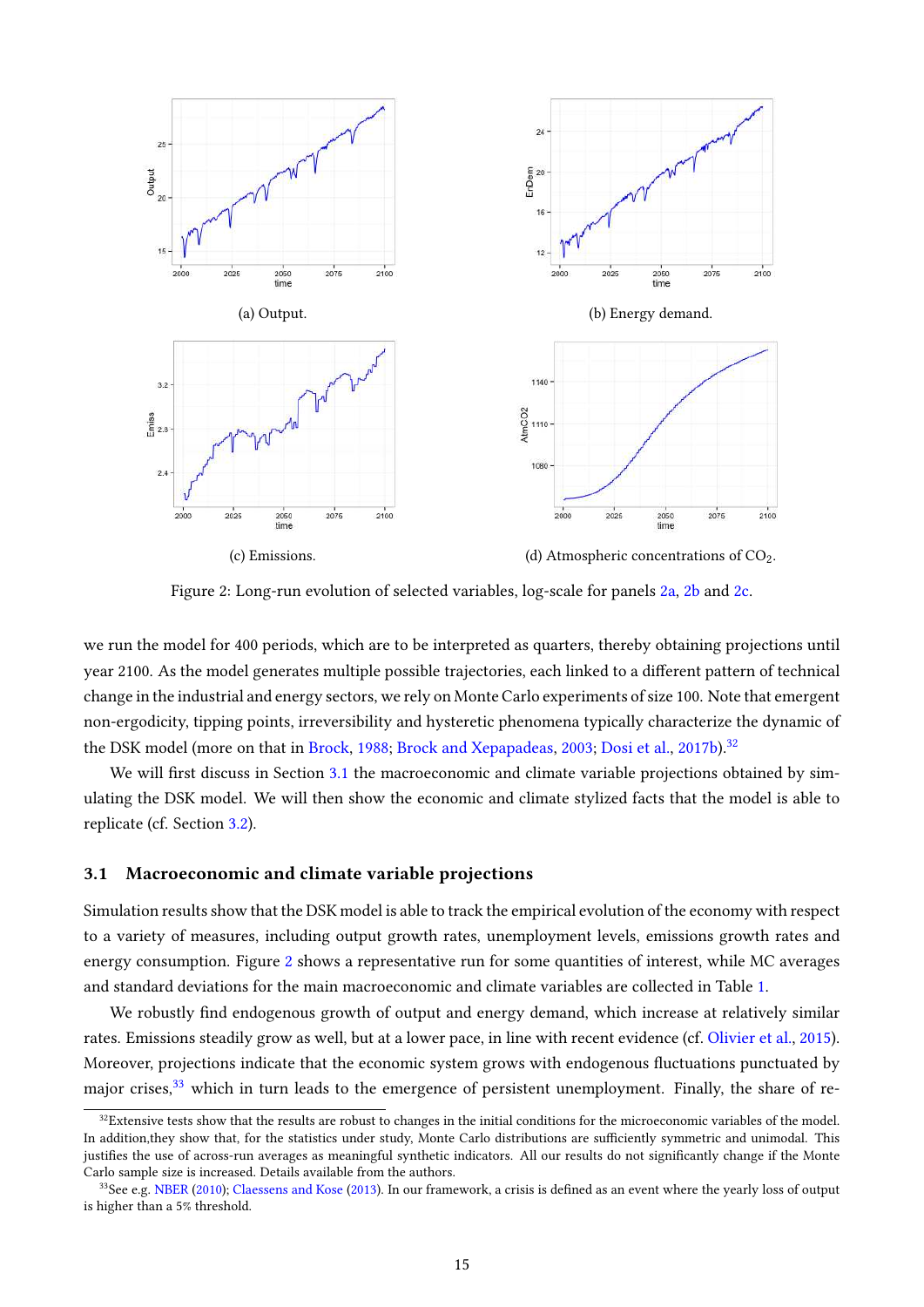(a) Output.

(b) Energy demand.

(c) Emissions.

(d) Atmospheric concentrations of $CO_2$.

Figure 2: Long-run evolution of selected variables, log-scale for panels 2a, 2b and 2c.

we run the model for 400 periods, which are to be interpreted as quarters, thereby obtaining projections until year 2100. As the model generates multiple possible trajectories, each linked to a different pattern of technical change in the industrial and energy sectors, we rely on Monte Carlo experiments of size 100. Note that emergent non-ergodicity, tipping points, irreversibility and hysteretic phenomena typically characterize the dynamic of the DSK model (more on that in Brock, 1988; Brock and Xepapadeas, 2003; Dosi et al., 2017b).[32]

We will first discuss in Section 3.1 the macroeconomic and climate variable projections obtained by simulating the DSK model. We will then show the economic and climate stylized facts that the model is able to replicate (cf. Section 3.2).

### 3.1 Macroeconomic and climate variable projections

Simulation results show that the DSK model is able to track the empirical evolution of the economy with respect to a variety of measures, including output growth rates, unemployment levels, emissions growth rates and energy consumption. Figure 2 shows a representative run for some quantities of interest, while MC averages and standard deviations for the main macroeconomic and climate variables are collected in Table 1.

We robustly find endogenous growth of output and energy demand, which increase at relatively similar rates. Emissions steadily grow as well, but at a lower pace, in line with recent evidence (cf. Olivier et al., 2015). Moreover, projections indicate that the economic system grows with endogenous fluctuations punctuated by major crises,[33] which in turn leads to the emergence of persistent unemployment. Finally, the share of re-

[32] Extensive tests show that the results are robust to changes in the initial conditions for the microeconomic variables of the model. In addition,they show that, for the statistics under study, Monte Carlo distributions are sufficiently symmetric and unimodal. This justifies the use of across-run averages as meaningful synthetic indicators. All our results do not significantly change if the Monte Carlo sample size is increased. Details available from the authors.

[33] See e.g. NBER (2010); Claessens and Kose (2013). In our framework, a crisis is defined as an event where the yearly loss of output is higher than a 5% threshold.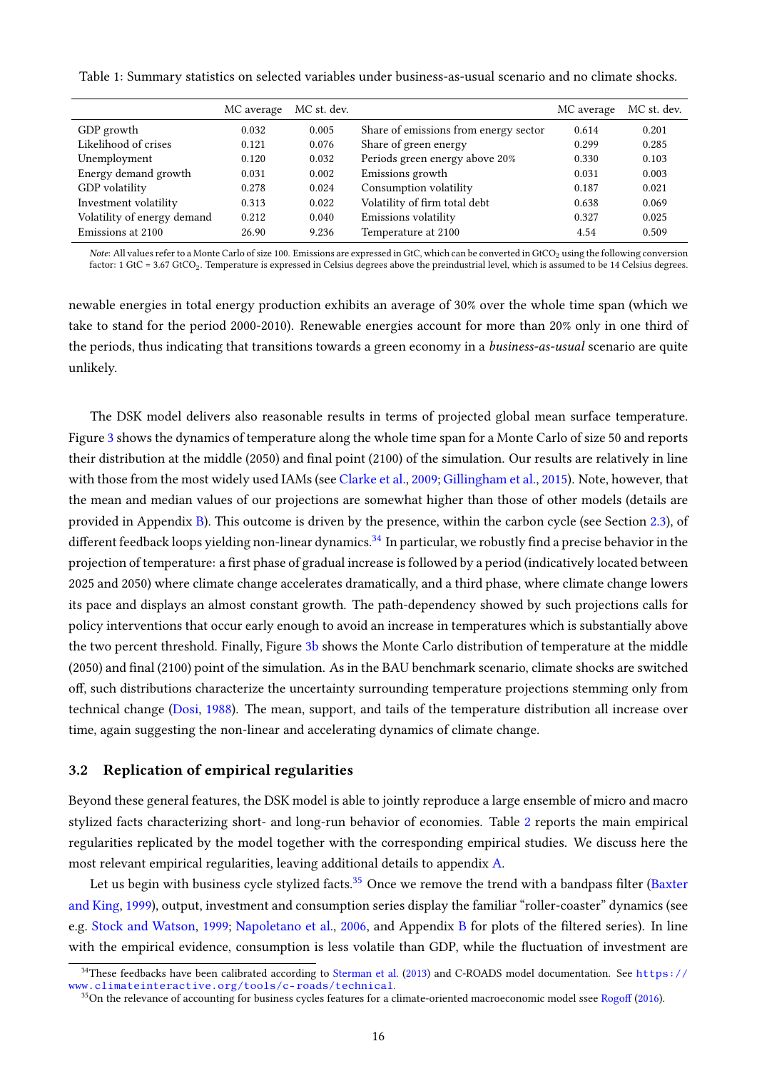Table 1: Summary statistics on selected variables under business-as-usual scenario and no climate shocks.

| | MC average | MC st. dev. | | MC average | MC st. dev. |
|---|---|---|---|---|---|
| GDP growth | 0.032 | 0.005 | Share of emissions from energy sector | 0.614 | 0.201 |
| Likelihood of crises | 0.121 | 0.076 | Share of green energy | 0.299 | 0.285 |
| Unemployment | 0.120 | 0.032 | Periods green energy above 20% | 0.330 | 0.103 |
| Energy demand growth | 0.031 | 0.002 | Emissions growth | 0.031 | 0.003 |
| GDP volatility | 0.278 | 0.024 | Consumption volatility | 0.187 | 0.021 |
| Investment volatility | 0.313 | 0.022 | Volatility of firm total debt | 0.638 | 0.069 |
| Volatility of energy demand | 0.212 | 0.040 | Emissions volatility | 0.327 | 0.025 |
| Emissions at 2100 | 26.90 | 9.236 | Temperature at 2100 | 4.54 | 0.509 |

*Note*: All values refer to a Monte Carlo of size 100. Emissions are expressed in GtC, which can be converted in $GtCO_2$ using the following conversion factor: 1 GtC = 3.67 $GtCO_2$. Temperature is expressed in Celsius degrees above the preindustrial level, which is assumed to be 14 Celsius degrees.

newable energies in total energy production exhibits an average of 30% over the whole time span (which we take to stand for the period 2000-2010). Renewable energies account for more than 20% only in one third of the periods, thus indicating that transitions towards a green economy in a *business-as-usual* scenario are quite unlikely.

The DSK model delivers also reasonable results in terms of projected global mean surface temperature. Figure 3 shows the dynamics of temperature along the whole time span for a Monte Carlo of size 50 and reports their distribution at the middle (2050) and final point (2100) of the simulation. Our results are relatively in line with those from the most widely used IAMs (see Clarke et al., 2009; Gillingham et al., 2015). Note, however, that the mean and median values of our projections are somewhat higher than those of other models (details are provided in Appendix B). This outcome is driven by the presence, within the carbon cycle (see Section 2.3), of different feedback loops yielding non-linear dynamics.[34] In particular, we robustly find a precise behavior in the projection of temperature: a first phase of gradual increase is followed by a period (indicatively located between 2025 and 2050) where climate change accelerates dramatically, and a third phase, where climate change lowers its pace and displays an almost constant growth. The path-dependency showed by such projections calls for policy interventions that occur early enough to avoid an increase in temperatures which is substantially above the two percent threshold. Finally, Figure 3b shows the Monte Carlo distribution of temperature at the middle (2050) and final (2100) point of the simulation. As in the BAU benchmark scenario, climate shocks are switched off, such distributions characterize the uncertainty surrounding temperature projections stemming only from technical change (Dosi, 1988). The mean, support, and tails of the temperature distribution all increase over time, again suggesting the non-linear and accelerating dynamics of climate change.

### 3.2 Replication of empirical regularities

Beyond these general features, the DSK model is able to jointly reproduce a large ensemble of micro and macro stylized facts characterizing short- and long-run behavior of economies. Table 2 reports the main empirical regularities replicated by the model together with the corresponding empirical studies. We discuss here the most relevant empirical regularities, leaving additional details to appendix A.

Let us begin with business cycle stylized facts.[35] Once we remove the trend with a bandpass filter (Baxter and King, 1999), output, investment and consumption series display the familiar "roller-coaster" dynamics (see e.g. Stock and Watson, 1999; Napoletano et al., 2006, and Appendix B for plots of the filtered series). In line with the empirical evidence, consumption is less volatile than GDP, while the fluctuation of investment are

[34] These feedbacks have been calibrated according to Sterman et al. (2013) and C-ROADS model documentation. See https://www.climateinteractive.org/tools/c-roads/technical.

[35] On the relevance of accounting for business cycles features for a climate-oriented macroeconomic model ssee Rogoff (2016).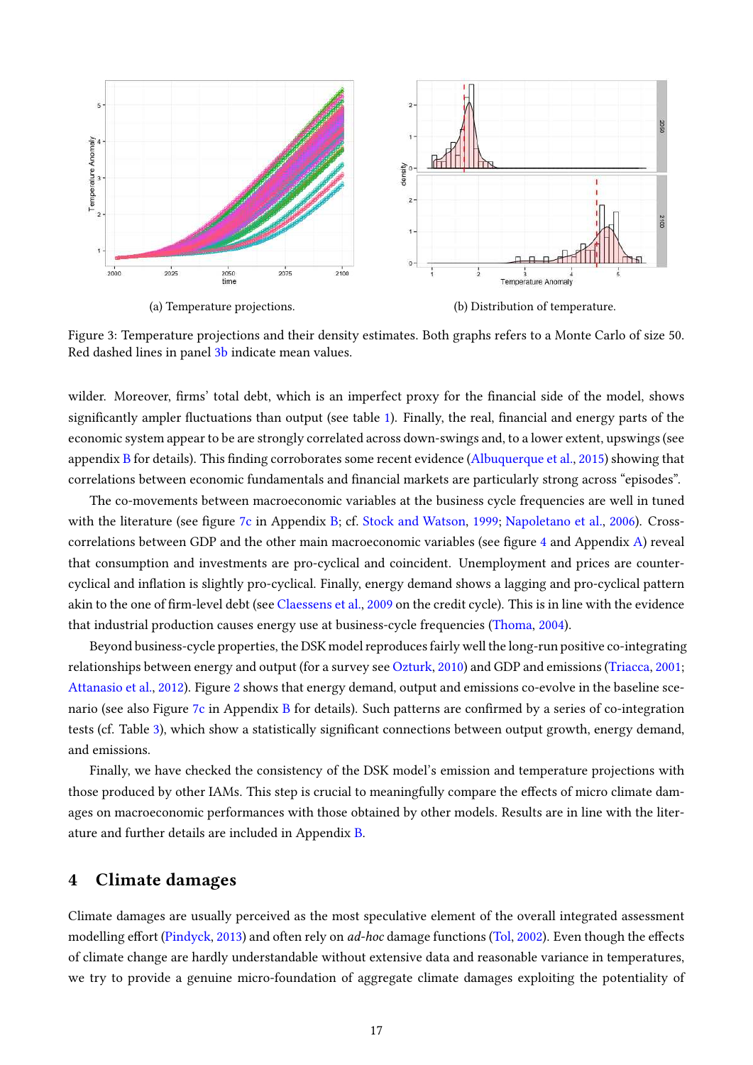(a) Temperature projections.

(b) Distribution of temperature.

Figure 3: Temperature projections and their density estimates. Both graphs refers to a Monte Carlo of size 50. Red dashed lines in panel 3b indicate mean values.

wilder. Moreover, firms' total debt, which is an imperfect proxy for the financial side of the model, shows significantly ampler fluctuations than output (see table 1). Finally, the real, financial and energy parts of the economic system appear to be are strongly correlated across down-swings and, to a lower extent, upswings (see appendix B for details). This finding corroborates some recent evidence (Albuquerque et al., 2015) showing that correlations between economic fundamentals and financial markets are particularly strong across "episodes".

The co-movements between macroeconomic variables at the business cycle frequencies are well in tuned with the literature (see figure 7c in Appendix B; cf. Stock and Watson, 1999; Napoletano et al., 2006). Cross-correlations between GDP and the other main macroeconomic variables (see figure 4 and Appendix A) reveal that consumption and investments are pro-cyclical and coincident. Unemployment and prices are counter-cyclical and inflation is slightly pro-cyclical. Finally, energy demand shows a lagging and pro-cyclical pattern akin to the one of firm-level debt (see Claessens et al., 2009 on the credit cycle). This is in line with the evidence that industrial production causes energy use at business-cycle frequencies (Thoma, 2004).

Beyond business-cycle properties, the DSK model reproduces fairly well the long-run positive co-integrating relationships between energy and output (for a survey see Ozturk, 2010) and GDP and emissions (Triacca, 2001; Attanasio et al., 2012). Figure 2 shows that energy demand, output and emissions co-evolve in the baseline scenario (see also Figure 7c in Appendix B for details). Such patterns are confirmed by a series of co-integration tests (cf. Table 3), which show a statistically significant connections between output growth, energy demand, and emissions.

Finally, we have checked the consistency of the DSK model's emission and temperature projections with those produced by other IAMs. This step is crucial to meaningfully compare the effects of micro climate damages on macroeconomic performances with those obtained by other models. Results are in line with the literature and further details are included in Appendix B.

# 4 Climate damages

Climate damages are usually perceived as the most speculative element of the overall integrated assessment modelling effort (Pindyck, 2013) and often rely on *ad-hoc* damage functions (Tol, 2002). Even though the effects of climate change are hardly understandable without extensive data and reasonable variance in temperatures, we try to provide a genuine micro-foundation of aggregate climate damages exploiting the potentiality of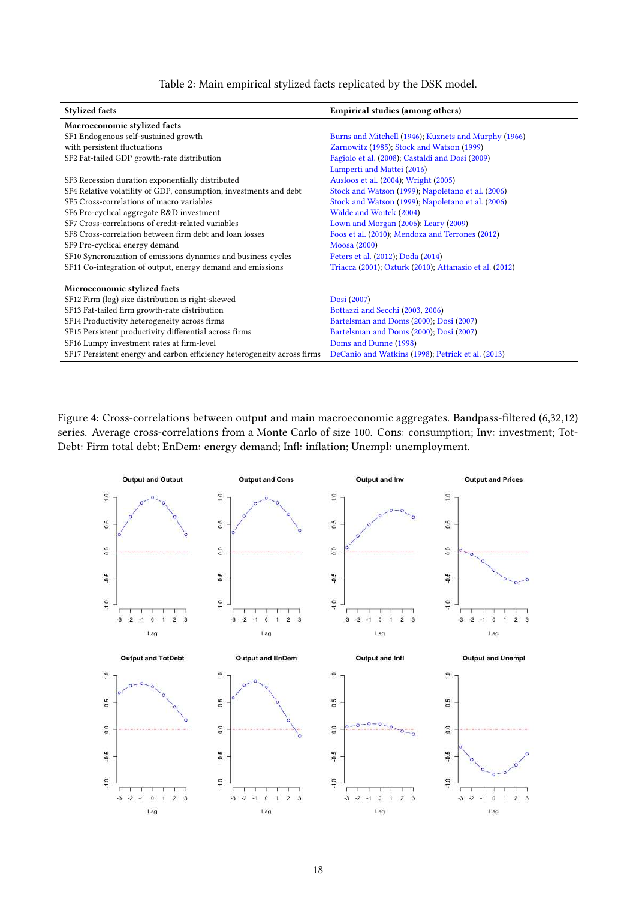Table 2: Main empirical stylized facts replicated by the DSK model.

| Stylized facts | Empirical studies (among others) |
| --- | --- |
| **Macroeconomic stylized facts** | |
| SF1 Endogenous self-sustained growth with persistent fluctuations | Burns and Mitchell (1946); Kuznets and Murphy (1966) Zarnowitz (1985); Stock and Watson (1999) |
| SF2 Fat-tailed GDP growth-rate distribution | Fagiolo et al. (2008); Castaldi and Dosi (2009) Lamperti and Mattei (2016) |
| SF3 Recession duration exponentially distributed | Ausloos et al. (2004); Wright (2005) |
| SF4 Relative volatility of GDP, consumption, investments and debt | Stock and Watson (1999); Napoletano et al. (2006) |
| SF5 Cross-correlations of macro variables | Stock and Watson (1999); Napoletano et al. (2006) |
| SF6 Pro-cyclical aggregate R&D investment | Wälde and Woitek (2004) |
| SF7 Cross-correlations of credit-related variables | Lown and Morgan (2006); Leary (2009) |
| SF8 Cross-correlation between firm debt and loan losses | Foos et al. (2010); Mendoza and Terrones (2012) |
| SF9 Pro-cyclical energy demand | Moosa (2000) |
| SF10 Syncronization of emissions dynamics and business cycles | Peters et al. (2012); Doda (2014) |
| SF11 Co-integration of output, energy demand and emissions | Triacca (2001); Ozturk (2010); Attanasio et al. (2012) |
| **Microeconomic stylized facts** | |
| SF12 Firm (log) size distribution is right-skewed | Dosi (2007) |
| SF13 Fat-tailed firm growth-rate distribution | Bottazzi and Secchi (2003, 2006) |
| SF14 Productivity heterogeneity across firms | Bartelsman and Doms (2000); Dosi (2007) |
| SF15 Persistent productivity differential across firms | Bartelsman and Doms (2000); Dosi (2007) |
| SF16 Lumpy investment rates at firm-level | Doms and Dunne (1998) |
| SF17 Persistent energy and carbon efficiency heterogeneity across firms | DeCanio and Watkins (1998); Petrick et al. (2013) |

Figure 4: Cross-correlations between output and main macroeconomic aggregates. Bandpass-filtered (6,32,12) series. Average cross-correlations from a Monte Carlo of size 100. Cons: consumption; Inv: investment; TotDebt: Firm total debt; EnDem: energy demand; Infl: inflation; Unempl: unemployment.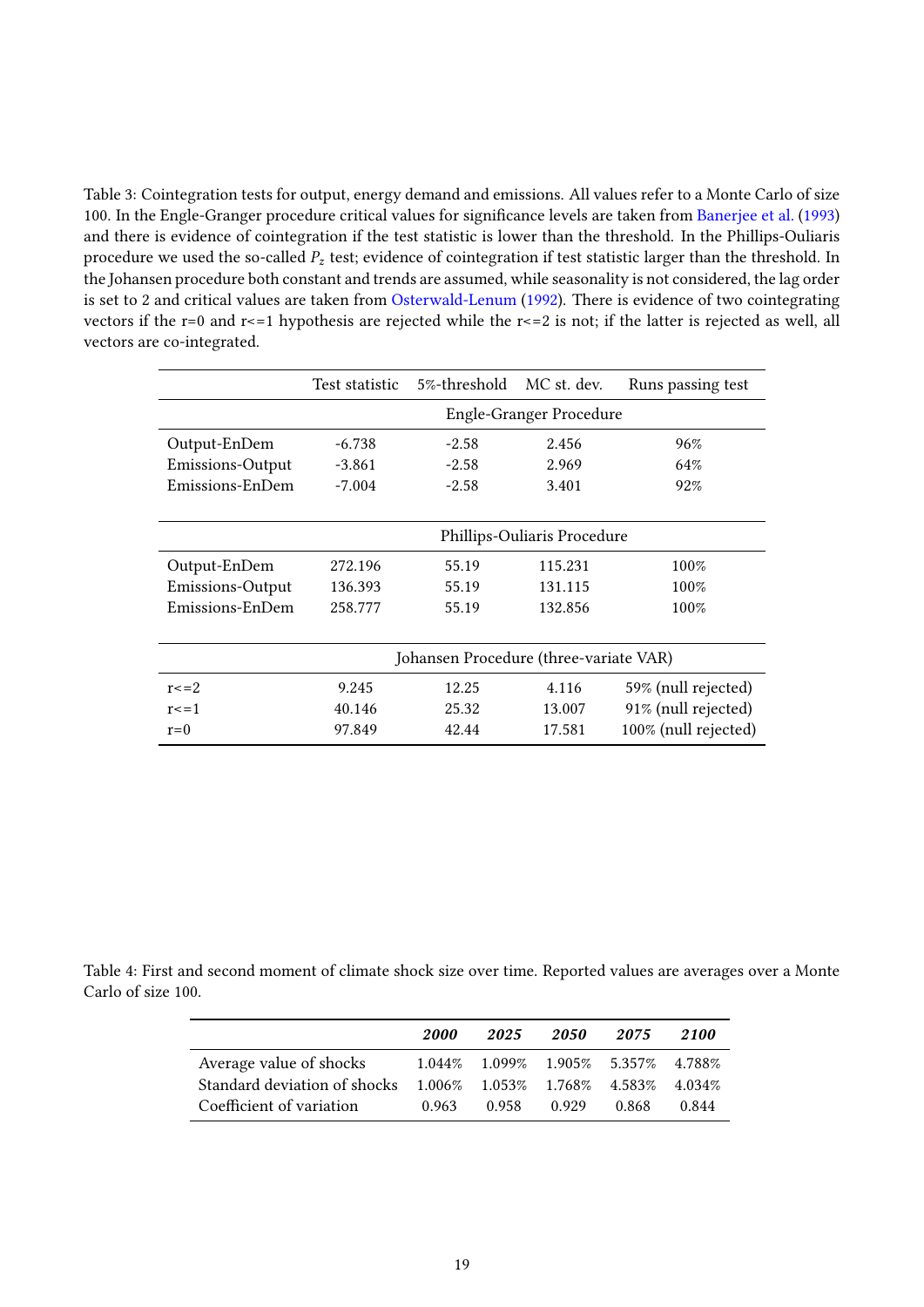Table 3: Cointegration tests for output, energy demand and emissions. All values refer to a Monte Carlo of size 100. In the Engle-Granger procedure critical values for significance levels are taken from Banerjee et al. (1993) and there is evidence of cointegration if the test statistic is lower than the threshold. In the Phillips-Ouliaris procedure we used the so-called $P_z$ test; evidence of cointegration if test statistic larger than the threshold. In the Johansen procedure both constant and trends are assumed, while seasonality is not considered, the lag order is set to 2 and critical values are taken from Osterwald-Lenum (1992). There is evidence of two cointegrating vectors if the r=0 and r<=1 hypothesis are rejected while the r<=2 is not; if the latter is rejected as well, all vectors are co-integrated.

| | Test statistic | 5%-threshold | MC st. dev. | Runs passing test |
|---|---|---|---|---|
| | Engle-Granger Procedure | | | |
| Output-EnDem | -6.738 | -2.58 | 2.456 | 96% |
| Emissions-Output | -3.861 | -2.58 | 2.969 | 64% |
| Emissions-EnDem | -7.004 | -2.58 | 3.401 | 92% |
| | Phillips-Ouliaris Procedure | | | |
| Output-EnDem | 272.196 | 55.19 | 115.231 | 100% |
| Emissions-Output | 136.393 | 55.19 | 131.115 | 100% |
| Emissions-EnDem | 258.777 | 55.19 | 132.856 | 100% |
| | Johansen Procedure (three-variate VAR) | | | |
| r<=2 | 9.245 | 12.25 | 4.116 | 59% (null rejected) |
| r<=1 | 40.146 | 25.32 | 13.007 | 91% (null rejected) |
| r=0 | 97.849 | 42.44 | 17.581 | 100% (null rejected) |

Table 4: First and second moment of climate shock size over time. Reported values are averages over a Monte Carlo of size 100.

| | *2000* | *2025* | *2050* | *2075* | *2100* |
|---|---|---|---|---|---|
| Average value of shocks | 1.044% | 1.099% | 1.905% | 5.357% | 4.788% |
| Standard deviation of shocks | 1.006% | 1.053% | 1.768% | 4.583% | 4.034% |
| Coefficient of variation | 0.963 | 0.958 | 0.929 | 0.868 | 0.844 |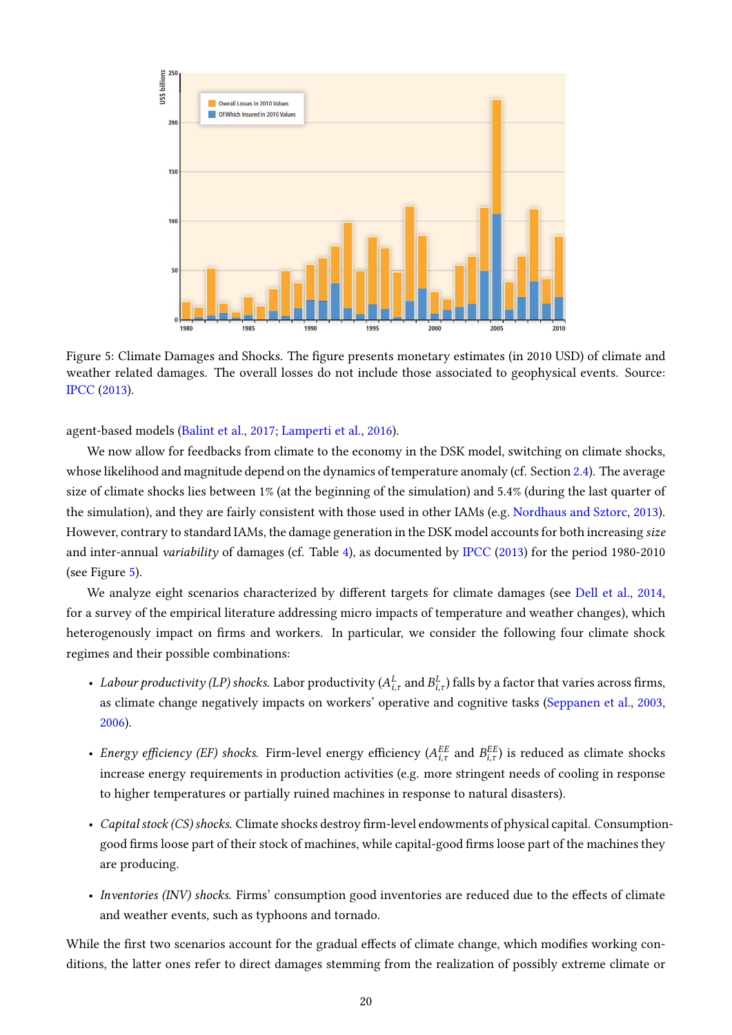Figure 5: Climate Damages and Shocks. The figure presents monetary estimates (in 2010 USD) of climate and weather related damages. The overall losses do not include those associated to geophysical events. Source: IPCC (2013).

agent-based models (Balint et al., 2017; Lamperti et al., 2016).

We now allow for feedbacks from climate to the economy in the DSK model, switching on climate shocks, whose likelihood and magnitude depend on the dynamics of temperature anomaly (cf. Section 2.4). The average size of climate shocks lies between 1% (at the beginning of the simulation) and 5.4% (during the last quarter of the simulation), and they are fairly consistent with those used in other IAMs (e.g. Nordhaus and Sztorc, 2013). However, contrary to standard IAMs, the damage generation in the DSK model accounts for both increasing *size* and inter-annual *variability* of damages (cf. Table 4), as documented by IPCC (2013) for the period 1980-2010 (see Figure 5).

We analyze eight scenarios characterized by different targets for climate damages (see Dell et al., 2014, for a survey of the empirical literature addressing micro impacts of temperature and weather changes), which heterogenously impact on firms and workers. In particular, we consider the following four climate shock regimes and their possible combinations:

- *Labour productivity (LP) shocks.* Labor productivity ($A^{L}_{i,\tau}$ and $B^{L}_{i,\tau}$) falls by a factor that varies across firms, as climate change negatively impacts on workers' operative and cognitive tasks (Seppanen et al., 2003, 2006).
- *Energy efficiency (EF) shocks.* Firm-level energy efficiency ($A^{EE}_{i,\tau}$ and $B^{EE}_{i,\tau}$) is reduced as climate shocks increase energy requirements in production activities (e.g. more stringent needs of cooling in response to higher temperatures or partially ruined machines in response to natural disasters).
- *Capital stock (CS) shocks.* Climate shocks destroy firm-level endowments of physical capital. Consumption-good firms loose part of their stock of machines, while capital-good firms loose part of the machines they are producing.
- *Inventories (INV) shocks.* Firms' consumption good inventories are reduced due to the effects of climate and weather events, such as typhoons and tornado.

While the first two scenarios account for the gradual effects of climate change, which modifies working conditions, the latter ones refer to direct damages stemming from the realization of possibly extreme climate or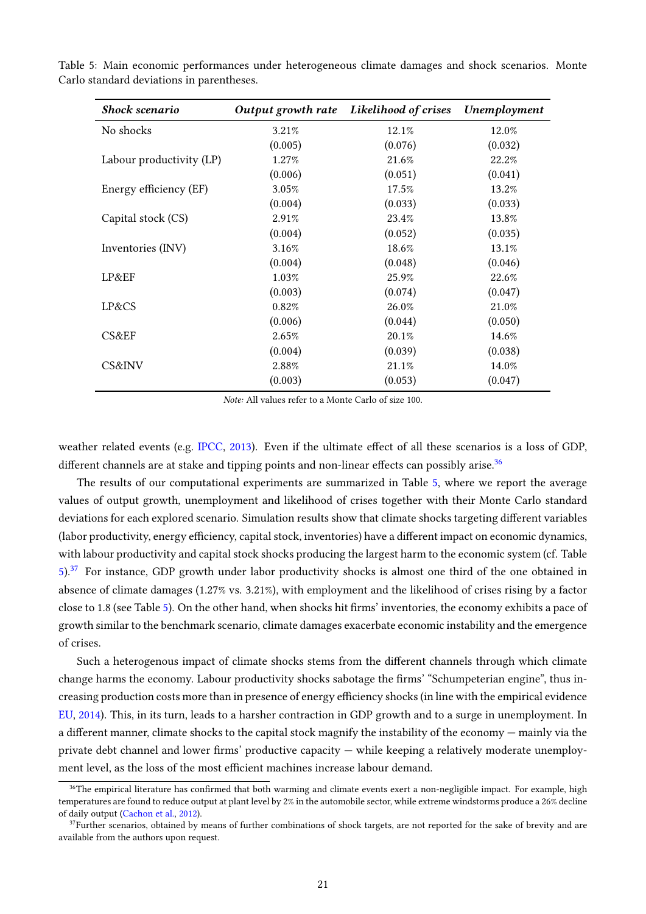Table 5: Main economic performances under heterogeneous climate damages and shock scenarios. Monte Carlo standard deviations in parentheses.

| *Shock scenario* | *Output growth rate* | *Likelihood of crises* | *Unemployment* |
|---|---|---|---|
| No shocks | 3.21% | 12.1% | 12.0% |
| | (0.005) | (0.076) | (0.032) |
| Labour productivity (LP) | 1.27% | 21.6% | 22.2% |
| | (0.006) | (0.051) | (0.041) |
| Energy efficiency (EF) | 3.05% | 17.5% | 13.2% |
| | (0.004) | (0.033) | (0.033) |
| Capital stock (CS) | 2.91% | 23.4% | 13.8% |
| | (0.004) | (0.052) | (0.035) |
| Inventories (INV) | 3.16% | 18.6% | 13.1% |
| | (0.004) | (0.048) | (0.046) |
| LP&EF | 1.03% | 25.9% | 22.6% |
| | (0.003) | (0.074) | (0.047) |
| LP&CS | 0.82% | 26.0% | 21.0% |
| | (0.006) | (0.044) | (0.050) |
| CS&EF | 2.65% | 20.1% | 14.6% |
| | (0.004) | (0.039) | (0.038) |
| CS&INV | 2.88% | 21.1% | 14.0% |
| | (0.003) | (0.053) | (0.047) |

*Note:* All values refer to a Monte Carlo of size 100.

weather related events (e.g. IPCC, 2013). Even if the ultimate effect of all these scenarios is a loss of GDP, different channels are at stake and tipping points and non-linear effects can possibly arise.[36]

The results of our computational experiments are summarized in Table 5, where we report the average values of output growth, unemployment and likelihood of crises together with their Monte Carlo standard deviations for each explored scenario. Simulation results show that climate shocks targeting different variables (labor productivity, energy efficiency, capital stock, inventories) have a different impact on economic dynamics, with labour productivity and capital stock shocks producing the largest harm to the economic system (cf. Table 5).[37] For instance, GDP growth under labor productivity shocks is almost one third of the one obtained in absence of climate damages (1.27% vs. 3.21%), with employment and the likelihood of crises rising by a factor close to 1.8 (see Table 5). On the other hand, when shocks hit firms' inventories, the economy exhibits a pace of growth similar to the benchmark scenario, climate damages exacerbate economic instability and the emergence of crises.

Such a heterogenous impact of climate shocks stems from the different channels through which climate change harms the economy. Labour productivity shocks sabotage the firms' "Schumpeterian engine", thus increasing production costs more than in presence of energy efficiency shocks (in line with the empirical evidence EU, 2014). This, in its turn, leads to a harsher contraction in GDP growth and to a surge in unemployment. In a different manner, climate shocks to the capital stock magnify the instability of the economy — mainly via the private debt channel and lower firms' productive capacity — while keeping a relatively moderate unemployment level, as the loss of the most efficient machines increase labour demand.

[36] The empirical literature has confirmed that both warming and climate events exert a non-negligible impact. For example, high temperatures are found to reduce output at plant level by 2% in the automobile sector, while extreme windstorms produce a 26% decline of daily output (Cachon et al., 2012).

[37] Further scenarios, obtained by means of further combinations of shock targets, are not reported for the sake of brevity and are available from the authors upon request.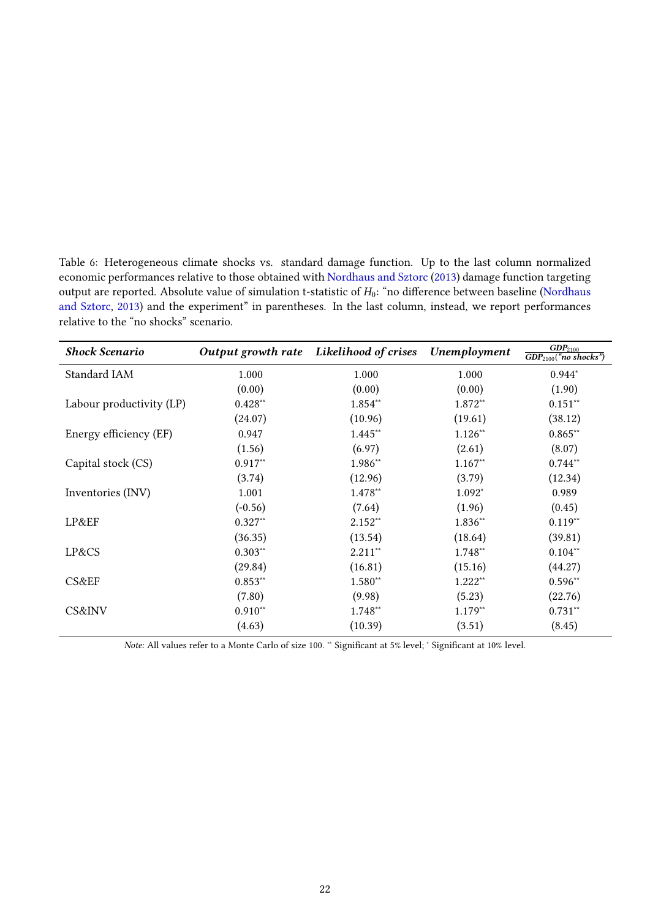Table 6: Heterogeneous climate shocks vs. standard damage function. Up to the last column normalized economic performances relative to those obtained with Nordhaus and Sztorc (2013) damage function targeting output are reported. Absolute value of simulation t-statistic of $H_0$: "no difference between baseline (Nordhaus and Sztorc, 2013) and the experiment" in parentheses. In the last column, instead, we report performances relative to the "no shocks" scenario.

| *Shock Scenario* | *Output growth rate* | *Likelihood of crises* | *Unemployment* | $\frac{GDP_{2100}}{GDP_{2100}(\text{"no shocks"})}$ |
|---|---|---|---|---|
| Standard IAM | 1.000 | 1.000 | 1.000 | 0.944* |
| | (0.00) | (0.00) | (0.00) | (1.90) |
| Labour productivity (LP) | 0.428** | 1.854** | 1.872** | 0.151** |
| | (24.07) | (10.96) | (19.61) | (38.12) |
| Energy efficiency (EF) | 0.947 | 1.445** | 1.126** | 0.865** |
| | (1.56) | (6.97) | (2.61) | (8.07) |
| Capital stock (CS) | 0.917** | 1.986** | 1.167** | 0.744** |
| | (3.74) | (12.96) | (3.79) | (12.34) |
| Inventories (INV) | 1.001 | 1.478** | 1.092* | 0.989 |
| | (-0.56) | (7.64) | (1.96) | (0.45) |
| LP&EF | 0.327** | 2.152** | 1.836** | 0.119** |
| | (36.35) | (13.54) | (18.64) | (39.81) |
| LP&CS | 0.303** | 2.211** | 1.748** | 0.104** |
| | (29.84) | (16.81) | (15.16) | (44.27) |
| CS&EF | 0.853** | 1.580** | 1.222** | 0.596** |
| | (7.80) | (9.98) | (5.23) | (22.76) |
| CS&INV | 0.910** | 1.748** | 1.179** | 0.731** |
| | (4.63) | (10.39) | (3.51) | (8.45) |

*Note:* All values refer to a Monte Carlo of size 100. ** Significant at 5% level; * Significant at 10% level.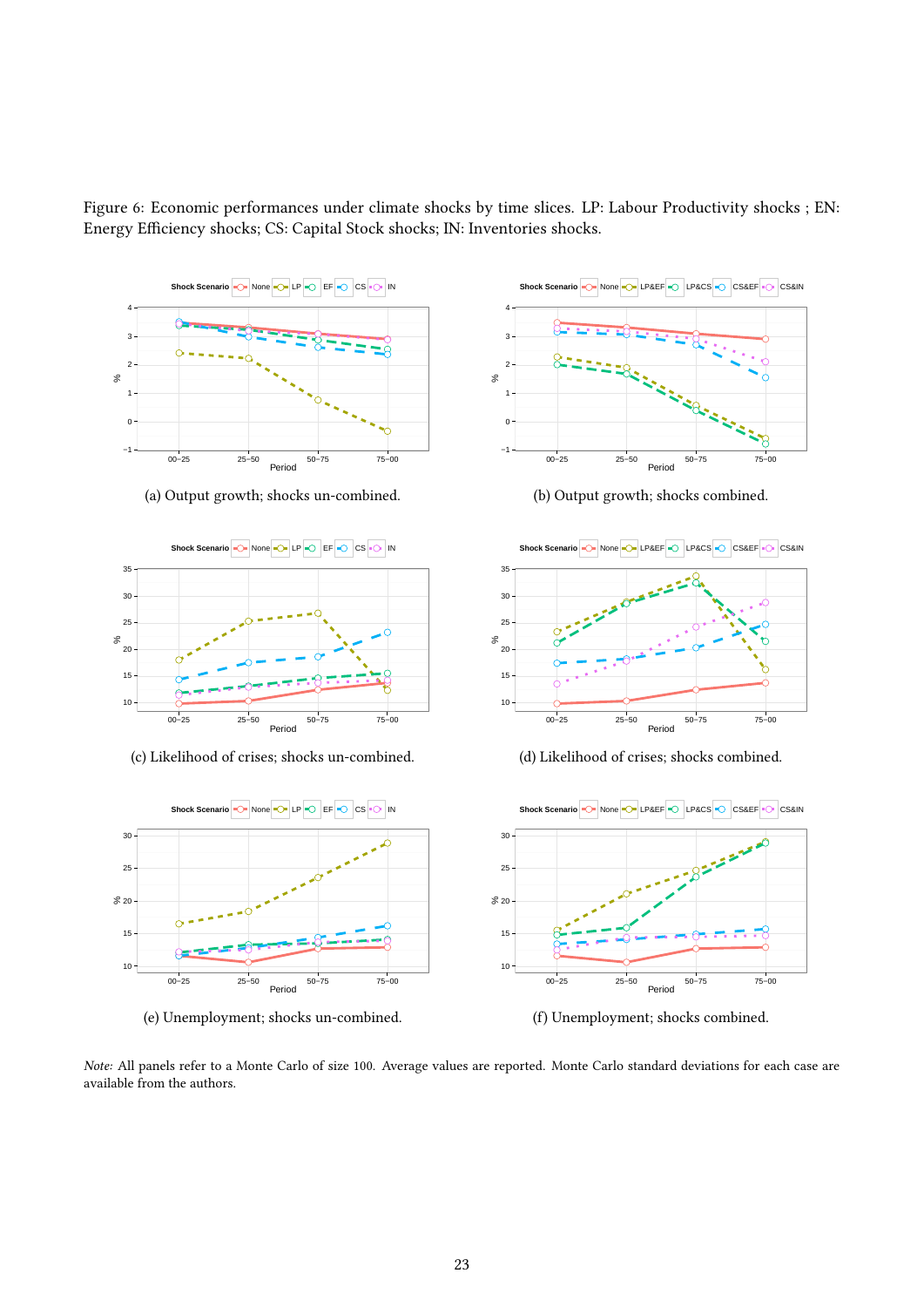Figure 6: Economic performances under climate shocks by time slices. LP: Labour Productivity shocks ; EN: Energy Efficiency shocks; CS: Capital Stock shocks; IN: Inventories shocks.

(a) Output growth; shocks un-combined.

(b) Output growth; shocks combined.

(c) Likelihood of crises; shocks un-combined.

(d) Likelihood of crises; shocks combined.

(e) Unemployment; shocks un-combined.

(f) Unemployment; shocks combined.

*Note:* All panels refer to a Monte Carlo of size 100. Average values are reported. Monte Carlo standard deviations for each case are available from the authors.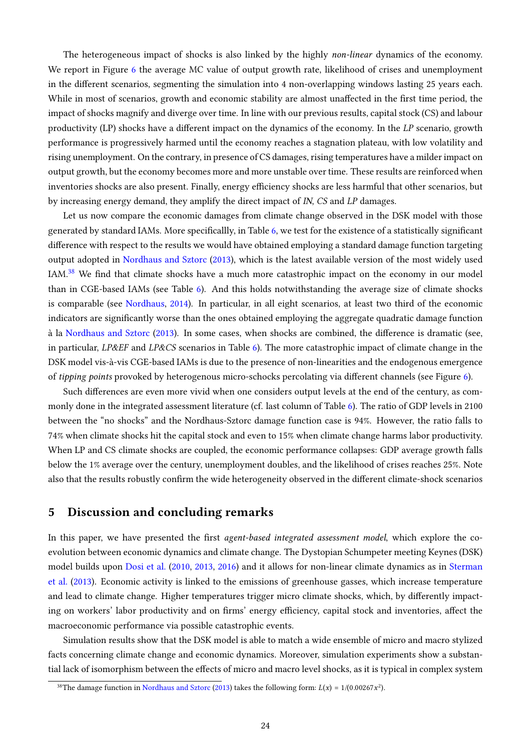The heterogeneous impact of shocks is also linked by the highly *non-linear* dynamics of the economy. We report in Figure 6 the average MC value of output growth rate, likelihood of crises and unemployment in the different scenarios, segmenting the simulation into 4 non-overlapping windows lasting 25 years each. While in most of scenarios, growth and economic stability are almost unaffected in the first time period, the impact of shocks magnify and diverge over time. In line with our previous results, capital stock (CS) and labour productivity (LP) shocks have a different impact on the dynamics of the economy. In the *LP* scenario, growth performance is progressively harmed until the economy reaches a stagnation plateau, with low volatility and rising unemployment. On the contrary, in presence of CS damages, rising temperatures have a milder impact on output growth, but the economy becomes more and more unstable over time. These results are reinforced when inventories shocks are also present. Finally, energy efficiency shocks are less harmful that other scenarios, but by increasing energy demand, they amplify the direct impact of *IN*, *CS* and *LP* damages.

Let us now compare the economic damages from climate change observed in the DSK model with those generated by standard IAMs. More specificallly, in Table 6, we test for the existence of a statistically significant difference with respect to the results we would have obtained employing a standard damage function targeting output adopted in Nordhaus and Sztorc (2013), which is the latest available version of the most widely used IAM.[38] We find that climate shocks have a much more catastrophic impact on the economy in our model than in CGE-based IAMs (see Table 6). And this holds notwithstanding the average size of climate shocks is comparable (see Nordhaus, 2014). In particular, in all eight scenarios, at least two third of the economic indicators are significantly worse than the ones obtained employing the aggregate quadratic damage function à la Nordhaus and Sztorc (2013). In some cases, when shocks are combined, the difference is dramatic (see, in particular, *LP&EF* and *LP&CS* scenarios in Table 6). The more catastrophic impact of climate change in the DSK model vis-à-vis CGE-based IAMs is due to the presence of non-linearities and the endogenous emergence of *tipping points* provoked by heterogenous micro-schocks percolating via different channels (see Figure 6).

Such differences are even more vivid when one considers output levels at the end of the century, as commonly done in the integrated assessment literature (cf. last column of Table 6). The ratio of GDP levels in 2100 between the "no shocks" and the Nordhaus-Sztorc damage function case is 94%. However, the ratio falls to 74% when climate shocks hit the capital stock and even to 15% when climate change harms labor productivity. When LP and CS climate shocks are coupled, the economic performance collapses: GDP average growth falls below the 1% average over the century, unemployment doubles, and the likelihood of crises reaches 25%. Note also that the results robustly confirm the wide heterogeneity observed in the different climate-shock scenarios

## 5 Discussion and concluding remarks

In this paper, we have presented the first *agent-based integrated assessment model*, which explore the co-evolution between economic dynamics and climate change. The Dystopian Schumpeter meeting Keynes (DSK) model builds upon Dosi et al. (2010, 2013, 2016) and it allows for non-linear climate dynamics as in Sterman et al. (2013). Economic activity is linked to the emissions of greenhouse gasses, which increase temperature and lead to climate change. Higher temperatures trigger micro climate shocks, which, by differently impacting on workers' labor productivity and on firms' energy efficiency, capital stock and inventories, affect the macroeconomic performance via possible catastrophic events.

Simulation results show that the DSK model is able to match a wide ensemble of micro and macro stylized facts concerning climate change and economic dynamics. Moreover, simulation experiments show a substantial lack of isomorphism between the effects of micro and macro level shocks, as it is typical in complex system

[38] The damage function in Nordhaus and Sztorc (2013) takes the following form: $L(x) = 1/(0.00267x^2)$.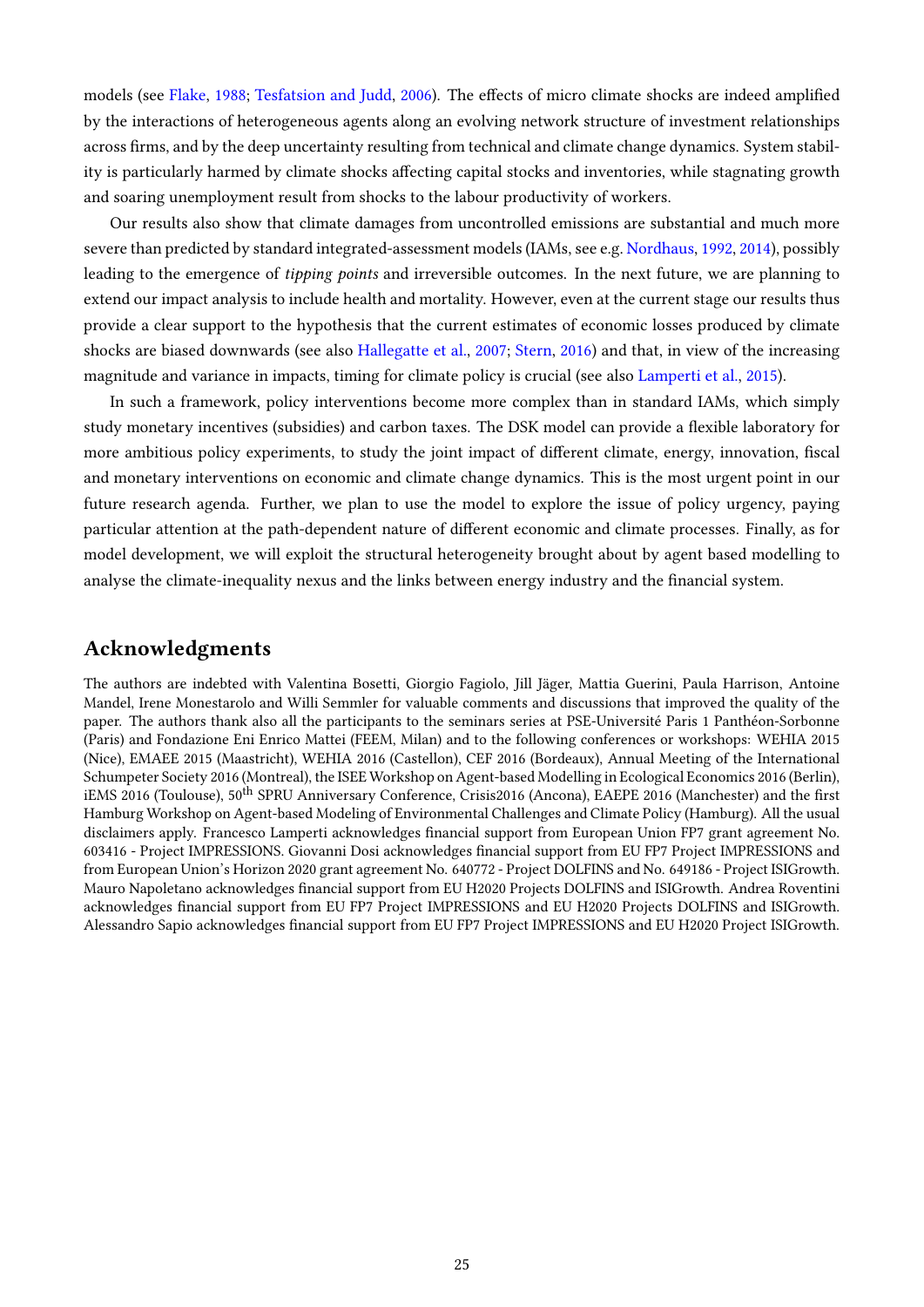models (see Flake, 1988; Tesfatsion and Judd, 2006). The effects of micro climate shocks are indeed amplified by the interactions of heterogeneous agents along an evolving network structure of investment relationships across firms, and by the deep uncertainty resulting from technical and climate change dynamics. System stability is particularly harmed by climate shocks affecting capital stocks and inventories, while stagnating growth and soaring unemployment result from shocks to the labour productivity of workers.

Our results also show that climate damages from uncontrolled emissions are substantial and much more severe than predicted by standard integrated-assessment models (IAMs, see e.g. Nordhaus, 1992, 2014), possibly leading to the emergence of *tipping points* and irreversible outcomes. In the next future, we are planning to extend our impact analysis to include health and mortality. However, even at the current stage our results thus provide a clear support to the hypothesis that the current estimates of economic losses produced by climate shocks are biased downwards (see also Hallegatte et al., 2007; Stern, 2016) and that, in view of the increasing magnitude and variance in impacts, timing for climate policy is crucial (see also Lamperti et al., 2015).

In such a framework, policy interventions become more complex than in standard IAMs, which simply study monetary incentives (subsidies) and carbon taxes. The DSK model can provide a flexible laboratory for more ambitious policy experiments, to study the joint impact of different climate, energy, innovation, fiscal and monetary interventions on economic and climate change dynamics. This is the most urgent point in our future research agenda. Further, we plan to use the model to explore the issue of policy urgency, paying particular attention at the path-dependent nature of different economic and climate processes. Finally, as for model development, we will exploit the structural heterogeneity brought about by agent based modelling to analyse the climate-inequality nexus and the links between energy industry and the financial system.

## Acknowledgments

The authors are indebted with Valentina Bosetti, Giorgio Fagiolo, Jill Jäger, Mattia Guerini, Paula Harrison, Antoine Mandel, Irene Monestarolo and Willi Semmler for valuable comments and discussions that improved the quality of the paper. The authors thank also all the participants to the seminars series at PSE-Université Paris 1 Panthéon-Sorbonne (Paris) and Fondazione Eni Enrico Mattei (FEEM, Milan) and to the following conferences or workshops: WEHIA 2015 (Nice), EMAEE 2015 (Maastricht), WEHIA 2016 (Castellon), CEF 2016 (Bordeaux), Annual Meeting of the International Schumpeter Society 2016 (Montreal), the ISEE Workshop on Agent-based Modelling in Ecological Economics 2016 (Berlin), iEMS 2016 (Toulouse), 50th SPRU Anniversary Conference, Crisis2016 (Ancona), EAEPE 2016 (Manchester) and the first Hamburg Workshop on Agent-based Modeling of Environmental Challenges and Climate Policy (Hamburg). All the usual disclaimers apply. Francesco Lamperti acknowledges financial support from European Union FP7 grant agreement No. 603416 - Project IMPRESSIONS. Giovanni Dosi acknowledges financial support from EU FP7 Project IMPRESSIONS and from European Union's Horizon 2020 grant agreement No. 640772 - Project DOLFINS and No. 649186 - Project ISIGrowth. Mauro Napoletano acknowledges financial support from EU H2020 Projects DOLFINS and ISIGrowth. Andrea Roventini acknowledges financial support from EU FP7 Project IMPRESSIONS and EU H2020 Projects DOLFINS and ISIGrowth. Alessandro Sapio acknowledges financial support from EU FP7 Project IMPRESSIONS and EU H2020 Project ISIGrowth.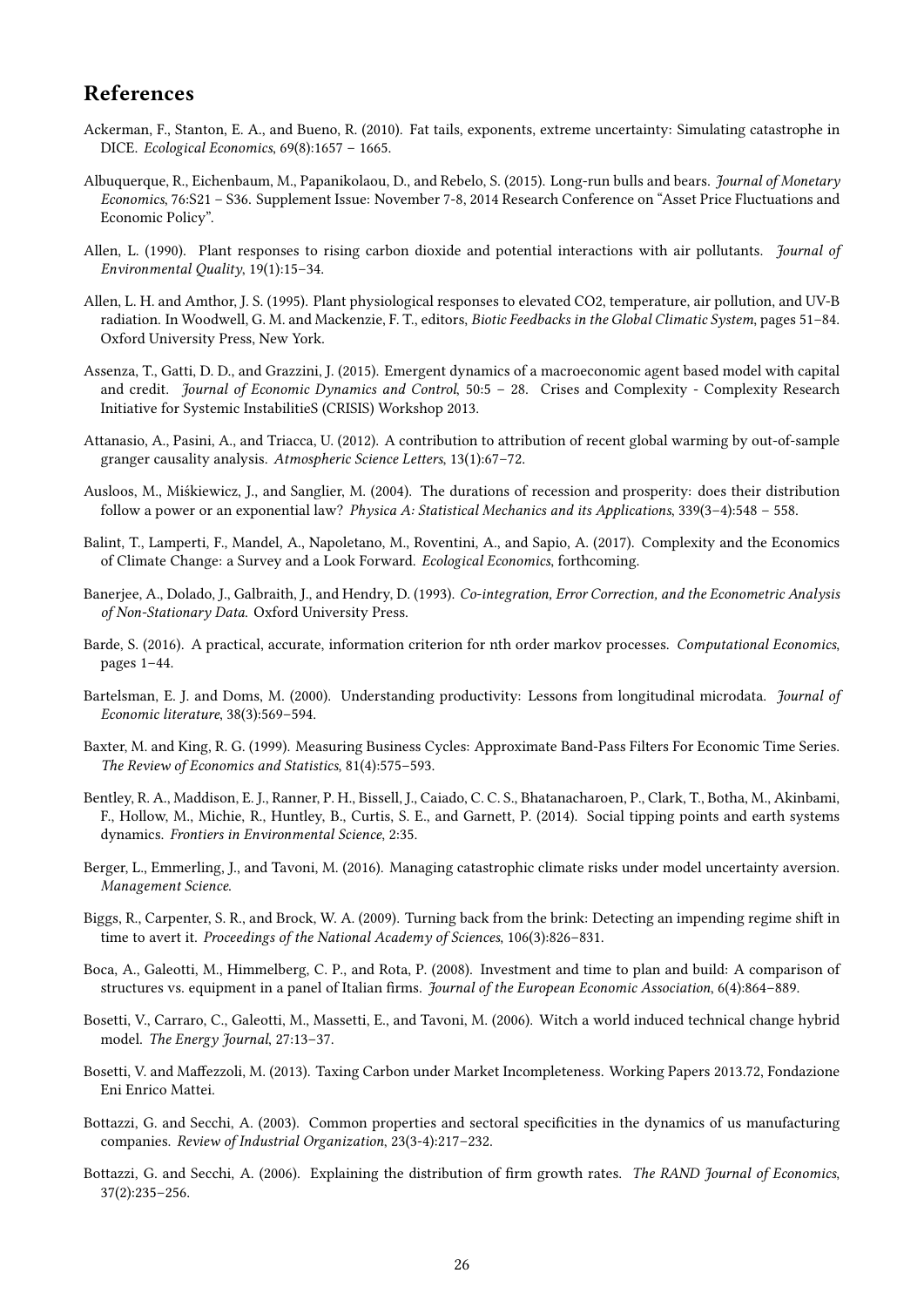## References

Ackerman, F., Stanton, E. A., and Bueno, R. (2010). Fat tails, exponents, extreme uncertainty: Simulating catastrophe in DICE. *Ecological Economics*, 69(8):1657 – 1665.

Albuquerque, R., Eichenbaum, M., Papanikolaou, D., and Rebelo, S. (2015). Long-run bulls and bears. *Journal of Monetary Economics*, 76:S21 – S36. Supplement Issue: November 7-8, 2014 Research Conference on "Asset Price Fluctuations and Economic Policy".

Allen, L. (1990). Plant responses to rising carbon dioxide and potential interactions with air pollutants. *Journal of Environmental Quality*, 19(1):15–34.

Allen, L. H. and Amthor, J. S. (1995). Plant physiological responses to elevated CO2, temperature, air pollution, and UV-B radiation. In Woodwell, G. M. and Mackenzie, F. T., editors, *Biotic Feedbacks in the Global Climatic System*, pages 51–84. Oxford University Press, New York.

Assenza, T., Gatti, D. D., and Grazzini, J. (2015). Emergent dynamics of a macroeconomic agent based model with capital and credit. *Journal of Economic Dynamics and Control*, 50:5 – 28. Crises and Complexity - Complexity Research Initiative for Systemic InstabilitieS (CRISIS) Workshop 2013.

Attanasio, A., Pasini, A., and Triacca, U. (2012). A contribution to attribution of recent global warming by out-of-sample granger causality analysis. *Atmospheric Science Letters*, 13(1):67–72.

Ausloos, M., Miśkiewicz, J., and Sanglier, M. (2004). The durations of recession and prosperity: does their distribution follow a power or an exponential law? *Physica A: Statistical Mechanics and its Applications*, 339(3–4):548 – 558.

Balint, T., Lamperti, F., Mandel, A., Napoletano, M., Roventini, A., and Sapio, A. (2017). Complexity and the Economics of Climate Change: a Survey and a Look Forward. *Ecological Economics*, forthcoming.

Banerjee, A., Dolado, J., Galbraith, J., and Hendry, D. (1993). *Co-integration, Error Correction, and the Econometric Analysis of Non-Stationary Data*. Oxford University Press.

Barde, S. (2016). A practical, accurate, information criterion for nth order markov processes. *Computational Economics*, pages 1–44.

Bartelsman, E. J. and Doms, M. (2000). Understanding productivity: Lessons from longitudinal microdata. *Journal of Economic literature*, 38(3):569–594.

Baxter, M. and King, R. G. (1999). Measuring Business Cycles: Approximate Band-Pass Filters For Economic Time Series. *The Review of Economics and Statistics*, 81(4):575–593.

Bentley, R. A., Maddison, E. J., Ranner, P. H., Bissell, J., Caiado, C. C. S., Bhatanacharoen, P., Clark, T., Botha, M., Akinbami, F., Hollow, M., Michie, R., Huntley, B., Curtis, S. E., and Garnett, P. (2014). Social tipping points and earth systems dynamics. *Frontiers in Environmental Science*, 2:35.

Berger, L., Emmerling, J., and Tavoni, M. (2016). Managing catastrophic climate risks under model uncertainty aversion. *Management Science*.

Biggs, R., Carpenter, S. R., and Brock, W. A. (2009). Turning back from the brink: Detecting an impending regime shift in time to avert it. *Proceedings of the National Academy of Sciences*, 106(3):826–831.

Boca, A., Galeotti, M., Himmelberg, C. P., and Rota, P. (2008). Investment and time to plan and build: A comparison of structures vs. equipment in a panel of Italian firms. *Journal of the European Economic Association*, 6(4):864–889.

Bosetti, V., Carraro, C., Galeotti, M., Massetti, E., and Tavoni, M. (2006). Witch a world induced technical change hybrid model. *The Energy Journal*, 27:13–37.

Bosetti, V. and Maffezzoli, M. (2013). Taxing Carbon under Market Incompleteness. Working Papers 2013.72, Fondazione Eni Enrico Mattei.

Bottazzi, G. and Secchi, A. (2003). Common properties and sectoral specificities in the dynamics of us manufacturing companies. *Review of Industrial Organization*, 23(3-4):217–232.

Bottazzi, G. and Secchi, A. (2006). Explaining the distribution of firm growth rates. *The RAND Journal of Economics*, 37(2):235–256.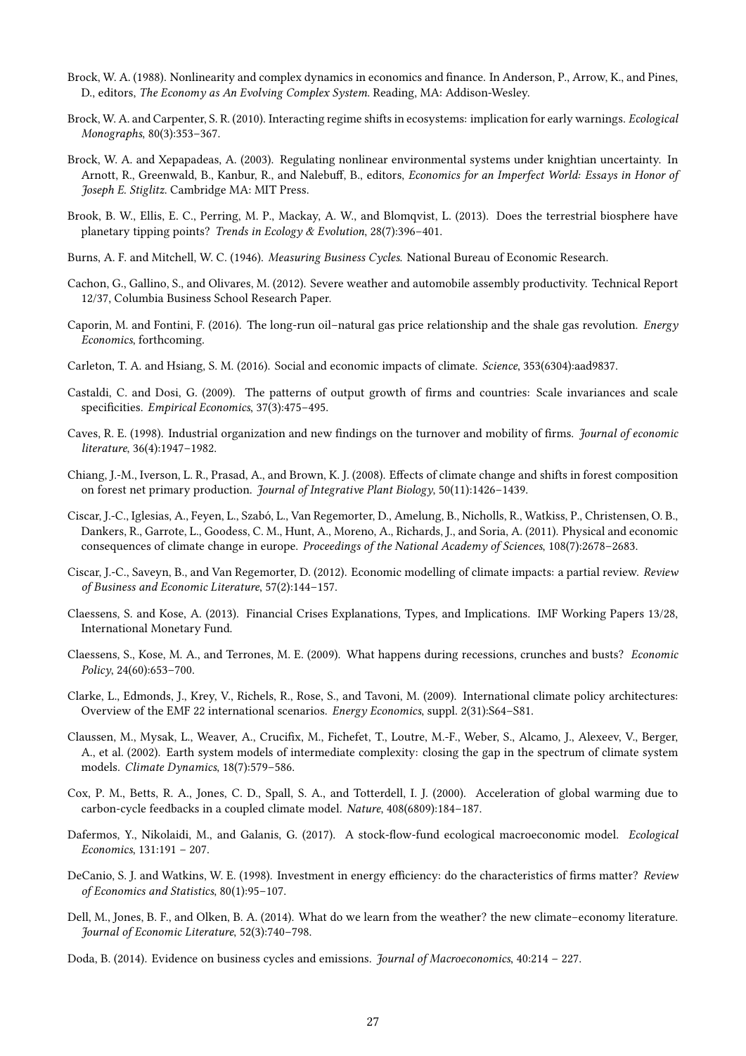Brock, W. A. (1988). Nonlinearity and complex dynamics in economics and finance. In Anderson, P., Arrow, K., and Pines, D., editors, *The Economy as An Evolving Complex System*. Reading, MA: Addison-Wesley.

Brock, W. A. and Carpenter, S. R. (2010). Interacting regime shifts in ecosystems: implication for early warnings. *Ecological Monographs*, 80(3):353–367.

Brock, W. A. and Xepapadeas, A. (2003). Regulating nonlinear environmental systems under knightian uncertainty. In Arnott, R., Greenwald, B., Kanbur, R., and Nalebuff, B., editors, *Economics for an Imperfect World: Essays in Honor of Joseph E. Stiglitz*. Cambridge MA: MIT Press.

Brook, B. W., Ellis, E. C., Perring, M. P., Mackay, A. W., and Blomqvist, L. (2013). Does the terrestrial biosphere have planetary tipping points? *Trends in Ecology & Evolution*, 28(7):396–401.

Burns, A. F. and Mitchell, W. C. (1946). *Measuring Business Cycles*. National Bureau of Economic Research.

Cachon, G., Gallino, S., and Olivares, M. (2012). Severe weather and automobile assembly productivity. Technical Report 12/37, Columbia Business School Research Paper.

Caporin, M. and Fontini, F. (2016). The long-run oil–natural gas price relationship and the shale gas revolution. *Energy Economics*, forthcoming.

Carleton, T. A. and Hsiang, S. M. (2016). Social and economic impacts of climate. *Science*, 353(6304):aad9837.

Castaldi, C. and Dosi, G. (2009). The patterns of output growth of firms and countries: Scale invariances and scale specificities. *Empirical Economics*, 37(3):475–495.

Caves, R. E. (1998). Industrial organization and new findings on the turnover and mobility of firms. *Journal of economic literature*, 36(4):1947–1982.

Chiang, J.-M., Iverson, L. R., Prasad, A., and Brown, K. J. (2008). Effects of climate change and shifts in forest composition on forest net primary production. *Journal of Integrative Plant Biology*, 50(11):1426–1439.

Ciscar, J.-C., Iglesias, A., Feyen, L., Szabó, L., Van Regemorter, D., Amelung, B., Nicholls, R., Watkiss, P., Christensen, O. B., Dankers, R., Garrote, L., Goodess, C. M., Hunt, A., Moreno, A., Richards, J., and Soria, A. (2011). Physical and economic consequences of climate change in europe. *Proceedings of the National Academy of Sciences*, 108(7):2678–2683.

Ciscar, J.-C., Saveyn, B., and Van Regemorter, D. (2012). Economic modelling of climate impacts: a partial review. *Review of Business and Economic Literature*, 57(2):144–157.

Claessens, S. and Kose, A. (2013). Financial Crises Explanations, Types, and Implications. IMF Working Papers 13/28, International Monetary Fund.

Claessens, S., Kose, M. A., and Terrones, M. E. (2009). What happens during recessions, crunches and busts? *Economic Policy*, 24(60):653–700.

Clarke, L., Edmonds, J., Krey, V., Richels, R., Rose, S., and Tavoni, M. (2009). International climate policy architectures: Overview of the EMF 22 international scenarios. *Energy Economics*, suppl. 2(31):S64–S81.

Claussen, M., Mysak, L., Weaver, A., Crucifix, M., Fichefet, T., Loutre, M.-F., Weber, S., Alcamo, J., Alexeev, V., Berger, A., et al. (2002). Earth system models of intermediate complexity: closing the gap in the spectrum of climate system models. *Climate Dynamics*, 18(7):579–586.

Cox, P. M., Betts, R. A., Jones, C. D., Spall, S. A., and Totterdell, I. J. (2000). Acceleration of global warming due to carbon-cycle feedbacks in a coupled climate model. *Nature*, 408(6809):184–187.

Dafermos, Y., Nikolaidi, M., and Galanis, G. (2017). A stock-flow-fund ecological macroeconomic model. *Ecological Economics*, 131:191 – 207.

DeCanio, S. J. and Watkins, W. E. (1998). Investment in energy efficiency: do the characteristics of firms matter? *Review of Economics and Statistics*, 80(1):95–107.

Dell, M., Jones, B. F., and Olken, B. A. (2014). What do we learn from the weather? the new climate–economy literature. *Journal of Economic Literature*, 52(3):740–798.

Doda, B. (2014). Evidence on business cycles and emissions. *Journal of Macroeconomics*, 40:214 – 227.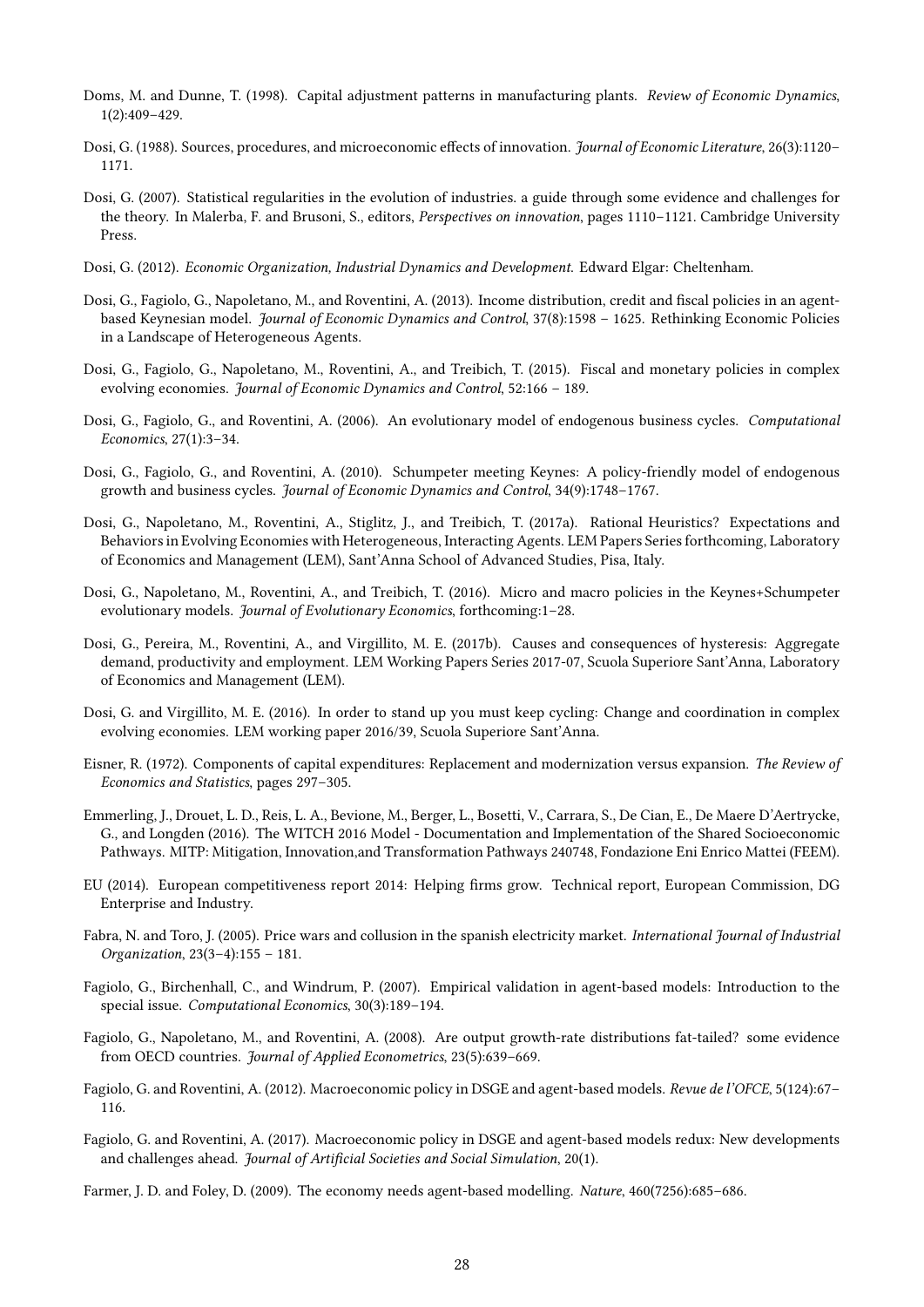Doms, M. and Dunne, T. (1998). Capital adjustment patterns in manufacturing plants. *Review of Economic Dynamics*, 1(2):409–429.

Dosi, G. (1988). Sources, procedures, and microeconomic effects of innovation. *Journal of Economic Literature*, 26(3):1120–1171.

Dosi, G. (2007). Statistical regularities in the evolution of industries. a guide through some evidence and challenges for the theory. In Malerba, F. and Brusoni, S., editors, *Perspectives on innovation*, pages 1110–1121. Cambridge University Press.

Dosi, G. (2012). *Economic Organization, Industrial Dynamics and Development*. Edward Elgar: Cheltenham.

Dosi, G., Fagiolo, G., Napoletano, M., and Roventini, A. (2013). Income distribution, credit and fiscal policies in an agent-based Keynesian model. *Journal of Economic Dynamics and Control*, 37(8):1598 – 1625. Rethinking Economic Policies in a Landscape of Heterogeneous Agents.

Dosi, G., Fagiolo, G., Napoletano, M., Roventini, A., and Treibich, T. (2015). Fiscal and monetary policies in complex evolving economies. *Journal of Economic Dynamics and Control*, 52:166 – 189.

Dosi, G., Fagiolo, G., and Roventini, A. (2006). An evolutionary model of endogenous business cycles. *Computational Economics*, 27(1):3–34.

Dosi, G., Fagiolo, G., and Roventini, A. (2010). Schumpeter meeting Keynes: A policy-friendly model of endogenous growth and business cycles. *Journal of Economic Dynamics and Control*, 34(9):1748–1767.

Dosi, G., Napoletano, M., Roventini, A., Stiglitz, J., and Treibich, T. (2017a). Rational Heuristics? Expectations and Behaviors in Evolving Economies with Heterogeneous, Interacting Agents. LEM Papers Series forthcoming, Laboratory of Economics and Management (LEM), Sant'Anna School of Advanced Studies, Pisa, Italy.

Dosi, G., Napoletano, M., Roventini, A., and Treibich, T. (2016). Micro and macro policies in the Keynes+Schumpeter evolutionary models. *Journal of Evolutionary Economics*, forthcoming:1–28.

Dosi, G., Pereira, M., Roventini, A., and Virgillito, M. E. (2017b). Causes and consequences of hysteresis: Aggregate demand, productivity and employment. LEM Working Papers Series 2017-07, Scuola Superiore Sant'Anna, Laboratory of Economics and Management (LEM).

Dosi, G. and Virgillito, M. E. (2016). In order to stand up you must keep cycling: Change and coordination in complex evolving economies. LEM working paper 2016/39, Scuola Superiore Sant'Anna.

Eisner, R. (1972). Components of capital expenditures: Replacement and modernization versus expansion. *The Review of Economics and Statistics*, pages 297–305.

Emmerling, J., Drouet, L. D., Reis, L. A., Bevione, M., Berger, L., Bosetti, V., Carrara, S., De Cian, E., De Maere D'Aertrycke, G., and Longden (2016). The WITCH 2016 Model - Documentation and Implementation of the Shared Socioeconomic Pathways. MITP: Mitigation, Innovation,and Transformation Pathways 240748, Fondazione Eni Enrico Mattei (FEEM).

EU (2014). European competitiveness report 2014: Helping firms grow. Technical report, European Commission, DG Enterprise and Industry.

Fabra, N. and Toro, J. (2005). Price wars and collusion in the spanish electricity market. *International Journal of Industrial Organization*, 23(3–4):155 – 181.

Fagiolo, G., Birchenhall, C., and Windrum, P. (2007). Empirical validation in agent-based models: Introduction to the special issue. *Computational Economics*, 30(3):189–194.

Fagiolo, G., Napoletano, M., and Roventini, A. (2008). Are output growth-rate distributions fat-tailed? some evidence from OECD countries. *Journal of Applied Econometrics*, 23(5):639–669.

Fagiolo, G. and Roventini, A. (2012). Macroeconomic policy in DSGE and agent-based models. *Revue de l'OFCE*, 5(124):67–116.

Fagiolo, G. and Roventini, A. (2017). Macroeconomic policy in DSGE and agent-based models redux: New developments and challenges ahead. *Journal of Artificial Societies and Social Simulation*, 20(1).

Farmer, J. D. and Foley, D. (2009). The economy needs agent-based modelling. *Nature*, 460(7256):685–686.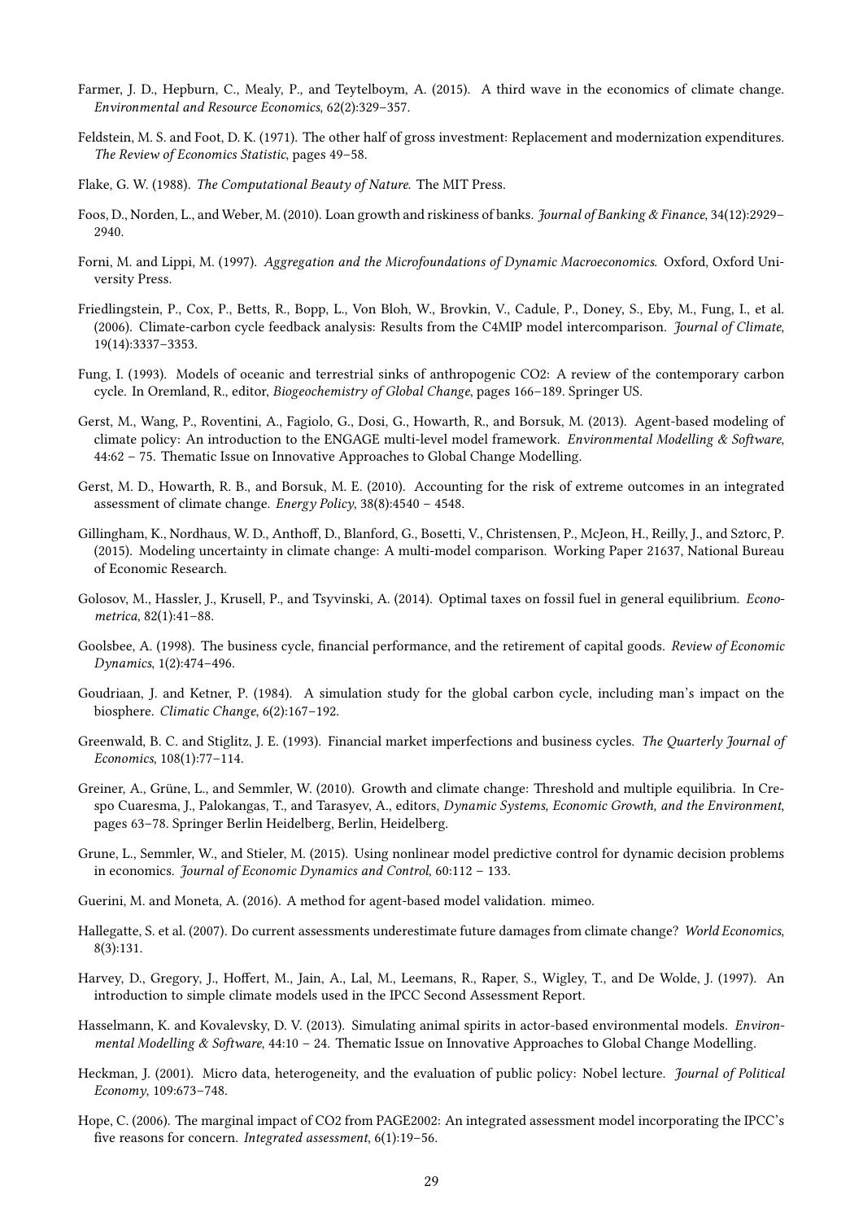Farmer, J. D., Hepburn, C., Mealy, P., and Teytelboym, A. (2015). A third wave in the economics of climate change. *Environmental and Resource Economics*, 62(2):329–357.

Feldstein, M. S. and Foot, D. K. (1971). The other half of gross investment: Replacement and modernization expenditures. *The Review of Economics Statistic*, pages 49–58.

Flake, G. W. (1988). *The Computational Beauty of Nature.* The MIT Press.

Foos, D., Norden, L., and Weber, M. (2010). Loan growth and riskiness of banks. *Journal of Banking & Finance*, 34(12):2929–2940.

Forni, M. and Lippi, M. (1997). *Aggregation and the Microfoundations of Dynamic Macroeconomics.* Oxford, Oxford University Press.

Friedlingstein, P., Cox, P., Betts, R., Bopp, L., Von Bloh, W., Brovkin, V., Cadule, P., Doney, S., Eby, M., Fung, I., et al. (2006). Climate-carbon cycle feedback analysis: Results from the C4MIP model intercomparison. *Journal of Climate*, 19(14):3337–3353.

Fung, I. (1993). Models of oceanic and terrestrial sinks of anthropogenic CO2: A review of the contemporary carbon cycle. In Oremland, R., editor, *Biogeochemistry of Global Change*, pages 166–189. Springer US.

Gerst, M., Wang, P., Roventini, A., Fagiolo, G., Dosi, G., Howarth, R., and Borsuk, M. (2013). Agent-based modeling of climate policy: An introduction to the ENGAGE multi-level model framework. *Environmental Modelling & Software*, 44:62 – 75. Thematic Issue on Innovative Approaches to Global Change Modelling.

Gerst, M. D., Howarth, R. B., and Borsuk, M. E. (2010). Accounting for the risk of extreme outcomes in an integrated assessment of climate change. *Energy Policy*, 38(8):4540 – 4548.

Gillingham, K., Nordhaus, W. D., Anthoff, D., Blanford, G., Bosetti, V., Christensen, P., McJeon, H., Reilly, J., and Sztorc, P. (2015). Modeling uncertainty in climate change: A multi-model comparison. Working Paper 21637, National Bureau of Economic Research.

Golosov, M., Hassler, J., Krusell, P., and Tsyvinski, A. (2014). Optimal taxes on fossil fuel in general equilibrium. *Econometrica*, 82(1):41–88.

Goolsbee, A. (1998). The business cycle, financial performance, and the retirement of capital goods. *Review of Economic Dynamics*, 1(2):474–496.

Goudriaan, J. and Ketner, P. (1984). A simulation study for the global carbon cycle, including man's impact on the biosphere. *Climatic Change*, 6(2):167–192.

Greenwald, B. C. and Stiglitz, J. E. (1993). Financial market imperfections and business cycles. *The Quarterly Journal of Economics*, 108(1):77–114.

Greiner, A., Grüne, L., and Semmler, W. (2010). Growth and climate change: Threshold and multiple equilibria. In Crespo Cuaresma, J., Palokangas, T., and Tarasyev, A., editors, *Dynamic Systems, Economic Growth, and the Environment*, pages 63–78. Springer Berlin Heidelberg, Berlin, Heidelberg.

Grune, L., Semmler, W., and Stieler, M. (2015). Using nonlinear model predictive control for dynamic decision problems in economics. *Journal of Economic Dynamics and Control*, 60:112 – 133.

Guerini, M. and Moneta, A. (2016). A method for agent-based model validation. mimeo.

Hallegatte, S. et al. (2007). Do current assessments underestimate future damages from climate change? *World Economics*, 8(3):131.

Harvey, D., Gregory, J., Hoffert, M., Jain, A., Lal, M., Leemans, R., Raper, S., Wigley, T., and De Wolde, J. (1997). An introduction to simple climate models used in the IPCC Second Assessment Report.

Hasselmann, K. and Kovalevsky, D. V. (2013). Simulating animal spirits in actor-based environmental models. *Environmental Modelling & Software*, 44:10 – 24. Thematic Issue on Innovative Approaches to Global Change Modelling.

Heckman, J. (2001). Micro data, heterogeneity, and the evaluation of public policy: Nobel lecture. *Journal of Political Economy*, 109:673–748.

Hope, C. (2006). The marginal impact of CO2 from PAGE2002: An integrated assessment model incorporating the IPCC's five reasons for concern. *Integrated assessment*, 6(1):19–56.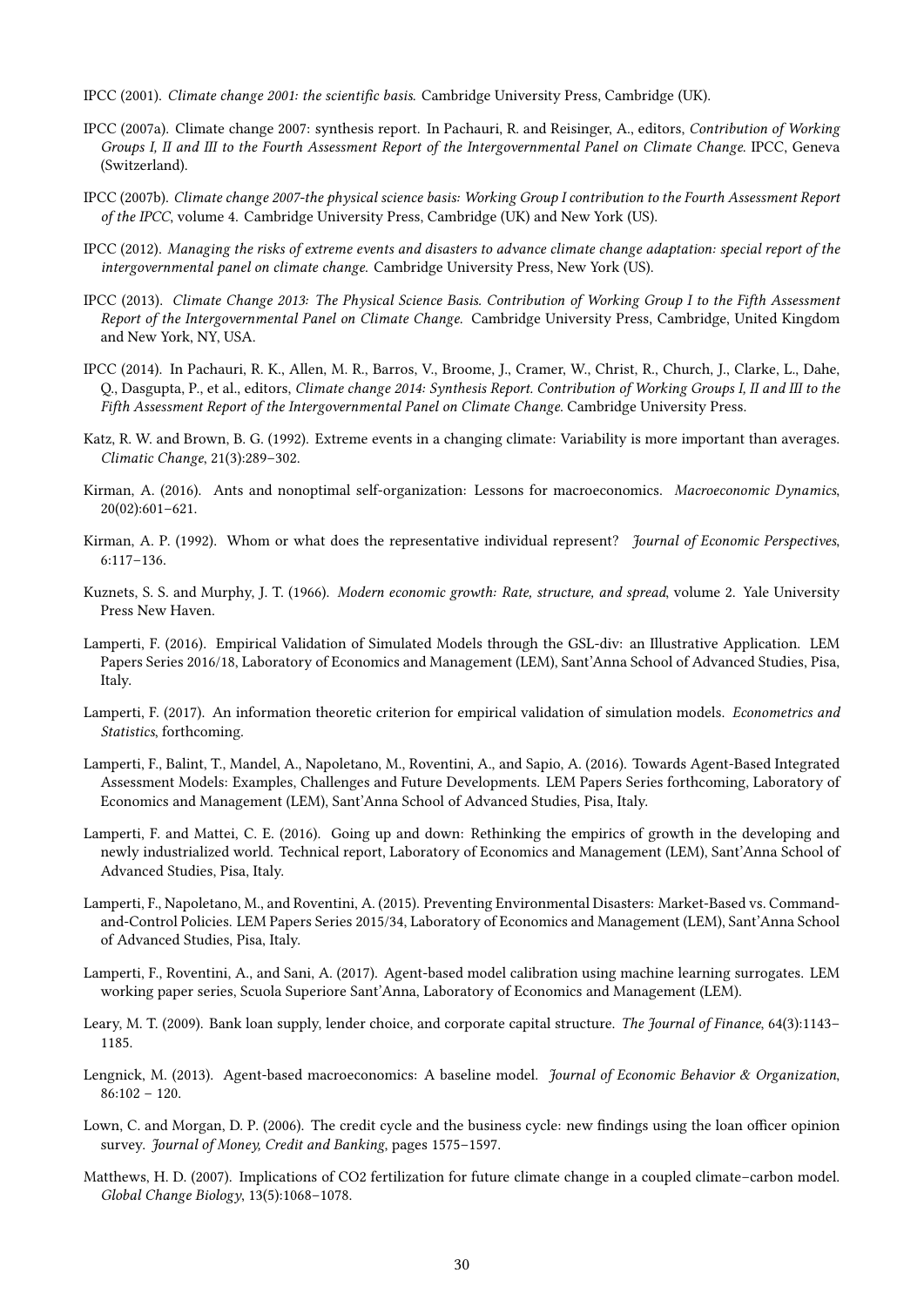IPCC (2001). *Climate change 2001: the scientific basis.* Cambridge University Press, Cambridge (UK).

IPCC (2007a). Climate change 2007: synthesis report. In Pachauri, R. and Reisinger, A., editors, *Contribution of Working Groups I, II and III to the Fourth Assessment Report of the Intergovernmental Panel on Climate Change*. IPCC, Geneva (Switzerland).

IPCC (2007b). *Climate change 2007-the physical science basis: Working Group I contribution to the Fourth Assessment Report of the IPCC*, volume 4. Cambridge University Press, Cambridge (UK) and New York (US).

IPCC (2012). *Managing the risks of extreme events and disasters to advance climate change adaptation: special report of the intergovernmental panel on climate change.* Cambridge University Press, New York (US).

IPCC (2013). *Climate Change 2013: The Physical Science Basis. Contribution of Working Group I to the Fifth Assessment Report of the Intergovernmental Panel on Climate Change.* Cambridge University Press, Cambridge, United Kingdom and New York, NY, USA.

IPCC (2014). In Pachauri, R. K., Allen, M. R., Barros, V., Broome, J., Cramer, W., Christ, R., Church, J., Clarke, L., Dahe, Q., Dasgupta, P., et al., editors, *Climate change 2014: Synthesis Report. Contribution of Working Groups I, II and III to the Fifth Assessment Report of the Intergovernmental Panel on Climate Change*. Cambridge University Press.

Katz, R. W. and Brown, B. G. (1992). Extreme events in a changing climate: Variability is more important than averages. *Climatic Change*, 21(3):289–302.

Kirman, A. (2016). Ants and nonoptimal self-organization: Lessons for macroeconomics. *Macroeconomic Dynamics*, 20(02):601–621.

Kirman, A. P. (1992). Whom or what does the representative individual represent? *Journal of Economic Perspectives*, 6:117–136.

Kuznets, S. S. and Murphy, J. T. (1966). *Modern economic growth: Rate, structure, and spread*, volume 2. Yale University Press New Haven.

Lamperti, F. (2016). Empirical Validation of Simulated Models through the GSL-div: an Illustrative Application. LEM Papers Series 2016/18, Laboratory of Economics and Management (LEM), Sant'Anna School of Advanced Studies, Pisa, Italy.

Lamperti, F. (2017). An information theoretic criterion for empirical validation of simulation models. *Econometrics and Statistics*, forthcoming.

Lamperti, F., Balint, T., Mandel, A., Napoletano, M., Roventini, A., and Sapio, A. (2016). Towards Agent-Based Integrated Assessment Models: Examples, Challenges and Future Developments. LEM Papers Series forthcoming, Laboratory of Economics and Management (LEM), Sant'Anna School of Advanced Studies, Pisa, Italy.

Lamperti, F. and Mattei, C. E. (2016). Going up and down: Rethinking the empirics of growth in the developing and newly industrialized world. Technical report, Laboratory of Economics and Management (LEM), Sant'Anna School of Advanced Studies, Pisa, Italy.

Lamperti, F., Napoletano, M., and Roventini, A. (2015). Preventing Environmental Disasters: Market-Based vs. Command-and-Control Policies. LEM Papers Series 2015/34, Laboratory of Economics and Management (LEM), Sant'Anna School of Advanced Studies, Pisa, Italy.

Lamperti, F., Roventini, A., and Sani, A. (2017). Agent-based model calibration using machine learning surrogates. LEM working paper series, Scuola Superiore Sant'Anna, Laboratory of Economics and Management (LEM).

Leary, M. T. (2009). Bank loan supply, lender choice, and corporate capital structure. *The Journal of Finance*, 64(3):1143–1185.

Lengnick, M. (2013). Agent-based macroeconomics: A baseline model. *Journal of Economic Behavior & Organization*, 86:102 – 120.

Lown, C. and Morgan, D. P. (2006). The credit cycle and the business cycle: new findings using the loan officer opinion survey. *Journal of Money, Credit and Banking*, pages 1575–1597.

Matthews, H. D. (2007). Implications of CO2 fertilization for future climate change in a coupled climate–carbon model. *Global Change Biology*, 13(5):1068–1078.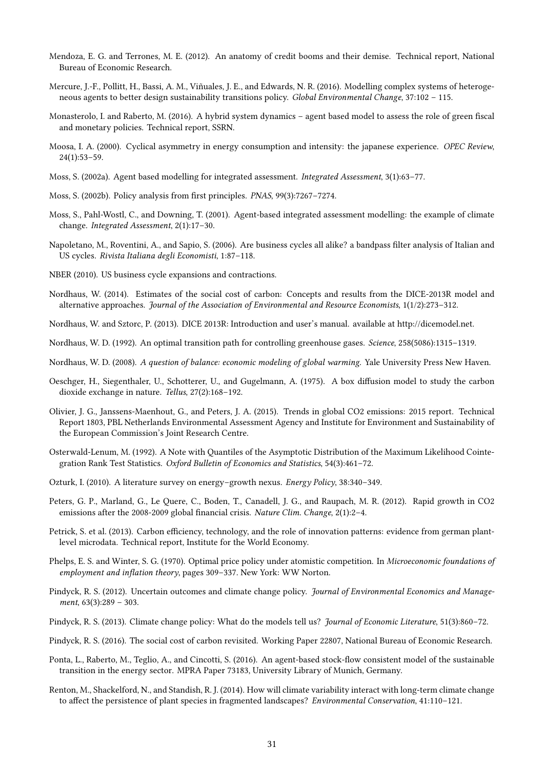Mendoza, E. G. and Terrones, M. E. (2012). An anatomy of credit booms and their demise. Technical report, National Bureau of Economic Research.

Mercure, J.-F., Pollitt, H., Bassi, A. M., Viñuales, J. E., and Edwards, N. R. (2016). Modelling complex systems of heterogeneous agents to better design sustainability transitions policy. *Global Environmental Change*, 37:102 – 115.

Monasterolo, I. and Raberto, M. (2016). A hybrid system dynamics – agent based model to assess the role of green fiscal and monetary policies. Technical report, SSRN.

Moosa, I. A. (2000). Cyclical asymmetry in energy consumption and intensity: the japanese experience. *OPEC Review*, 24(1):53–59.

Moss, S. (2002a). Agent based modelling for integrated assessment. *Integrated Assessment*, 3(1):63–77.

Moss, S. (2002b). Policy analysis from first principles. *PNAS*, 99(3):7267–7274.

Moss, S., Pahl-Wostl, C., and Downing, T. (2001). Agent-based integrated assessment modelling: the example of climate change. *Integrated Assessment*, 2(1):17–30.

Napoletano, M., Roventini, A., and Sapio, S. (2006). Are business cycles all alike? a bandpass filter analysis of Italian and US cycles. *Rivista Italiana degli Economisti*, 1:87–118.

NBER (2010). US business cycle expansions and contractions.

Nordhaus, W. (2014). Estimates of the social cost of carbon: Concepts and results from the DICE-2013R model and alternative approaches. *Journal of the Association of Environmental and Resource Economists*, 1(1/2):273–312.

Nordhaus, W. and Sztorc, P. (2013). DICE 2013R: Introduction and user's manual. available at http://dicemodel.net.

Nordhaus, W. D. (1992). An optimal transition path for controlling greenhouse gases. *Science*, 258(5086):1315–1319.

Nordhaus, W. D. (2008). *A question of balance: economic modeling of global warming*. Yale University Press New Haven.

Oeschger, H., Siegenthaler, U., Schotterer, U., and Gugelmann, A. (1975). A box diffusion model to study the carbon dioxide exchange in nature. *Tellus*, 27(2):168–192.

Olivier, J. G., Janssens-Maenhout, G., and Peters, J. A. (2015). Trends in global CO2 emissions: 2015 report. Technical Report 1803, PBL Netherlands Environmental Assessment Agency and Institute for Environment and Sustainability of the European Commission's Joint Research Centre.

Osterwald-Lenum, M. (1992). A Note with Quantiles of the Asymptotic Distribution of the Maximum Likelihood Cointegration Rank Test Statistics. *Oxford Bulletin of Economics and Statistics*, 54(3):461–72.

Ozturk, I. (2010). A literature survey on energy–growth nexus. *Energy Policy*, 38:340–349.

Peters, G. P., Marland, G., Le Quere, C., Boden, T., Canadell, J. G., and Raupach, M. R. (2012). Rapid growth in CO2 emissions after the 2008-2009 global financial crisis. *Nature Clim. Change*, 2(1):2–4.

Petrick, S. et al. (2013). Carbon efficiency, technology, and the role of innovation patterns: evidence from german plant-level microdata. Technical report, Institute for the World Economy.

Phelps, E. S. and Winter, S. G. (1970). Optimal price policy under atomistic competition. In *Microeconomic foundations of employment and inflation theory*, pages 309–337. New York: WW Norton.

Pindyck, R. S. (2012). Uncertain outcomes and climate change policy. *Journal of Environmental Economics and Management*, 63(3):289 – 303.

Pindyck, R. S. (2013). Climate change policy: What do the models tell us? *Journal of Economic Literature*, 51(3):860–72.

Pindyck, R. S. (2016). The social cost of carbon revisited. Working Paper 22807, National Bureau of Economic Research.

Ponta, L., Raberto, M., Teglio, A., and Cincotti, S. (2016). An agent-based stock-flow consistent model of the sustainable transition in the energy sector. MPRA Paper 73183, University Library of Munich, Germany.

Renton, M., Shackelford, N., and Standish, R. J. (2014). How will climate variability interact with long-term climate change to affect the persistence of plant species in fragmented landscapes? *Environmental Conservation*, 41:110–121.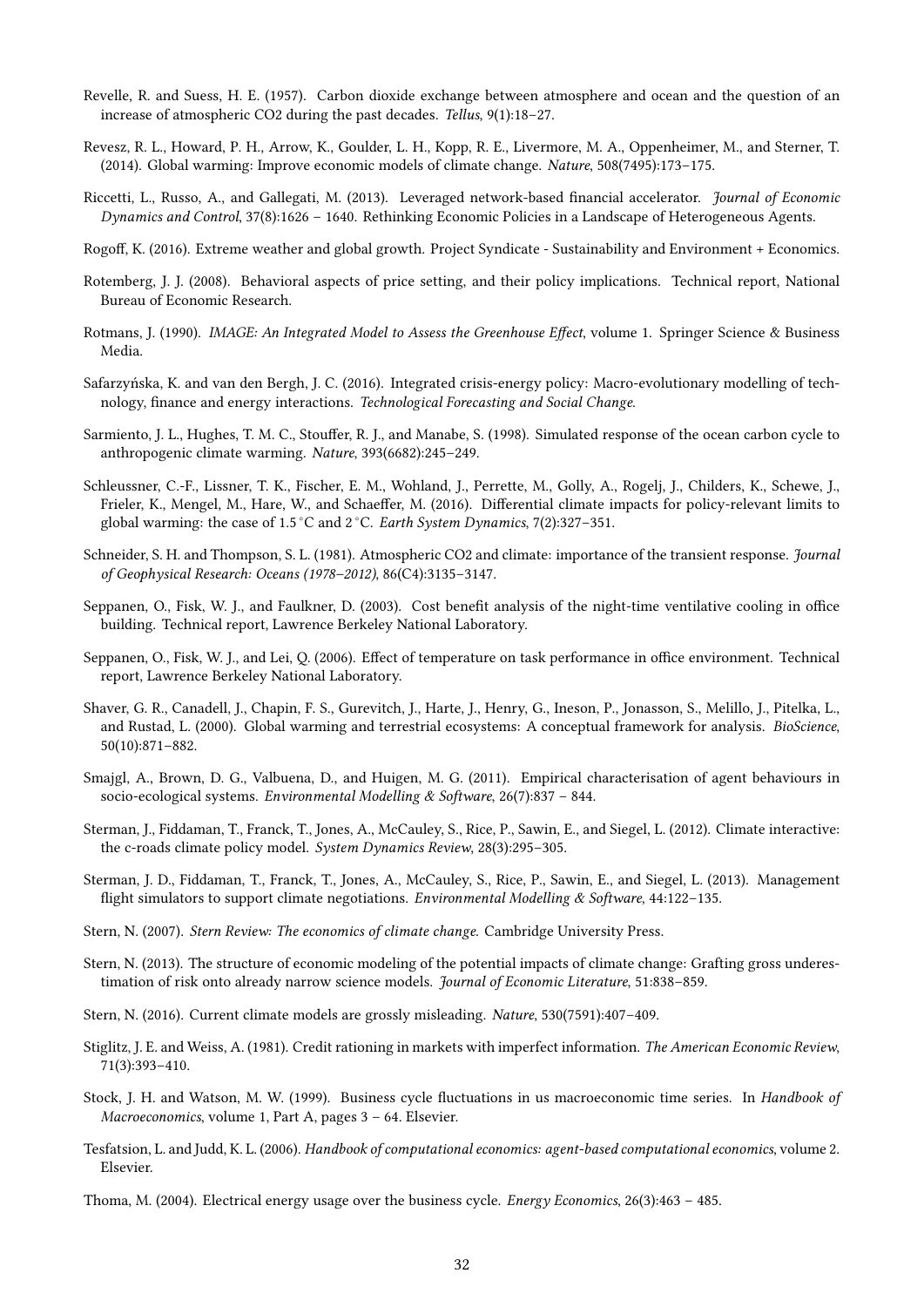Revelle, R. and Suess, H. E. (1957). Carbon dioxide exchange between atmosphere and ocean and the question of an increase of atmospheric CO2 during the past decades. *Tellus*, 9(1):18–27.

Revesz, R. L., Howard, P. H., Arrow, K., Goulder, L. H., Kopp, R. E., Livermore, M. A., Oppenheimer, M., and Sterner, T. (2014). Global warming: Improve economic models of climate change. *Nature*, 508(7495):173–175.

Riccetti, L., Russo, A., and Gallegati, M. (2013). Leveraged network-based financial accelerator. *Journal of Economic Dynamics and Control*, 37(8):1626 – 1640. Rethinking Economic Policies in a Landscape of Heterogeneous Agents.

Rogoff, K. (2016). Extreme weather and global growth. Project Syndicate - Sustainability and Environment + Economics.

Rotemberg, J. J. (2008). Behavioral aspects of price setting, and their policy implications. Technical report, National Bureau of Economic Research.

Rotmans, J. (1990). *IMAGE: An Integrated Model to Assess the Greenhouse Effect*, volume 1. Springer Science & Business Media.

Safarzyńska, K. and van den Bergh, J. C. (2016). Integrated crisis-energy policy: Macro-evolutionary modelling of technology, finance and energy interactions. *Technological Forecasting and Social Change*.

Sarmiento, J. L., Hughes, T. M. C., Stouffer, R. J., and Manabe, S. (1998). Simulated response of the ocean carbon cycle to anthropogenic climate warming. *Nature*, 393(6682):245–249.

Schleussner, C.-F., Lissner, T. K., Fischer, E. M., Wohland, J., Perrette, M., Golly, A., Rogelj, J., Childers, K., Schewe, J., Frieler, K., Mengel, M., Hare, W., and Schaeffer, M. (2016). Differential climate impacts for policy-relevant limits to global warming: the case of 1.5 °C and 2 °C. *Earth System Dynamics*, 7(2):327–351.

Schneider, S. H. and Thompson, S. L. (1981). Atmospheric CO2 and climate: importance of the transient response. *Journal of Geophysical Research: Oceans (1978–2012)*, 86(C4):3135–3147.

Seppanen, O., Fisk, W. J., and Faulkner, D. (2003). Cost benefit analysis of the night-time ventilative cooling in office building. Technical report, Lawrence Berkeley National Laboratory.

Seppanen, O., Fisk, W. J., and Lei, Q. (2006). Effect of temperature on task performance in office environment. Technical report, Lawrence Berkeley National Laboratory.

Shaver, G. R., Canadell, J., Chapin, F. S., Gurevitch, J., Harte, J., Henry, G., Ineson, P., Jonasson, S., Melillo, J., Pitelka, L., and Rustad, L. (2000). Global warming and terrestrial ecosystems: A conceptual framework for analysis. *BioScience*, 50(10):871–882.

Smajgl, A., Brown, D. G., Valbuena, D., and Huigen, M. G. (2011). Empirical characterisation of agent behaviours in socio-ecological systems. *Environmental Modelling & Software*, 26(7):837 – 844.

Sterman, J., Fiddaman, T., Franck, T., Jones, A., McCauley, S., Rice, P., Sawin, E., and Siegel, L. (2012). Climate interactive: the c-roads climate policy model. *System Dynamics Review*, 28(3):295–305.

Sterman, J. D., Fiddaman, T., Franck, T., Jones, A., McCauley, S., Rice, P., Sawin, E., and Siegel, L. (2013). Management flight simulators to support climate negotiations. *Environmental Modelling & Software*, 44:122–135.

Stern, N. (2007). *Stern Review: The economics of climate change.* Cambridge University Press.

Stern, N. (2013). The structure of economic modeling of the potential impacts of climate change: Grafting gross underestimation of risk onto already narrow science models. *Journal of Economic Literature*, 51:838–859.

Stern, N. (2016). Current climate models are grossly misleading. *Nature*, 530(7591):407–409.

Stiglitz, J. E. and Weiss, A. (1981). Credit rationing in markets with imperfect information. *The American Economic Review*, 71(3):393–410.

Stock, J. H. and Watson, M. W. (1999). Business cycle fluctuations in us macroeconomic time series. In *Handbook of Macroeconomics*, volume 1, Part A, pages 3 – 64. Elsevier.

Tesfatsion, L. and Judd, K. L. (2006). *Handbook of computational economics: agent-based computational economics*, volume 2. Elsevier.

Thoma, M. (2004). Electrical energy usage over the business cycle. *Energy Economics*, 26(3):463 – 485.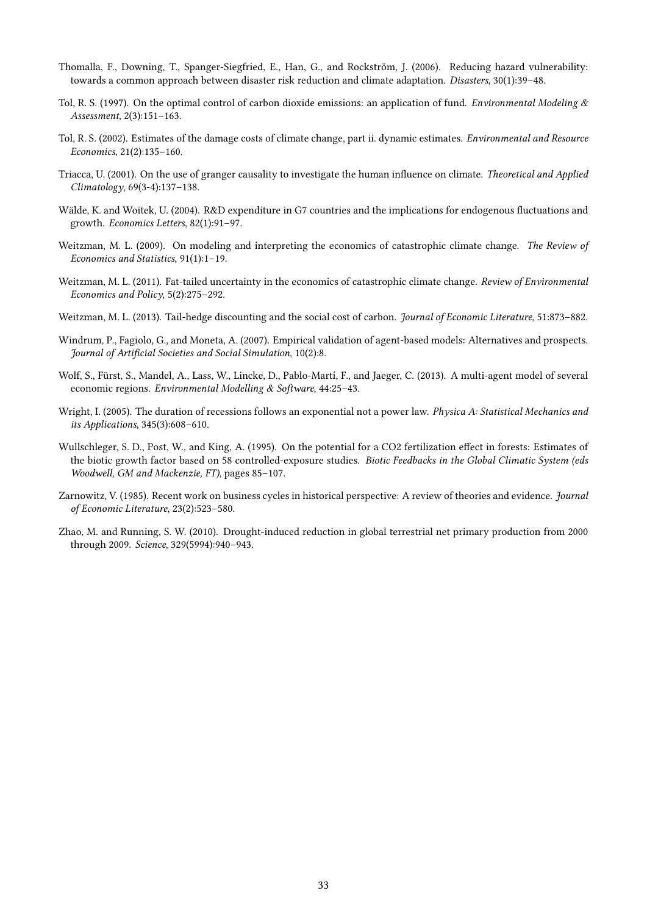Thomalla, F., Downing, T., Spanger-Siegfried, E., Han, G., and Rockström, J. (2006). Reducing hazard vulnerability: towards a common approach between disaster risk reduction and climate adaptation. *Disasters*, 30(1):39–48.

Tol, R. S. (1997). On the optimal control of carbon dioxide emissions: an application of fund. *Environmental Modeling & Assessment*, 2(3):151–163.

Tol, R. S. (2002). Estimates of the damage costs of climate change, part ii. dynamic estimates. *Environmental and Resource Economics*, 21(2):135–160.

Triacca, U. (2001). On the use of granger causality to investigate the human influence on climate. *Theoretical and Applied Climatology*, 69(3-4):137–138.

Wälde, K. and Woitek, U. (2004). R&D expenditure in G7 countries and the implications for endogenous fluctuations and growth. *Economics Letters*, 82(1):91–97.

Weitzman, M. L. (2009). On modeling and interpreting the economics of catastrophic climate change. *The Review of Economics and Statistics*, 91(1):1–19.

Weitzman, M. L. (2011). Fat-tailed uncertainty in the economics of catastrophic climate change. *Review of Environmental Economics and Policy*, 5(2):275–292.

Weitzman, M. L. (2013). Tail-hedge discounting and the social cost of carbon. *Journal of Economic Literature*, 51:873–882.

Windrum, P., Fagiolo, G., and Moneta, A. (2007). Empirical validation of agent-based models: Alternatives and prospects. *Journal of Artificial Societies and Social Simulation*, 10(2):8.

Wolf, S., Fürst, S., Mandel, A., Lass, W., Lincke, D., Pablo-Martí, F., and Jaeger, C. (2013). A multi-agent model of several economic regions. *Environmental Modelling & Software*, 44:25–43.

Wright, I. (2005). The duration of recessions follows an exponential not a power law. *Physica A: Statistical Mechanics and its Applications*, 345(3):608–610.

Wullschleger, S. D., Post, W., and King, A. (1995). On the potential for a CO2 fertilization effect in forests: Estimates of the biotic growth factor based on 58 controlled-exposure studies. *Biotic Feedbacks in the Global Climatic System (eds Woodwell, GM and Mackenzie, FT)*, pages 85–107.

Zarnowitz, V. (1985). Recent work on business cycles in historical perspective: A review of theories and evidence. *Journal of Economic Literature*, 23(2):523–580.

Zhao, M. and Running, S. W. (2010). Drought-induced reduction in global terrestrial net primary production from 2000 through 2009. *Science*, 329(5994):940–943.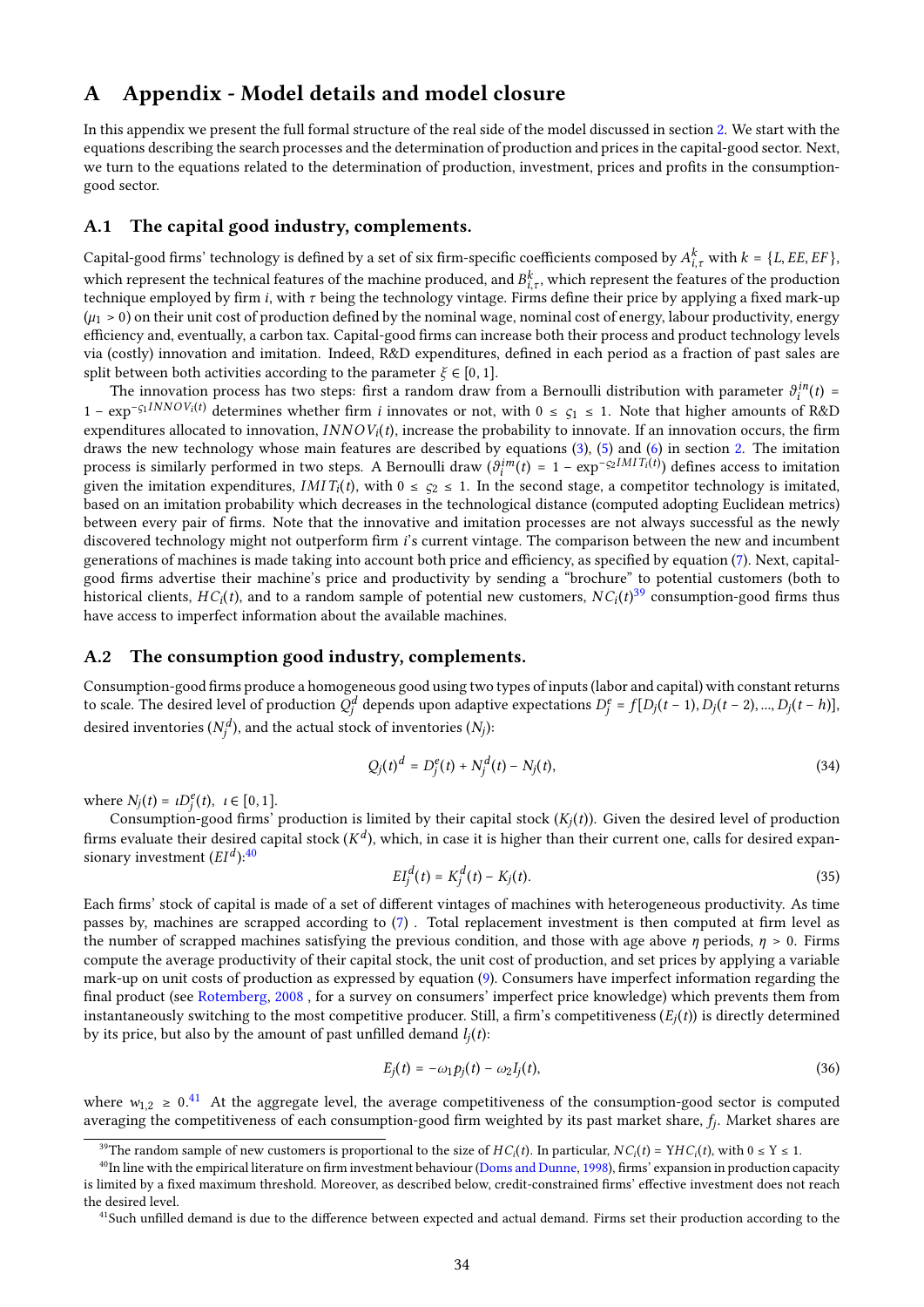# A Appendix - Model details and model closure

In this appendix we present the full formal structure of the real side of the model discussed in section 2. We start with the equations describing the search processes and the determination of production and prices in the capital-good sector. Next, we turn to the equations related to the determination of production, investment, prices and profits in the consumption-good sector.

## A.1 The capital good industry, complements.

Capital-good firms' technology is defined by a set of six firm-specific coefficients composed by $A^k_{i,\tau}$ with $k = \{L, EE, EF\}$, which represent the technical features of the machine produced, and $B^k_{i,\tau}$, which represent the features of the production technique employed by firm $i$, with $\tau$ being the technology vintage. Firms define their price by applying a fixed mark-up ($\mu_1 > 0$) on their unit cost of production defined by the nominal wage, nominal cost of energy, labour productivity, energy efficiency and, eventually, a carbon tax. Capital-good firms can increase both their process and product technology levels via (costly) innovation and imitation. Indeed, R&D expenditures, defined in each period as a fraction of past sales are split between both activities according to the parameter $\xi \in [0, 1]$.

The innovation process has two steps: first a random draw from a Bernoulli distribution with parameter $\vartheta^{in}_i(t) = 1 - \exp^{-\varsigma_1 INNOV_i(t)}$ determines whether firm $i$ innovates or not, with $0 \leq \varsigma_1 \leq 1$. Note that higher amounts of R&D expenditures allocated to innovation, $INNOV_i(t)$, increase the probability to innovate. If an innovation occurs, the firm draws the new technology whose main features are described by equations (3), (5) and (6) in section 2. The imitation process is similarly performed in two steps. A Bernoulli draw ($\vartheta^{im}_i(t) = 1 - \exp^{-\varsigma_2 IMIT_i(t)}$) defines access to imitation given the imitation expenditures, $IMIT_i(t)$, with $0 \leq \varsigma_2 \leq 1$. In the second stage, a competitor technology is imitated, based on an imitation probability which decreases in the technological distance (computed adopting Euclidean metrics) between every pair of firms. Note that the innovative and imitation processes are not always successful as the newly discovered technology might not outperform firm $i$'s current vintage. The comparison between the new and incumbent generations of machines is made taking into account both price and efficiency, as specified by equation (7). Next, capital-good firms advertise their machine's price and productivity by sending a "brochure" to potential customers (both to historical clients, $HC_i(t)$, and to a random sample of potential new customers, $NC_i(t)$[39] consumption-good firms thus have access to imperfect information about the available machines.

## A.2 The consumption good industry, complements.

Consumption-good firms produce a homogeneous good using two types of inputs (labor and capital) with constant returns to scale. The desired level of production $Q^d_j$ depends upon adaptive expectations $D^e_j = f[D_j(t-1), D_j(t-2), ..., D_j(t-h)]$, desired inventories ($N^d_j$), and the actual stock of inventories ($N_j$):

$$Q_j(t)^d = D^e_j(t) + N^d_j(t) - N_j(t), \tag{34}$$

where $N_j(t) = \iota D^e_j(t), \ \iota \in [0, 1]$.

Consumption-good firms' production is limited by their capital stock ($K_j(t)$). Given the desired level of production firms evaluate their desired capital stock ($K^d$), which, in case it is higher than their current one, calls for desired expansionary investment ($EI^d$):[40]

$$EI^d_j(t) = K^d_j(t) - K_j(t). \tag{35}$$

Each firms' stock of capital is made of a set of different vintages of machines with heterogeneous productivity. As time passes by, machines are scrapped according to (7) . Total replacement investment is then computed at firm level as the number of scrapped machines satisfying the previous condition, and those with age above $\eta$ periods, $\eta > 0$. Firms compute the average productivity of their capital stock, the unit cost of production, and set prices by applying a variable mark-up on unit costs of production as expressed by equation (9). Consumers have imperfect information regarding the final product (see Rotemberg, 2008 , for a survey on consumers' imperfect price knowledge) which prevents them from instantaneously switching to the most competitive producer. Still, a firm's competitiveness ($E_j(t)$) is directly determined by its price, but also by the amount of past unfilled demand $l_j(t)$:

$$E_j(t) = -\omega_1 p_j(t) - \omega_2 l_j(t), \tag{36}$$

where $w_{1,2} \geq 0$.[41] At the aggregate level, the average competitiveness of the consumption-good sector is computed averaging the competitiveness of each consumption-good firm weighted by its past market share, $f_j$. Market shares are

[39] The random sample of new customers is proportional to the size of $HC_i(t)$. In particular, $NC_i(t) = \Upsilon HC_i(t)$, with $0 \leq \Upsilon \leq 1$.

[40] In line with the empirical literature on firm investment behaviour (Doms and Dunne, 1998), firms' expansion in production capacity is limited by a fixed maximum threshold. Moreover, as described below, credit-constrained firms' effective investment does not reach the desired level.

[41] Such unfilled demand is due to the difference between expected and actual demand. Firms set their production according to the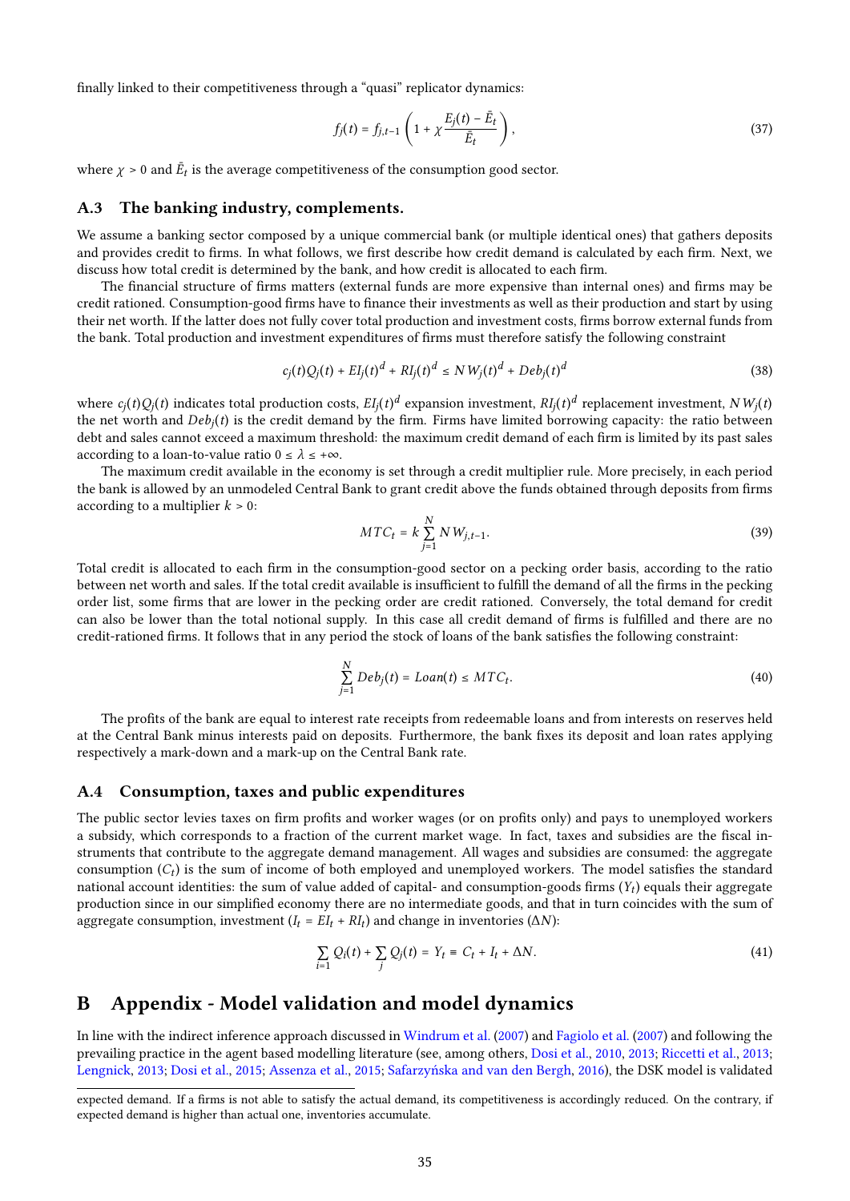finally linked to their competitiveness through a "quasi" replicator dynamics:

$$f_j(t) = f_{j,t-1}\left(1 + \chi \frac{E_j(t) - \bar{E}_t}{\bar{E}_t}\right), \tag{37}$$

where $\chi > 0$ and $\bar{E}_t$ is the average competitiveness of the consumption good sector.

### A.3 The banking industry, complements.

We assume a banking sector composed by a unique commercial bank (or multiple identical ones) that gathers deposits and provides credit to firms. In what follows, we first describe how credit demand is calculated by each firm. Next, we discuss how total credit is determined by the bank, and how credit is allocated to each firm.

The financial structure of firms matters (external funds are more expensive than internal ones) and firms may be credit rationed. Consumption-good firms have to finance their investments as well as their production and start by using their net worth. If the latter does not fully cover total production and investment costs, firms borrow external funds from the bank. Total production and investment expenditures of firms must therefore satisfy the following constraint

$$c_j(t)Q_j(t) + EI_j(t)^d + RI_j(t)^d \leq NW_j(t)^d + Deb_j(t)^d \tag{38}$$

where $c_j(t)Q_j(t)$ indicates total production costs, $EI_j(t)^d$ expansion investment, $RI_j(t)^d$ replacement investment, $NW_j(t)$ the net worth and $Deb_j(t)^d$ is the credit demand by the firm. Firms have limited borrowing capacity: the ratio between debt and sales cannot exceed a maximum threshold: the maximum credit demand of each firm is limited by its past sales according to a loan-to-value ratio $0 \leq \lambda \leq +\infty$.

The maximum credit available in the economy is set through a credit multiplier rule. More precisely, in each period the bank is allowed by an unmodeled Central Bank to grant credit above the funds obtained through deposits from firms according to a multiplier $k > 0$:

$$MTC_t = k \sum_{j=1}^{N} NW_{j,t-1}. \tag{39}$$

Total credit is allocated to each firm in the consumption-good sector on a pecking order basis, according to the ratio between net worth and sales. If the total credit available is insufficient to fulfill the demand of all the firms in the pecking order list, some firms that are lower in the pecking order are credit rationed. Conversely, the total demand for credit can also be lower than the total notional supply. In this case all credit demand of firms is fulfilled and there are no credit-rationed firms. It follows that in any period the stock of loans of the bank satisfies the following constraint:

$$\sum_{j=1}^{N} Deb_j(t) = Loan(t) \leq MTC_t. \tag{40}$$

The profits of the bank are equal to interest rate receipts from redeemable loans and from interests on reserves held at the Central Bank minus interests paid on deposits. Furthermore, the bank fixes its deposit and loan rates applying respectively a mark-down and a mark-up on the Central Bank rate.

### A.4 Consumption, taxes and public expenditures

The public sector levies taxes on firm profits and worker wages (or on profits only) and pays to unemployed workers a subsidy, which corresponds to a fraction of the current market wage. In fact, taxes and subsidies are the fiscal instruments that contribute to the aggregate demand management. All wages and subsidies are consumed: the aggregate consumption ($C_t$) is the sum of income of both employed and unemployed workers. The model satisfies the standard national account identities: the sum of value added of capital- and consumption-goods firms ($Y_t$) equals their aggregate production since in our simplified economy there are no intermediate goods, and that in turn coincides with the sum of aggregate consumption, investment ($I_t = EI_t + RI_t$) and change in inventories ($\Delta N$):

$$\sum_{i=1} Q_i(t) + \sum_{j} Q_j(t) = Y_t \equiv C_t + I_t + \Delta N. \tag{41}$$

## B Appendix - Model validation and model dynamics

In line with the indirect inference approach discussed in Windrum et al. (2007) and Fagiolo et al. (2007) and following the prevailing practice in the agent based modelling literature (see, among others, Dosi et al., 2010, 2013; Riccetti et al., 2013; Lengnick, 2013; Dosi et al., 2015; Assenza et al., 2015; Safarzyńska and van den Bergh, 2016), the DSK model is validated

---

expected demand. If a firms is not able to satisfy the actual demand, its competitiveness is accordingly reduced. On the contrary, if expected demand is higher than actual one, inventories accumulate.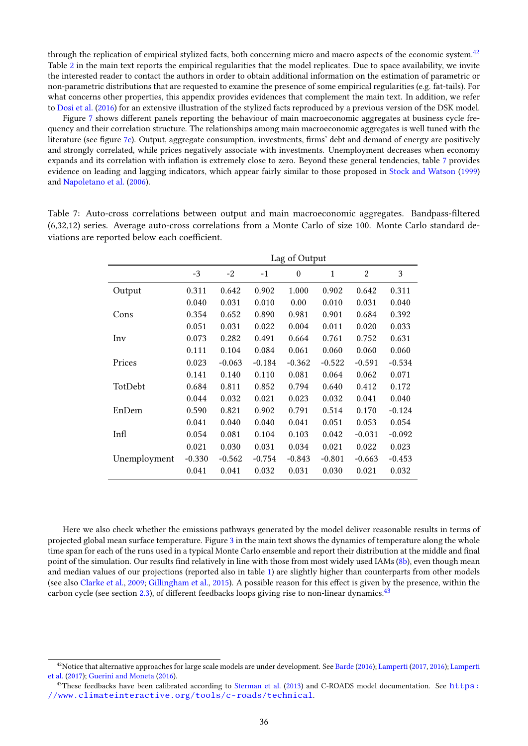through the replication of empirical stylized facts, both concerning micro and macro aspects of the economic system.[42] Table 2 in the main text reports the empirical regularities that the model replicates. Due to space availability, we invite the interested reader to contact the authors in order to obtain additional information on the estimation of parametric or non-parametric distributions that are requested to examine the presence of some empirical regularities (e.g. fat-tails). For what concerns other properties, this appendix provides evidences that complement the main text. In addition, we refer to Dosi et al. (2016) for an extensive illustration of the stylized facts reproduced by a previous version of the DSK model.

Figure 7 shows different panels reporting the behaviour of main macroeconomic aggregates at business cycle frequency and their correlation structure. The relationships among main macroeconomic aggregates is well tuned with the literature (see figure 7c). Output, aggregate consumption, investments, firms' debt and demand of energy are positively and strongly correlated, while prices negatively associate with investments. Unemployment decreases when economy expands and its correlation with inflation is extremely close to zero. Beyond these general tendencies, table 7 provides evidence on leading and lagging indicators, which appear fairly similar to those proposed in Stock and Watson (1999) and Napoletano et al. (2006).

Table 7: Auto-cross correlations between output and main macroeconomic aggregates. Bandpass-filtered (6,32,12) series. Average auto-cross correlations from a Monte Carlo of size 100. Monte Carlo standard deviations are reported below each coefficient.

| | Lag of Output | | | | | | |
|---|---|---|---|---|---|---|---|
| | -3 | -2 | -1 | 0 | 1 | 2 | 3 |
| Output | 0.311 | 0.642 | 0.902 | 1.000 | 0.902 | 0.642 | 0.311 |
| | 0.040 | 0.031 | 0.010 | 0.00 | 0.010 | 0.031 | 0.040 |
| Cons | 0.354 | 0.652 | 0.890 | 0.981 | 0.901 | 0.684 | 0.392 |
| | 0.051 | 0.031 | 0.022 | 0.004 | 0.011 | 0.020 | 0.033 |
| Inv | 0.073 | 0.282 | 0.491 | 0.664 | 0.761 | 0.752 | 0.631 |
| | 0.111 | 0.104 | 0.084 | 0.061 | 0.060 | 0.060 | 0.060 |
| Prices | 0.023 | -0.063 | -0.184 | -0.362 | -0.522 | -0.591 | -0.534 |
| | 0.141 | 0.140 | 0.110 | 0.081 | 0.064 | 0.062 | 0.071 |
| TotDebt | 0.684 | 0.811 | 0.852 | 0.794 | 0.640 | 0.412 | 0.172 |
| | 0.044 | 0.032 | 0.021 | 0.023 | 0.032 | 0.041 | 0.040 |
| EnDem | 0.590 | 0.821 | 0.902 | 0.791 | 0.514 | 0.170 | -0.124 |
| | 0.041 | 0.040 | 0.040 | 0.041 | 0.051 | 0.053 | 0.054 |
| Infl | 0.054 | 0.081 | 0.104 | 0.103 | 0.042 | -0.031 | -0.092 |
| | 0.021 | 0.030 | 0.031 | 0.034 | 0.021 | 0.022 | 0.023 |
| Unemployment | -0.330 | -0.562 | -0.754 | -0.843 | -0.801 | -0.663 | -0.453 |
| | 0.041 | 0.041 | 0.032 | 0.031 | 0.030 | 0.021 | 0.032 |

Here we also check whether the emissions pathways generated by the model deliver reasonable results in terms of projected global mean surface temperature. Figure 3 in the main text shows the dynamics of temperature along the whole time span for each of the runs used in a typical Monte Carlo ensemble and report their distribution at the middle and final point of the simulation. Our results find relatively in line with those from most widely used IAMs (8b), even though mean and median values of our projections (reported also in table 1) are slightly higher than counterparts from other models (see also Clarke et al., 2009; Gillingham et al., 2015). A possible reason for this effect is given by the presence, within the carbon cycle (see section 2.3), of different feedbacks loops giving rise to non-linear dynamics.[43]

[42] Notice that alternative approaches for large scale models are under development. See Barde (2016); Lamperti (2017, 2016); Lamperti et al. (2017); Guerini and Moneta (2016).

[43] These feedbacks have been calibrated according to Sterman et al. (2013) and C-ROADS model documentation. See https://www.climateinteractive.org/tools/c-roads/technical.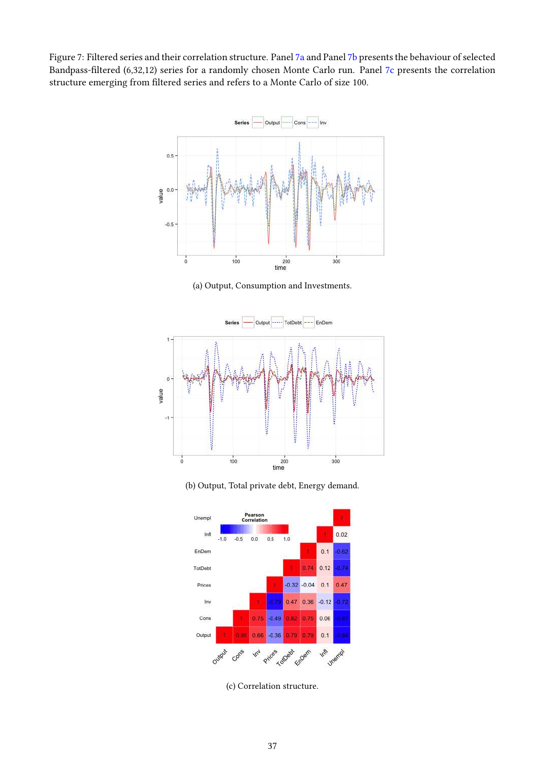Figure 7: Filtered series and their correlation structure. Panel 7a and Panel 7b presents the behaviour of selected Bandpass-filtered (6,32,12) series for a randomly chosen Monte Carlo run. Panel 7c presents the correlation structure emerging from filtered series and refers to a Monte Carlo of size 100.

(a) Output, Consumption and Investments.

(b) Output, Total private debt, Energy demand.

(c) Correlation structure.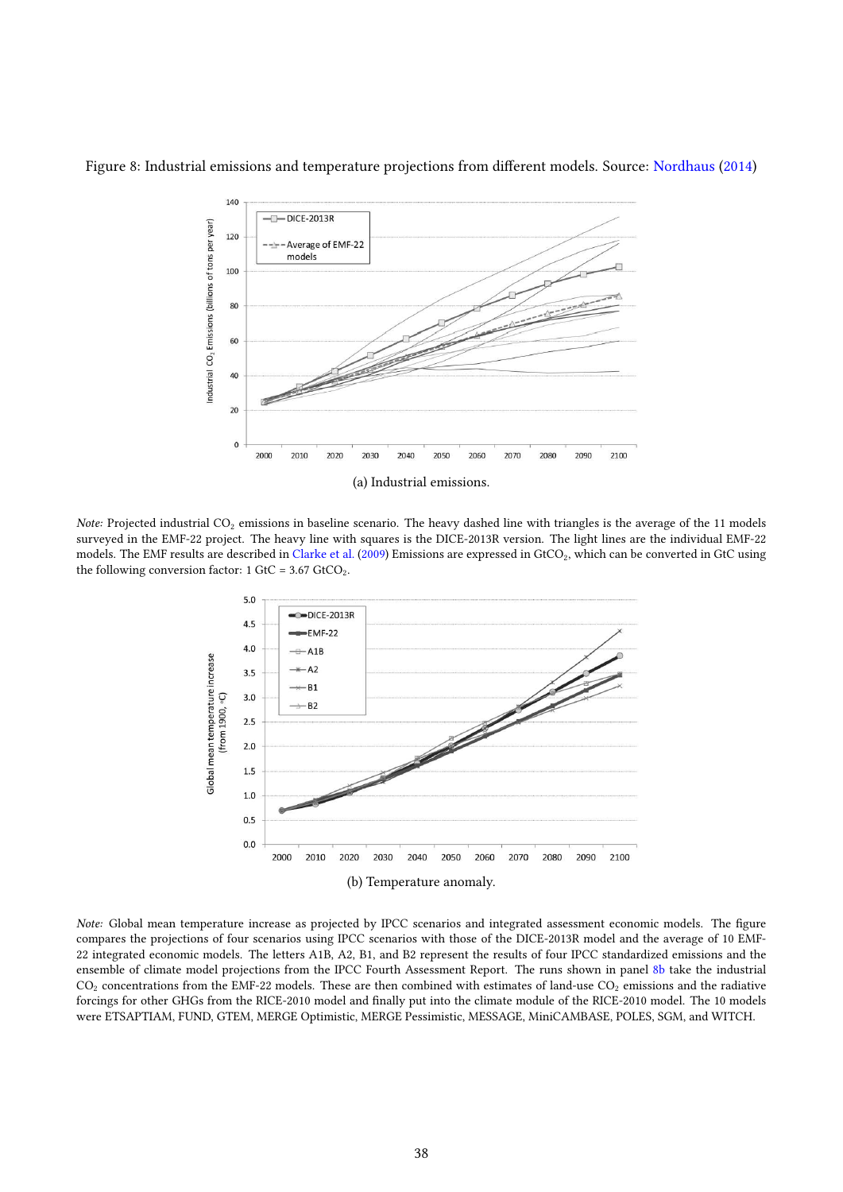Figure 8: Industrial emissions and temperature projections from different models. Source: Nordhaus (2014)

(a) Industrial emissions.

*Note:* Projected industrial $CO_2$ emissions in baseline scenario. The heavy dashed line with triangles is the average of the 11 models surveyed in the EMF-22 project. The heavy line with squares is the DICE-2013R version. The light lines are the individual EMF-22 models. The EMF results are described in Clarke et al. (2009) Emissions are expressed in $GtCO_2$, which can be converted in GtC using the following conversion factor: 1 GtC = 3.67 $GtCO_2$.

(b) Temperature anomaly.

*Note:* Global mean temperature increase as projected by IPCC scenarios and integrated assessment economic models. The figure compares the projections of four scenarios using IPCC scenarios with those of the DICE-2013R model and the average of 10 EMF-22 integrated economic models. The letters A1B, A2, B1, and B2 represent the results of four IPCC standardized emissions and the ensemble of climate model projections from the IPCC Fourth Assessment Report. The runs shown in panel 8b take the industrial $CO_2$ concentrations from the EMF-22 models. These are then combined with estimates of land-use $CO_2$ emissions and the radiative forcings for other GHGs from the RICE-2010 model and finally put into the climate module of the RICE-2010 model. The 10 models were ETSAPTIAM, FUND, GTEM, MERGE Optimistic, MERGE Pessimistic, MESSAGE, MiniCAMBASE, POLES, SGM, and WITCH.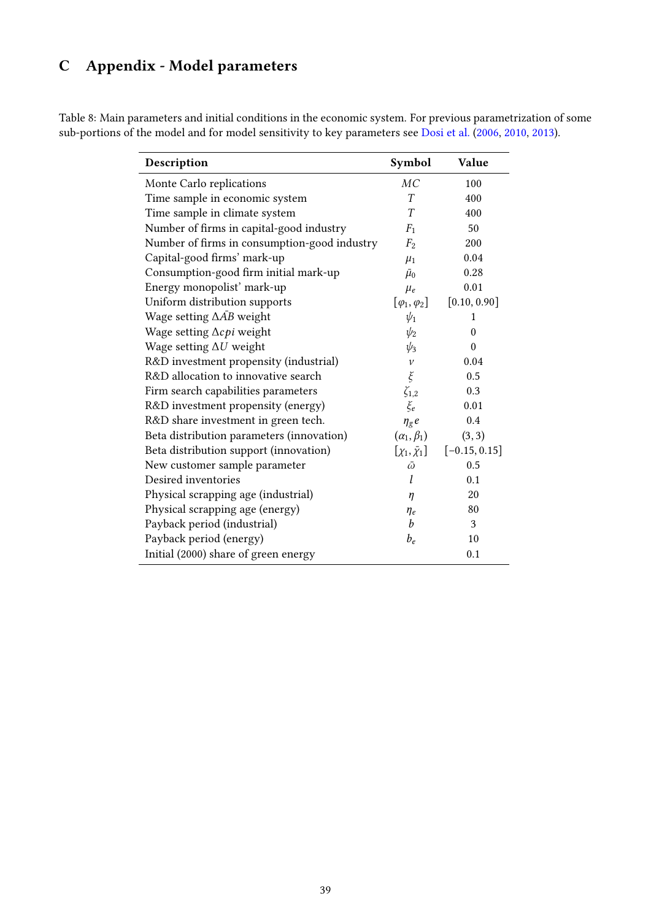# C Appendix - Model parameters

Table 8: Main parameters and initial conditions in the economic system. For previous parametrization of some sub-portions of the model and for model sensitivity to key parameters see Dosi et al. (2006, 2010, 2013).

| Description | Symbol | Value |
|---|---|---|
| Monte Carlo replications | $MC$ | 100 |
| Time sample in economic system | $T$ | 400 |
| Time sample in climate system | $T$ | 400 |
| Number of firms in capital-good industry | $F_1$ | 50 |
| Number of firms in consumption-good industry | $F_2$ | 200 |
| Capital-good firms' mark-up | $\mu_1$ | 0.04 |
| Consumption-good firm initial mark-up | $\bar{\mu}_0$ | 0.28 |
| Energy monopolist' mark-up | $\mu_e$ | 0.01 |
| Uniform distribution supports | $[\varphi_1, \varphi_2]$ | $[0.10, 0.90]$ |
| Wage setting $\Delta \bar{AB}$ weight | $\psi_1$ | 1 |
| Wage setting $\Delta cpi$ weight | $\psi_2$ | 0 |
| Wage setting $\Delta U$ weight | $\psi_3$ | 0 |
| R&D investment propensity (industrial) | $\nu$ | 0.04 |
| R&D allocation to innovative search | $\xi$ | 0.5 |
| Firm search capabilities parameters | $\zeta_{1,2}$ | 0.3 |
| R&D investment propensity (energy) | $\xi_e$ | 0.01 |
| R&D share investment in green tech. | $\eta_g e$ | 0.4 |
| Beta distribution parameters (innovation) | $(\alpha_1, \beta_1)$ | $(3, 3)$ |
| Beta distribution support (innovation) | $[\chi_1, \bar{\chi}_1]$ | $[-0.15, 0.15]$ |
| New customer sample parameter | $\bar{\omega}$ | 0.5 |
| Desired inventories | $l$ | 0.1 |
| Physical scrapping age (industrial) | $\eta$ | 20 |
| Physical scrapping age (energy) | $\eta_e$ | 80 |
| Payback period (industrial) | $b$ | 3 |
| Payback period (energy) | $b_e$ | 10 |
| Initial (2000) share of green energy | | 0.1 |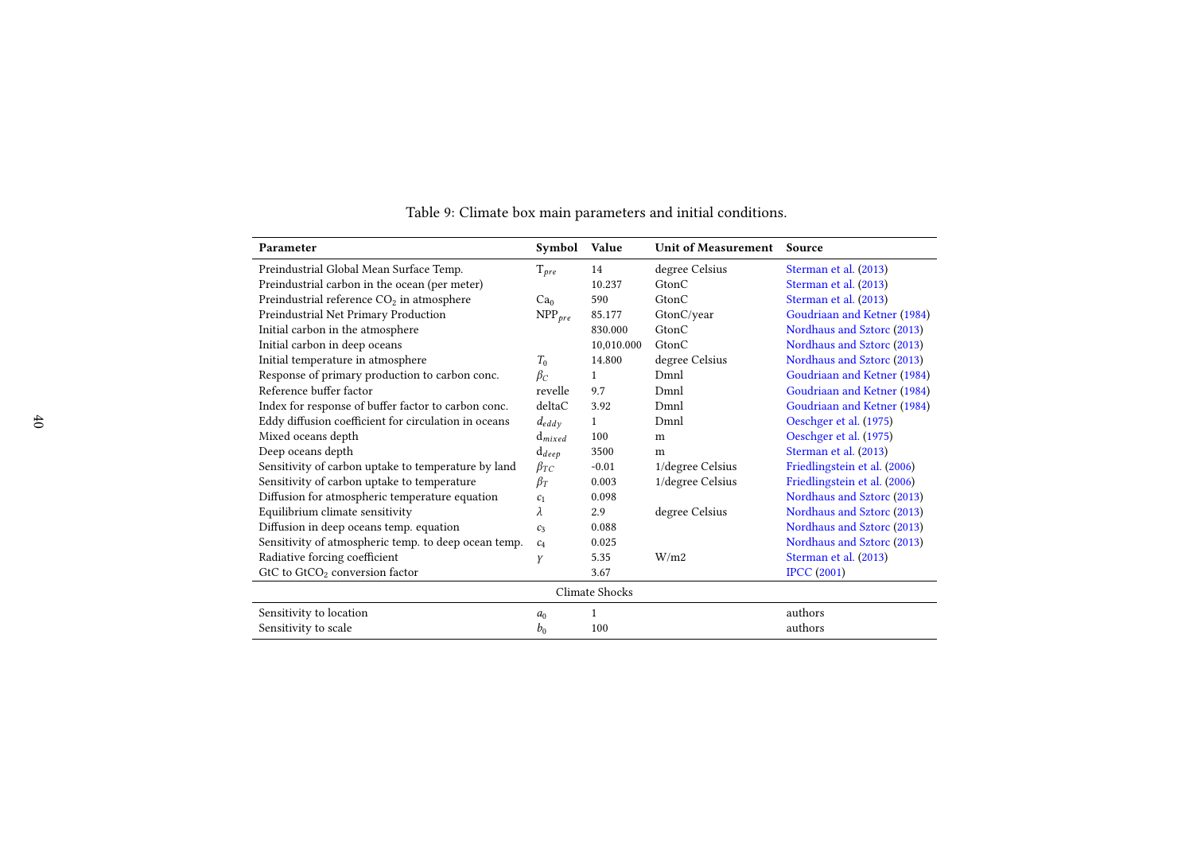Table 9: Climate box main parameters and initial conditions.

| Parameter | Symbol | Value | Unit of Measurement | Source |
|---|---|---|---|---|
| Preindustrial Global Mean Surface Temp. | $T_{pre}$ | 14 | degree Celsius | Sterman et al. (2013) |
| Preindustrial carbon in the ocean (per meter) | | 10.237 | GtonC | Sterman et al. (2013) |
| Preindustrial reference $CO_2$ in atmosphere | $Ca_0$ | 590 | GtonC | Sterman et al. (2013) |
| Preindustrial Net Primary Production | $NPP_{pre}$ | 85.177 | GtonC/year | Goudriaan and Ketner (1984) |
| Initial carbon in the atmosphere | | 830.000 | GtonC | Nordhaus and Sztorc (2013) |
| Initial carbon in deep oceans | | 10,010.000 | GtonC | Nordhaus and Sztorc (2013) |
| Initial temperature in atmosphere | $T_0$ | 14.800 | degree Celsius | Nordhaus and Sztorc (2013) |
| Response of primary production to carbon conc. | $\beta_C$ | 1 | Dmnl | Goudriaan and Ketner (1984) |
| Reference buffer factor | revelle | 9.7 | Dmnl | Goudriaan and Ketner (1984) |
| Index for response of buffer factor to carbon conc. | deltaC | 3.92 | Dmnl | Goudriaan and Ketner (1984) |
| Eddy diffusion coefficient for circulation in oceans | $d_{eddy}$ | 1 | Dmnl | Oeschger et al. (1975) |
| Mixed oceans depth | $d_{mixed}$ | 100 | m | Oeschger et al. (1975) |
| Deep oceans depth | $d_{deep}$ | 3500 | m | Sterman et al. (2013) |
| Sensitivity of carbon uptake to temperature by land | $\beta_{TC}$ | -0.01 | 1/degree Celsius | Friedlingstein et al. (2006) |
| Sensitivity of carbon uptake to temperature | $\beta_T$ | 0.003 | 1/degree Celsius | Friedlingstein et al. (2006) |
| Diffusion for atmospheric temperature equation | $c_1$ | 0.098 | | Nordhaus and Sztorc (2013) |
| Equilibrium climate sensitivity | $\lambda$ | 2.9 | degree Celsius | Nordhaus and Sztorc (2013) |
| Diffusion in deep oceans temp. equation | $c_3$ | 0.088 | | Nordhaus and Sztorc (2013) |
| Sensitivity of atmospheric temp. to deep ocean temp. | $c_4$ | 0.025 | | Nordhaus and Sztorc (2013) |
| Radiative forcing coefficient | $\gamma$ | 5.35 | W/m2 | Sterman et al. (2013) |
| GtC to $GtCO_2$ conversion factor | | 3.67 | | IPCC (2001) |
| Climate Shocks | | | | |
| Sensitivity to location | $a_0$ | 1 | | authors |
| Sensitivity to scale | $b_0$ | 100 | | authors |